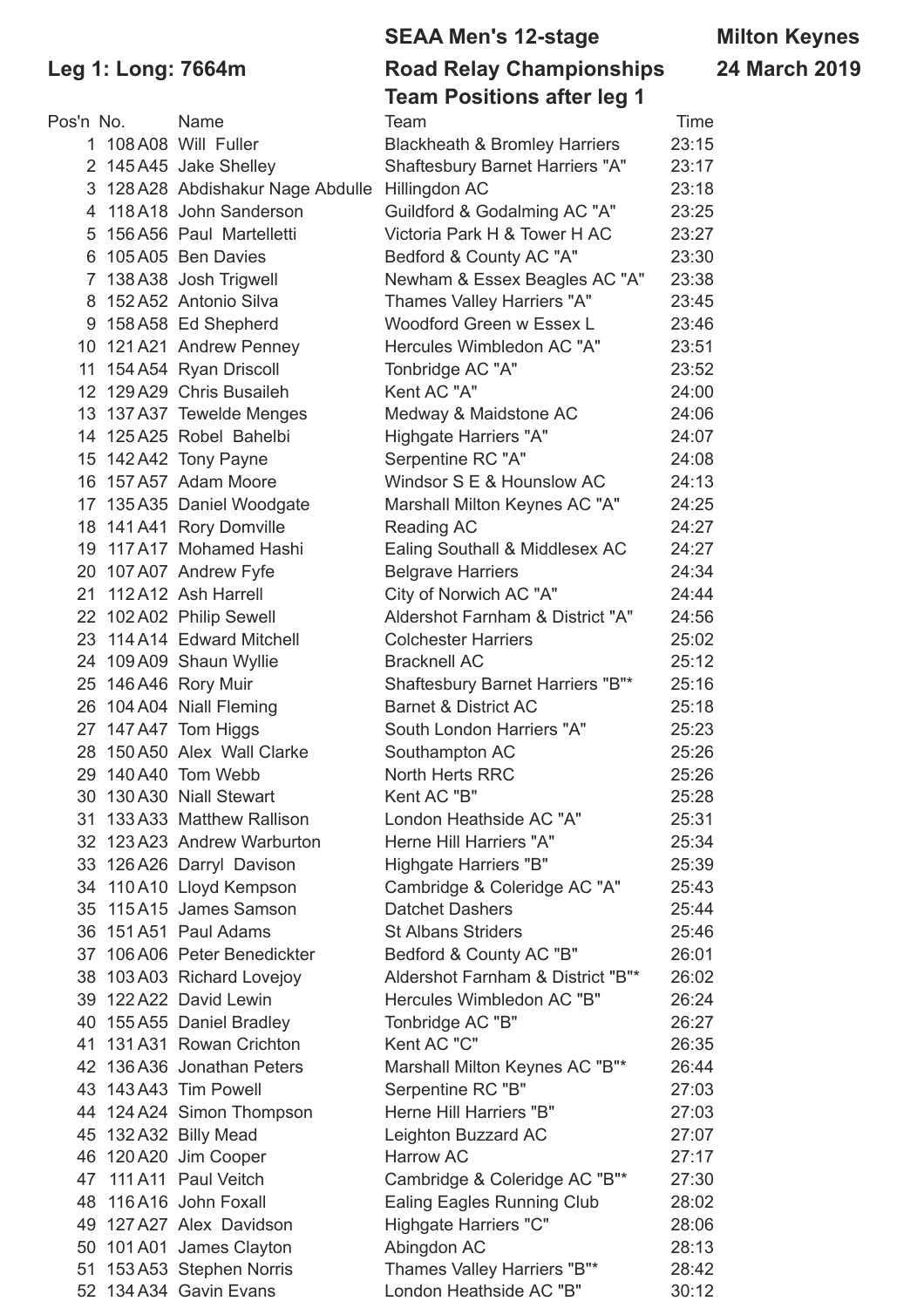# SEAA Men's 12-stage Road Relay Championships

**Milton Keynes**
**24 March 2019**

## Leg 1: Long: 7664m

### Team Positions after leg 1

| Pos'n | No. | | Name | Team | Time |
|---|---|---|---|---|---|
| 1 | 108 | A08 | Will Fuller | Blackheath & Bromley Harriers | 23:15 |
| 2 | 145 | A45 | Jake Shelley | Shaftesbury Barnet Harriers "A" | 23:17 |
| 3 | 128 | A28 | Abdishakur Nage Abdulle | Hillingdon AC | 23:18 |
| 4 | 118 | A18 | John Sanderson | Guildford & Godalming AC "A" | 23:25 |
| 5 | 156 | A56 | Paul Martelletti | Victoria Park H & Tower H AC | 23:27 |
| 6 | 105 | A05 | Ben Davies | Bedford & County AC "A" | 23:30 |
| 7 | 138 | A38 | Josh Trigwell | Newham & Essex Beagles AC "A" | 23:38 |
| 8 | 152 | A52 | Antonio Silva | Thames Valley Harriers "A" | 23:45 |
| 9 | 158 | A58 | Ed Shepherd | Woodford Green w Essex L | 23:46 |
| 10 | 121 | A21 | Andrew Penney | Hercules Wimbledon AC "A" | 23:51 |
| 11 | 154 | A54 | Ryan Driscoll | Tonbridge AC "A" | 23:52 |
| 12 | 129 | A29 | Chris Busaileh | Kent AC "A" | 24:00 |
| 13 | 137 | A37 | Tewelde Menges | Medway & Maidstone AC | 24:06 |
| 14 | 125 | A25 | Robel Bahelbi | Highgate Harriers "A" | 24:07 |
| 15 | 142 | A42 | Tony Payne | Serpentine RC "A" | 24:08 |
| 16 | 157 | A57 | Adam Moore | Windsor S E & Hounslow AC | 24:13 |
| 17 | 135 | A35 | Daniel Woodgate | Marshall Milton Keynes AC "A" | 24:25 |
| 18 | 141 | A41 | Rory Domville | Reading AC | 24:27 |
| 19 | 117 | A17 | Mohamed Hashi | Ealing Southall & Middlesex AC | 24:27 |
| 20 | 107 | A07 | Andrew Fyfe | Belgrave Harriers | 24:34 |
| 21 | 112 | A12 | Ash Harrell | City of Norwich AC "A" | 24:44 |
| 22 | 102 | A02 | Philip Sewell | Aldershot Farnham & District "A" | 24:56 |
| 23 | 114 | A14 | Edward Mitchell | Colchester Harriers | 25:02 |
| 24 | 109 | A09 | Shaun Wyllie | Bracknell AC | 25:12 |
| 25 | 146 | A46 | Rory Muir | Shaftesbury Barnet Harriers "B"* | 25:16 |
| 26 | 104 | A04 | Niall Fleming | Barnet & District AC | 25:18 |
| 27 | 147 | A47 | Tom Higgs | South London Harriers "A" | 25:23 |
| 28 | 150 | A50 | Alex Wall Clarke | Southampton AC | 25:26 |
| 29 | 140 | A40 | Tom Webb | North Herts RRC | 25:26 |
| 30 | 130 | A30 | Niall Stewart | Kent AC "B" | 25:28 |
| 31 | 133 | A33 | Matthew Rallison | London Heathside AC "A" | 25:31 |
| 32 | 123 | A23 | Andrew Warburton | Herne Hill Harriers "A" | 25:34 |
| 33 | 126 | A26 | Darryl Davison | Highgate Harriers "B" | 25:39 |
| 34 | 110 | A10 | Lloyd Kempson | Cambridge & Coleridge AC "A" | 25:43 |
| 35 | 115 | A15 | James Samson | Datchet Dashers | 25:44 |
| 36 | 151 | A51 | Paul Adams | St Albans Striders | 25:46 |
| 37 | 106 | A06 | Peter Benedickter | Bedford & County AC "B" | 26:01 |
| 38 | 103 | A03 | Richard Lovejoy | Aldershot Farnham & District "B"* | 26:02 |
| 39 | 122 | A22 | David Lewin | Hercules Wimbledon AC "B" | 26:24 |
| 40 | 155 | A55 | Daniel Bradley | Tonbridge AC "B" | 26:27 |
| 41 | 131 | A31 | Rowan Crichton | Kent AC "C" | 26:35 |
| 42 | 136 | A36 | Jonathan Peters | Marshall Milton Keynes AC "B"* | 26:44 |
| 43 | 143 | A43 | Tim Powell | Serpentine RC "B" | 27:03 |
| 44 | 124 | A24 | Simon Thompson | Herne Hill Harriers "B" | 27:03 |
| 45 | 132 | A32 | Billy Mead | Leighton Buzzard AC | 27:07 |
| 46 | 120 | A20 | Jim Cooper | Harrow AC | 27:17 |
| 47 | 111 | A11 | Paul Veitch | Cambridge & Coleridge AC "B"* | 27:30 |
| 48 | 116 | A16 | John Foxall | Ealing Eagles Running Club | 28:02 |
| 49 | 127 | A27 | Alex Davidson | Highgate Harriers "C" | 28:06 |
| 50 | 101 | A01 | James Clayton | Abingdon AC | 28:13 |
| 51 | 153 | A53 | Stephen Norris | Thames Valley Harriers "B"* | 28:42 |
| 52 | 134 | A34 | Gavin Evans | London Heathside AC "B" | 30:12 |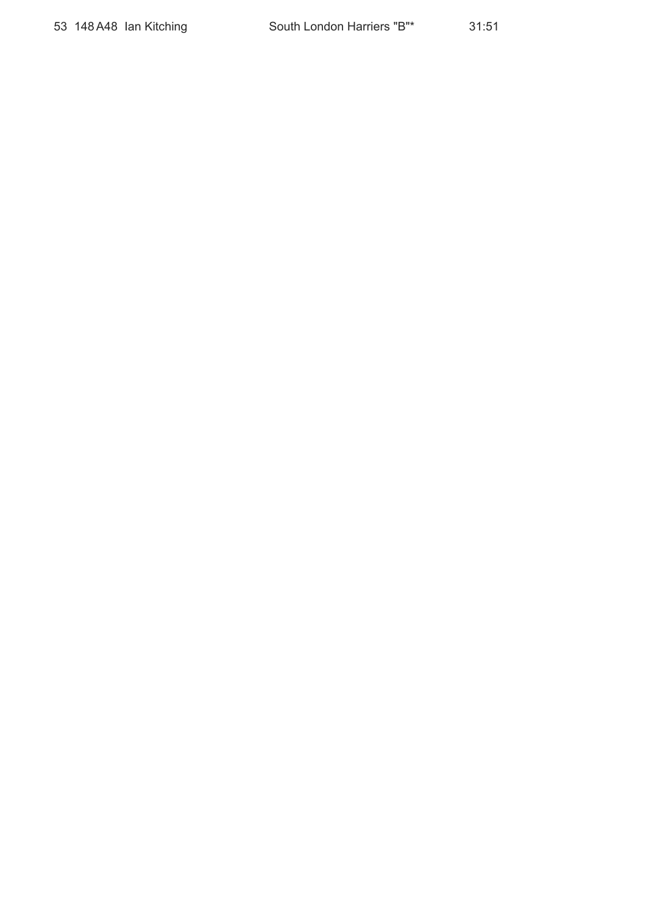| | | | | | |
|---|---|---|---|---|---|
| 53 | 148 | A48 | Ian Kitching | South London Harriers "B"* | 31:51 |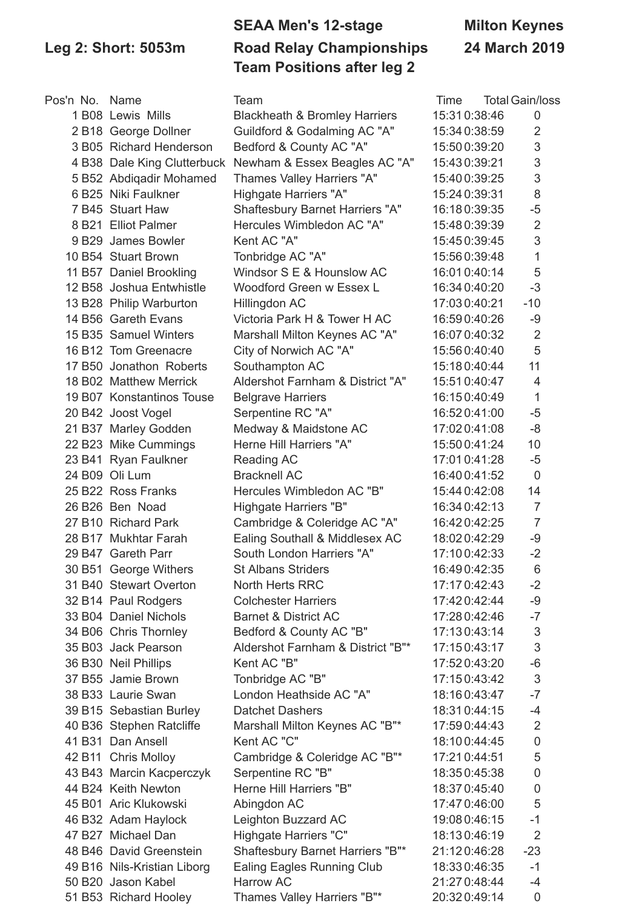**Leg 2: Short: 5053m**

**SEAA Men's 12-stage Road Relay Championships**
**Team Positions after leg 2**

**Milton Keynes**
**24 March 2019**

| Pos'n | No. | Name | Team | Time | Total | Gain/loss |
|---|---|---|---|---|---|---|
| 1 | B08 | Lewis Mills | Blackheath & Bromley Harriers | 15:31 | 0:38:46 | 0 |
| 2 | B18 | George Dollner | Guildford & Godalming AC "A" | 15:34 | 0:38:59 | 2 |
| 3 | B05 | Richard Henderson | Bedford & County AC "A" | 15:50 | 0:39:20 | 3 |
| 4 | B38 | Dale King Clutterbuck | Newham & Essex Beagles AC "A" | 15:43 | 0:39:21 | 3 |
| 5 | B52 | Abdiqadir Mohamed | Thames Valley Harriers "A" | 15:40 | 0:39:25 | 3 |
| 6 | B25 | Niki Faulkner | Highgate Harriers "A" | 15:24 | 0:39:31 | 8 |
| 7 | B45 | Stuart Haw | Shaftesbury Barnet Harriers "A" | 16:18 | 0:39:35 | -5 |
| 8 | B21 | Elliot Palmer | Hercules Wimbledon AC "A" | 15:48 | 0:39:39 | 2 |
| 9 | B29 | James Bowler | Kent AC "A" | 15:45 | 0:39:45 | 3 |
| 10 | B54 | Stuart Brown | Tonbridge AC "A" | 15:56 | 0:39:48 | 1 |
| 11 | B57 | Daniel Brookling | Windsor S E & Hounslow AC | 16:01 | 0:40:14 | 5 |
| 12 | B58 | Joshua Entwhistle | Woodford Green w Essex L | 16:34 | 0:40:20 | -3 |
| 13 | B28 | Philip Warburton | Hillingdon AC | 17:03 | 0:40:21 | -10 |
| 14 | B56 | Gareth Evans | Victoria Park H & Tower H AC | 16:59 | 0:40:26 | -9 |
| 15 | B35 | Samuel Winters | Marshall Milton Keynes AC "A" | 16:07 | 0:40:32 | 2 |
| 16 | B12 | Tom Greenacre | City of Norwich AC "A" | 15:56 | 0:40:40 | 5 |
| 17 | B50 | Jonathon Roberts | Southampton AC | 15:18 | 0:40:44 | 11 |
| 18 | B02 | Matthew Merrick | Aldershot Farnham & District "A" | 15:51 | 0:40:47 | 4 |
| 19 | B07 | Konstantinos Touse | Belgrave Harriers | 16:15 | 0:40:49 | 1 |
| 20 | B42 | Joost Vogel | Serpentine RC "A" | 16:52 | 0:41:00 | -5 |
| 21 | B37 | Marley Godden | Medway & Maidstone AC | 17:02 | 0:41:08 | -8 |
| 22 | B23 | Mike Cummings | Herne Hill Harriers "A" | 15:50 | 0:41:24 | 10 |
| 23 | B41 | Ryan Faulkner | Reading AC | 17:01 | 0:41:28 | -5 |
| 24 | B09 | Oli Lum | Bracknell AC | 16:40 | 0:41:52 | 0 |
| 25 | B22 | Ross Franks | Hercules Wimbledon AC "B" | 15:44 | 0:42:08 | 14 |
| 26 | B26 | Ben Noad | Highgate Harriers "B" | 16:34 | 0:42:13 | 7 |
| 27 | B10 | Richard Park | Cambridge & Coleridge AC "A" | 16:42 | 0:42:25 | 7 |
| 28 | B17 | Mukhtar Farah | Ealing Southall & Middlesex AC | 18:02 | 0:42:29 | -9 |
| 29 | B47 | Gareth Parr | South London Harriers "A" | 17:10 | 0:42:33 | -2 |
| 30 | B51 | George Withers | St Albans Striders | 16:49 | 0:42:35 | 6 |
| 31 | B40 | Stewart Overton | North Herts RRC | 17:17 | 0:42:43 | -2 |
| 32 | B14 | Paul Rodgers | Colchester Harriers | 17:42 | 0:42:44 | -9 |
| 33 | B04 | Daniel Nichols | Barnet & District AC | 17:28 | 0:42:46 | -7 |
| 34 | B06 | Chris Thornley | Bedford & County AC "B" | 17:13 | 0:43:14 | 3 |
| 35 | B03 | Jack Pearson | Aldershot Farnham & District "B"* | 17:15 | 0:43:17 | 3 |
| 36 | B30 | Neil Phillips | Kent AC "B" | 17:52 | 0:43:20 | -6 |
| 37 | B55 | Jamie Brown | Tonbridge AC "B" | 17:15 | 0:43:42 | 3 |
| 38 | B33 | Laurie Swan | London Heathside AC "A" | 18:16 | 0:43:47 | -7 |
| 39 | B15 | Sebastian Burley | Datchet Dashers | 18:31 | 0:44:15 | -4 |
| 40 | B36 | Stephen Ratcliffe | Marshall Milton Keynes AC "B"* | 17:59 | 0:44:43 | 2 |
| 41 | B31 | Dan Ansell | Kent AC "C" | 18:10 | 0:44:45 | 0 |
| 42 | B11 | Chris Molloy | Cambridge & Coleridge AC "B"* | 17:21 | 0:44:51 | 5 |
| 43 | B43 | Marcin Kacperczyk | Serpentine RC "B" | 18:35 | 0:45:38 | 0 |
| 44 | B24 | Keith Newton | Herne Hill Harriers "B" | 18:37 | 0:45:40 | 0 |
| 45 | B01 | Aric Klukowski | Abingdon AC | 17:47 | 0:46:00 | 5 |
| 46 | B32 | Adam Haylock | Leighton Buzzard AC | 19:08 | 0:46:15 | -1 |
| 47 | B27 | Michael Dan | Highgate Harriers "C" | 18:13 | 0:46:19 | 2 |
| 48 | B46 | David Greenstein | Shaftesbury Barnet Harriers "B"* | 21:12 | 0:46:28 | -23 |
| 49 | B16 | Nils-Kristian Liborg | Ealing Eagles Running Club | 18:33 | 0:46:35 | -1 |
| 50 | B20 | Jason Kabel | Harrow AC | 21:27 | 0:48:44 | -4 |
| 51 | B53 | Richard Hooley | Thames Valley Harriers "B"* | 20:32 | 0:49:14 | 0 |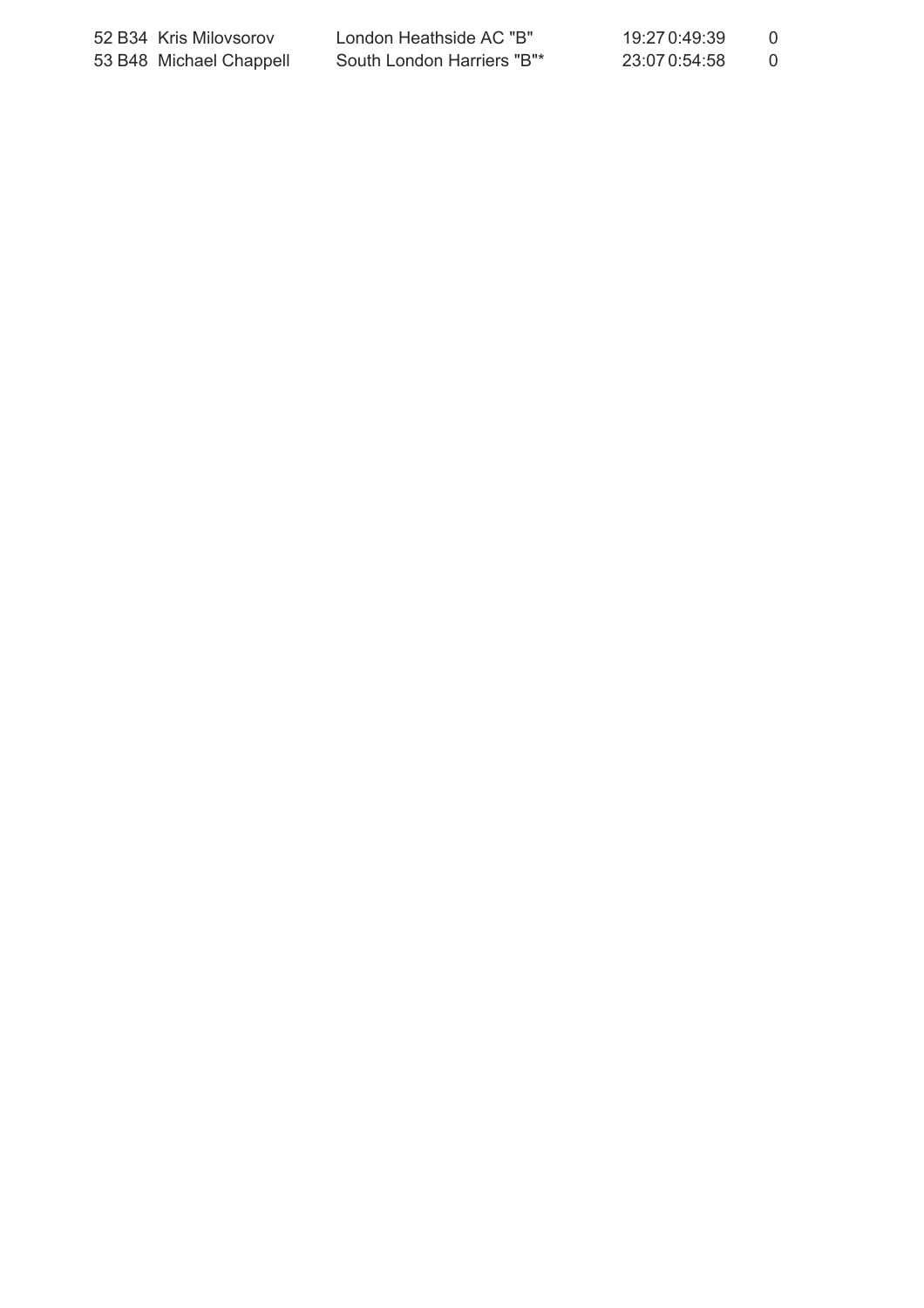| | | | | | | |
|---|---|---|---|---|---|---|
| 52 | B34 | Kris Milovsorov | London Heathside AC "B" | 19:27 | 0:49:39 | 0 |
| 53 | B48 | Michael Chappell | South London Harriers "B"* | 23:07 | 0:54:58 | 0 |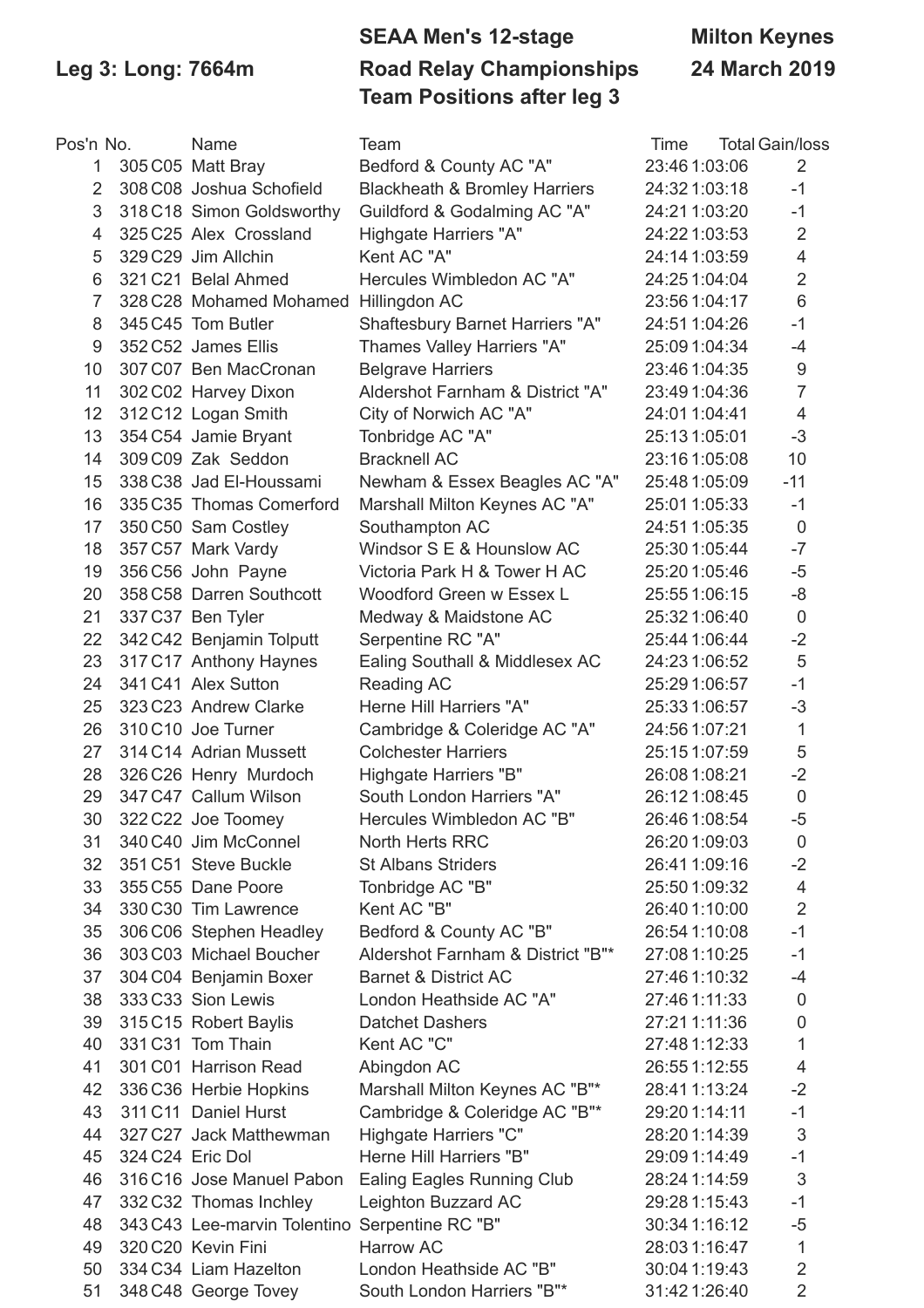**Leg 3: Long: 7664m**

**SEAA Men's 12-stage Road Relay Championships**

**Team Positions after leg 3**

**Milton Keynes**

**24 March 2019**

| Pos'n | No. | | Name | Team | Time | Total | Gain/loss |
|---|---|---|---|---|---|---|---|
| 1 | 305 | C05 | Matt Bray | Bedford & County AC "A" | 23:46 | 1:03:06 | 2 |
| 2 | 308 | C08 | Joshua Schofield | Blackheath & Bromley Harriers | 24:32 | 1:03:18 | -1 |
| 3 | 318 | C18 | Simon Goldsworthy | Guildford & Godalming AC "A" | 24:21 | 1:03:20 | -1 |
| 4 | 325 | C25 | Alex Crossland | Highgate Harriers "A" | 24:22 | 1:03:53 | 2 |
| 5 | 329 | C29 | Jim Allchin | Kent AC "A" | 24:14 | 1:03:59 | 4 |
| 6 | 321 | C21 | Belal Ahmed | Hercules Wimbledon AC "A" | 24:25 | 1:04:04 | 2 |
| 7 | 328 | C28 | Mohamed Mohamed | Hillingdon AC | 23:56 | 1:04:17 | 6 |
| 8 | 345 | C45 | Tom Butler | Shaftesbury Barnet Harriers "A" | 24:51 | 1:04:26 | -1 |
| 9 | 352 | C52 | James Ellis | Thames Valley Harriers "A" | 25:09 | 1:04:34 | -4 |
| 10 | 307 | C07 | Ben MacCronan | Belgrave Harriers | 23:46 | 1:04:35 | 9 |
| 11 | 302 | C02 | Harvey Dixon | Aldershot Farnham & District "A" | 23:49 | 1:04:36 | 7 |
| 12 | 312 | C12 | Logan Smith | City of Norwich AC "A" | 24:01 | 1:04:41 | 4 |
| 13 | 354 | C54 | Jamie Bryant | Tonbridge AC "A" | 25:13 | 1:05:01 | -3 |
| 14 | 309 | C09 | Zak Seddon | Bracknell AC | 23:16 | 1:05:08 | 10 |
| 15 | 338 | C38 | Jad El-Houssami | Newham & Essex Beagles AC "A" | 25:48 | 1:05:09 | -11 |
| 16 | 335 | C35 | Thomas Comerford | Marshall Milton Keynes AC "A" | 25:01 | 1:05:33 | -1 |
| 17 | 350 | C50 | Sam Costley | Southampton AC | 24:51 | 1:05:35 | 0 |
| 18 | 357 | C57 | Mark Vardy | Windsor S E & Hounslow AC | 25:30 | 1:05:44 | -7 |
| 19 | 356 | C56 | John Payne | Victoria Park H & Tower H AC | 25:20 | 1:05:46 | -5 |
| 20 | 358 | C58 | Darren Southcott | Woodford Green w Essex L | 25:55 | 1:06:15 | -8 |
| 21 | 337 | C37 | Ben Tyler | Medway & Maidstone AC | 25:32 | 1:06:40 | 0 |
| 22 | 342 | C42 | Benjamin Tolputt | Serpentine RC "A" | 25:44 | 1:06:44 | -2 |
| 23 | 317 | C17 | Anthony Haynes | Ealing Southall & Middlesex AC | 24:23 | 1:06:52 | 5 |
| 24 | 341 | C41 | Alex Sutton | Reading AC | 25:29 | 1:06:57 | -1 |
| 25 | 323 | C23 | Andrew Clarke | Herne Hill Harriers "A" | 25:33 | 1:06:57 | -3 |
| 26 | 310 | C10 | Joe Turner | Cambridge & Coleridge AC "A" | 24:56 | 1:07:21 | 1 |
| 27 | 314 | C14 | Adrian Mussett | Colchester Harriers | 25:15 | 1:07:59 | 5 |
| 28 | 326 | C26 | Henry Murdoch | Highgate Harriers "B" | 26:08 | 1:08:21 | -2 |
| 29 | 347 | C47 | Callum Wilson | South London Harriers "A" | 26:12 | 1:08:45 | 0 |
| 30 | 322 | C22 | Joe Toomey | Hercules Wimbledon AC "B" | 26:46 | 1:08:54 | -5 |
| 31 | 340 | C40 | Jim McConnel | North Herts RRC | 26:20 | 1:09:03 | 0 |
| 32 | 351 | C51 | Steve Buckle | St Albans Striders | 26:41 | 1:09:16 | -2 |
| 33 | 355 | C55 | Dane Poore | Tonbridge AC "B" | 25:50 | 1:09:32 | 4 |
| 34 | 330 | C30 | Tim Lawrence | Kent AC "B" | 26:40 | 1:10:00 | 2 |
| 35 | 306 | C06 | Stephen Headley | Bedford & County AC "B" | 26:54 | 1:10:08 | -1 |
| 36 | 303 | C03 | Michael Boucher | Aldershot Farnham & District "B"* | 27:08 | 1:10:25 | -1 |
| 37 | 304 | C04 | Benjamin Boxer | Barnet & District AC | 27:46 | 1:10:32 | -4 |
| 38 | 333 | C33 | Sion Lewis | London Heathside AC "A" | 27:46 | 1:11:33 | 0 |
| 39 | 315 | C15 | Robert Baylis | Datchet Dashers | 27:21 | 1:11:36 | 0 |
| 40 | 331 | C31 | Tom Thain | Kent AC "C" | 27:48 | 1:12:33 | 1 |
| 41 | 301 | C01 | Harrison Read | Abingdon AC | 26:55 | 1:12:55 | 4 |
| 42 | 336 | C36 | Herbie Hopkins | Marshall Milton Keynes AC "B"* | 28:41 | 1:13:24 | -2 |
| 43 | 311 | C11 | Daniel Hurst | Cambridge & Coleridge AC "B"* | 29:20 | 1:14:11 | -1 |
| 44 | 327 | C27 | Jack Matthewman | Highgate Harriers "C" | 28:20 | 1:14:39 | 3 |
| 45 | 324 | C24 | Eric Dol | Herne Hill Harriers "B" | 29:09 | 1:14:49 | -1 |
| 46 | 316 | C16 | Jose Manuel Pabon | Ealing Eagles Running Club | 28:24 | 1:14:59 | 3 |
| 47 | 332 | C32 | Thomas Inchley | Leighton Buzzard AC | 29:28 | 1:15:43 | -1 |
| 48 | 343 | C43 | Lee-marvin Tolentino | Serpentine RC "B" | 30:34 | 1:16:12 | -5 |
| 49 | 320 | C20 | Kevin Fini | Harrow AC | 28:03 | 1:16:47 | 1 |
| 50 | 334 | C34 | Liam Hazelton | London Heathside AC "B" | 30:04 | 1:19:43 | 2 |
| 51 | 348 | C48 | George Tovey | South London Harriers "B"* | 31:42 | 1:26:40 | 2 |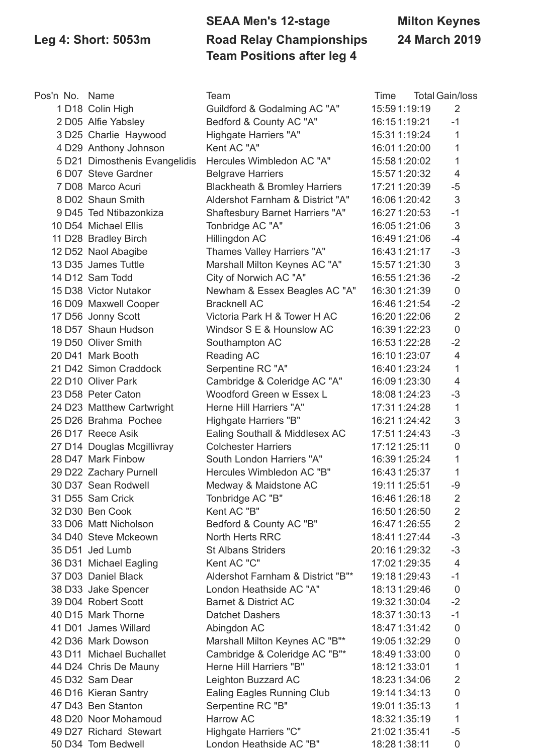**Leg 4: Short: 5053m**

**SEAA Men's 12-stage Road Relay Championships**
**Team Positions after leg 4**

**Milton Keynes**
**24 March 2019**

| Pos'n | No. | Name | Team | Time | Total | Gain/loss |
|---|---|---|---|---|---|---|
| 1 | D18 | Colin High | Guildford & Godalming AC "A" | 15:59 | 1:19:19 | 2 |
| 2 | D05 | Alfie Yabsley | Bedford & County AC "A" | 16:15 | 1:19:21 | -1 |
| 3 | D25 | Charlie Haywood | Highgate Harriers "A" | 15:31 | 1:19:24 | 1 |
| 4 | D29 | Anthony Johnson | Kent AC "A" | 16:01 | 1:20:00 | 1 |
| 5 | D21 | Dimosthenis Evangelidis | Hercules Wimbledon AC "A" | 15:58 | 1:20:02 | 1 |
| 6 | D07 | Steve Gardner | Belgrave Harriers | 15:57 | 1:20:32 | 4 |
| 7 | D08 | Marco Acuri | Blackheath & Bromley Harriers | 17:21 | 1:20:39 | -5 |
| 8 | D02 | Shaun Smith | Aldershot Farnham & District "A" | 16:06 | 1:20:42 | 3 |
| 9 | D45 | Ted Ntibazonkiza | Shaftesbury Barnet Harriers "A" | 16:27 | 1:20:53 | -1 |
| 10 | D54 | Michael Ellis | Tonbridge AC "A" | 16:05 | 1:21:06 | 3 |
| 11 | D28 | Bradley Birch | Hillingdon AC | 16:49 | 1:21:06 | -4 |
| 12 | D52 | Naol Abagibe | Thames Valley Harriers "A" | 16:43 | 1:21:17 | -3 |
| 13 | D35 | James Tuttle | Marshall Milton Keynes AC "A" | 15:57 | 1:21:30 | 3 |
| 14 | D12 | Sam Todd | City of Norwich AC "A" | 16:55 | 1:21:36 | -2 |
| 15 | D38 | Victor Nutakor | Newham & Essex Beagles AC "A" | 16:30 | 1:21:39 | 0 |
| 16 | D09 | Maxwell Cooper | Bracknell AC | 16:46 | 1:21:54 | -2 |
| 17 | D56 | Jonny Scott | Victoria Park H & Tower H AC | 16:20 | 1:22:06 | 2 |
| 18 | D57 | Shaun Hudson | Windsor S E & Hounslow AC | 16:39 | 1:22:23 | 0 |
| 19 | D50 | Oliver Smith | Southampton AC | 16:53 | 1:22:28 | -2 |
| 20 | D41 | Mark Booth | Reading AC | 16:10 | 1:23:07 | 4 |
| 21 | D42 | Simon Craddock | Serpentine RC "A" | 16:40 | 1:23:24 | 1 |
| 22 | D10 | Oliver Park | Cambridge & Coleridge AC "A" | 16:09 | 1:23:30 | 4 |
| 23 | D58 | Peter Caton | Woodford Green w Essex L | 18:08 | 1:24:23 | -3 |
| 24 | D23 | Matthew Cartwright | Herne Hill Harriers "A" | 17:31 | 1:24:28 | 1 |
| 25 | D26 | Brahma Pochee | Highgate Harriers "B" | 16:21 | 1:24:42 | 3 |
| 26 | D17 | Reece Asik | Ealing Southall & Middlesex AC | 17:51 | 1:24:43 | -3 |
| 27 | D14 | Douglas Mcgillivray | Colchester Harriers | 17:12 | 1:25:11 | 0 |
| 28 | D47 | Mark Finbow | South London Harriers "A" | 16:39 | 1:25:24 | 1 |
| 29 | D22 | Zachary Purnell | Hercules Wimbledon AC "B" | 16:43 | 1:25:37 | 1 |
| 30 | D37 | Sean Rodwell | Medway & Maidstone AC | 19:11 | 1:25:51 | -9 |
| 31 | D55 | Sam Crick | Tonbridge AC "B" | 16:46 | 1:26:18 | 2 |
| 32 | D30 | Ben Cook | Kent AC "B" | 16:50 | 1:26:50 | 2 |
| 33 | D06 | Matt Nicholson | Bedford & County AC "B" | 16:47 | 1:26:55 | 2 |
| 34 | D40 | Steve Mckeown | North Herts RRC | 18:41 | 1:27:44 | -3 |
| 35 | D51 | Jed Lumb | St Albans Striders | 20:16 | 1:29:32 | -3 |
| 36 | D31 | Michael Eagling | Kent AC "C" | 17:02 | 1:29:35 | 4 |
| 37 | D03 | Daniel Black | Aldershot Farnham & District "B"* | 19:18 | 1:29:43 | -1 |
| 38 | D33 | Jake Spencer | London Heathside AC "A" | 18:13 | 1:29:46 | 0 |
| 39 | D04 | Robert Scott | Barnet & District AC | 19:32 | 1:30:04 | -2 |
| 40 | D15 | Mark Thorne | Datchet Dashers | 18:37 | 1:30:13 | -1 |
| 41 | D01 | James Willard | Abingdon AC | 18:47 | 1:31:42 | 0 |
| 42 | D36 | Mark Dowson | Marshall Milton Keynes AC "B"* | 19:05 | 1:32:29 | 0 |
| 43 | D11 | Michael Buchallet | Cambridge & Coleridge AC "B"* | 18:49 | 1:33:00 | 0 |
| 44 | D24 | Chris De Mauny | Herne Hill Harriers "B" | 18:12 | 1:33:01 | 1 |
| 45 | D32 | Sam Dear | Leighton Buzzard AC | 18:23 | 1:34:06 | 2 |
| 46 | D16 | Kieran Santry | Ealing Eagles Running Club | 19:14 | 1:34:13 | 0 |
| 47 | D43 | Ben Stanton | Serpentine RC "B" | 19:01 | 1:35:13 | 1 |
| 48 | D20 | Noor Mohamoud | Harrow AC | 18:32 | 1:35:19 | 1 |
| 49 | D27 | Richard Stewart | Highgate Harriers "C" | 21:02 | 1:35:41 | -5 |
| 50 | D34 | Tom Bedwell | London Heathside AC "B" | 18:28 | 1:38:11 | 0 |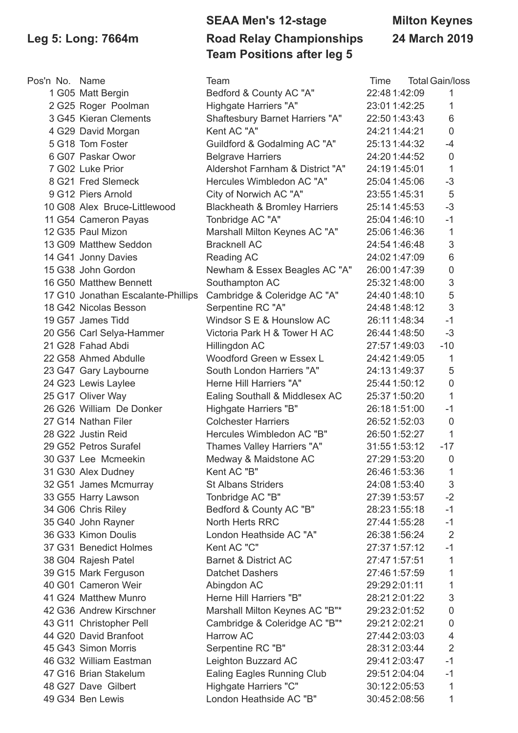**Leg 5: Long: 7664m**

**SEAA Men's 12-stage Road Relay Championships**
**Team Positions after leg 5**

**Milton Keynes**
**24 March 2019**

| Pos'n | No. | Name | Team | Time | Total | Gain/loss |
|---|---|---|---|---|---|---|
| 1 | G05 | Matt Bergin | Bedford & County AC "A" | 22:48 | 1:42:09 | 1 |
| 2 | G25 | Roger Poolman | Highgate Harriers "A" | 23:01 | 1:42:25 | 1 |
| 3 | G45 | Kieran Clements | Shaftesbury Barnet Harriers "A" | 22:50 | 1:43:43 | 6 |
| 4 | G29 | David Morgan | Kent AC "A" | 24:21 | 1:44:21 | 0 |
| 5 | G18 | Tom Foster | Guildford & Godalming AC "A" | 25:13 | 1:44:32 | -4 |
| 6 | G07 | Paskar Owor | Belgrave Harriers | 24:20 | 1:44:52 | 0 |
| 7 | G02 | Luke Prior | Aldershot Farnham & District "A" | 24:19 | 1:45:01 | 1 |
| 8 | G21 | Fred Slemeck | Hercules Wimbledon AC "A" | 25:04 | 1:45:06 | -3 |
| 9 | G12 | Piers Arnold | City of Norwich AC "A" | 23:55 | 1:45:31 | 5 |
| 10 | G08 | Alex Bruce-Littlewood | Blackheath & Bromley Harriers | 25:14 | 1:45:53 | -3 |
| 11 | G54 | Cameron Payas | Tonbridge AC "A" | 25:04 | 1:46:10 | -1 |
| 12 | G35 | Paul Mizon | Marshall Milton Keynes AC "A" | 25:06 | 1:46:36 | 1 |
| 13 | G09 | Matthew Seddon | Bracknell AC | 24:54 | 1:46:48 | 3 |
| 14 | G41 | Jonny Davies | Reading AC | 24:02 | 1:47:09 | 6 |
| 15 | G38 | John Gordon | Newham & Essex Beagles AC "A" | 26:00 | 1:47:39 | 0 |
| 16 | G50 | Matthew Bennett | Southampton AC | 25:32 | 1:48:00 | 3 |
| 17 | G10 | Jonathan Escalante-Phillips | Cambridge & Coleridge AC "A" | 24:40 | 1:48:10 | 5 |
| 18 | G42 | Nicolas Besson | Serpentine RC "A" | 24:48 | 1:48:12 | 3 |
| 19 | G57 | James Tidd | Windsor S E & Hounslow AC | 26:11 | 1:48:34 | -1 |
| 20 | G56 | Carl Selya-Hammer | Victoria Park H & Tower H AC | 26:44 | 1:48:50 | -3 |
| 21 | G28 | Fahad Abdi | Hillingdon AC | 27:57 | 1:49:03 | -10 |
| 22 | G58 | Ahmed Abdulle | Woodford Green w Essex L | 24:42 | 1:49:05 | 1 |
| 23 | G47 | Gary Laybourne | South London Harriers "A" | 24:13 | 1:49:37 | 5 |
| 24 | G23 | Lewis Laylee | Herne Hill Harriers "A" | 25:44 | 1:50:12 | 0 |
| 25 | G17 | Oliver Way | Ealing Southall & Middlesex AC | 25:37 | 1:50:20 | 1 |
| 26 | G26 | William De Donker | Highgate Harriers "B" | 26:18 | 1:51:00 | -1 |
| 27 | G14 | Nathan Filer | Colchester Harriers | 26:52 | 1:52:03 | 0 |
| 28 | G22 | Justin Reid | Hercules Wimbledon AC "B" | 26:50 | 1:52:27 | 1 |
| 29 | G52 | Petros Surafel | Thames Valley Harriers "A" | 31:55 | 1:53:12 | -17 |
| 30 | G37 | Lee Mcmeekin | Medway & Maidstone AC | 27:29 | 1:53:20 | 0 |
| 31 | G30 | Alex Dudney | Kent AC "B" | 26:46 | 1:53:36 | 1 |
| 32 | G51 | James Mcmurray | St Albans Striders | 24:08 | 1:53:40 | 3 |
| 33 | G55 | Harry Lawson | Tonbridge AC "B" | 27:39 | 1:53:57 | -2 |
| 34 | G06 | Chris Riley | Bedford & County AC "B" | 28:23 | 1:55:18 | -1 |
| 35 | G40 | John Rayner | North Herts RRC | 27:44 | 1:55:28 | -1 |
| 36 | G33 | Kimon Doulis | London Heathside AC "A" | 26:38 | 1:56:24 | 2 |
| 37 | G31 | Benedict Holmes | Kent AC "C" | 27:37 | 1:57:12 | -1 |
| 38 | G04 | Rajesh Patel | Barnet & District AC | 27:47 | 1:57:51 | 1 |
| 39 | G15 | Mark Ferguson | Datchet Dashers | 27:46 | 1:57:59 | 1 |
| 40 | G01 | Cameron Weir | Abingdon AC | 29:29 | 2:01:11 | 1 |
| 41 | G24 | Matthew Munro | Herne Hill Harriers "B" | 28:21 | 2:01:22 | 3 |
| 42 | G36 | Andrew Kirschner | Marshall Milton Keynes AC "B"* | 29:23 | 2:01:52 | 0 |
| 43 | G11 | Christopher Pell | Cambridge & Coleridge AC "B"* | 29:21 | 2:02:21 | 0 |
| 44 | G20 | David Branfoot | Harrow AC | 27:44 | 2:03:03 | 4 |
| 45 | G43 | Simon Morris | Serpentine RC "B" | 28:31 | 2:03:44 | 2 |
| 46 | G32 | William Eastman | Leighton Buzzard AC | 29:41 | 2:03:47 | -1 |
| 47 | G16 | Brian Stakelum | Ealing Eagles Running Club | 29:51 | 2:04:04 | -1 |
| 48 | G27 | Dave Gilbert | Highgate Harriers "C" | 30:12 | 2:05:53 | 1 |
| 49 | G34 | Ben Lewis | London Heathside AC "B" | 30:45 | 2:08:56 | 1 |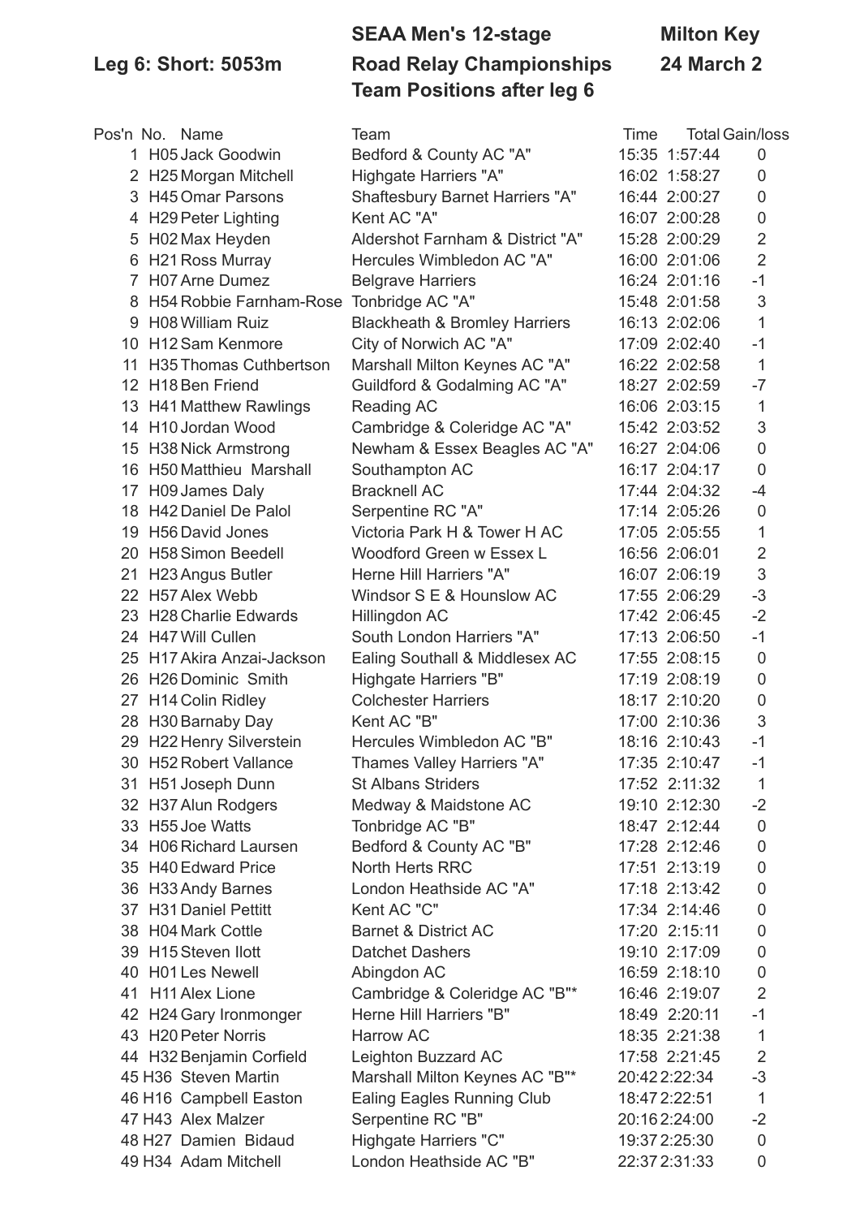**Leg 6: Short: 5053m**

**SEAA Men's 12-stage Road Relay Championships**
**Team Positions after leg 6**

**Milton Key**
**24 March 2**

| Pos'n | No. | Name | Team | Time | Total | Gain/loss |
|---|---|---|---|---|---|---|
| 1 | H05 | Jack Goodwin | Bedford & County AC "A" | 15:35 | 1:57:44 | 0 |
| 2 | H25 | Morgan Mitchell | Highgate Harriers "A" | 16:02 | 1:58:27 | 0 |
| 3 | H45 | Omar Parsons | Shaftesbury Barnet Harriers "A" | 16:44 | 2:00:27 | 0 |
| 4 | H29 | Peter Lighting | Kent AC "A" | 16:07 | 2:00:28 | 0 |
| 5 | H02 | Max Heyden | Aldershot Farnham & District "A" | 15:28 | 2:00:29 | 2 |
| 6 | H21 | Ross Murray | Hercules Wimbledon AC "A" | 16:00 | 2:01:06 | 2 |
| 7 | H07 | Arne Dumez | Belgrave Harriers | 16:24 | 2:01:16 | -1 |
| 8 | H54 | Robbie Farnham-Rose | Tonbridge AC "A" | 15:48 | 2:01:58 | 3 |
| 9 | H08 | William Ruiz | Blackheath & Bromley Harriers | 16:13 | 2:02:06 | 1 |
| 10 | H12 | Sam Kenmore | City of Norwich AC "A" | 17:09 | 2:02:40 | -1 |
| 11 | H35 | Thomas Cuthbertson | Marshall Milton Keynes AC "A" | 16:22 | 2:02:58 | 1 |
| 12 | H18 | Ben Friend | Guildford & Godalming AC "A" | 18:27 | 2:02:59 | -7 |
| 13 | H41 | Matthew Rawlings | Reading AC | 16:06 | 2:03:15 | 1 |
| 14 | H10 | Jordan Wood | Cambridge & Coleridge AC "A" | 15:42 | 2:03:52 | 3 |
| 15 | H38 | Nick Armstrong | Newham & Essex Beagles AC "A" | 16:27 | 2:04:06 | 0 |
| 16 | H50 | Matthieu Marshall | Southampton AC | 16:17 | 2:04:17 | 0 |
| 17 | H09 | James Daly | Bracknell AC | 17:44 | 2:04:32 | -4 |
| 18 | H42 | Daniel De Palol | Serpentine RC "A" | 17:14 | 2:05:26 | 0 |
| 19 | H56 | David Jones | Victoria Park H & Tower H AC | 17:05 | 2:05:55 | 1 |
| 20 | H58 | Simon Beedell | Woodford Green w Essex L | 16:56 | 2:06:01 | 2 |
| 21 | H23 | Angus Butler | Herne Hill Harriers "A" | 16:07 | 2:06:19 | 3 |
| 22 | H57 | Alex Webb | Windsor S E & Hounslow AC | 17:55 | 2:06:29 | -3 |
| 23 | H28 | Charlie Edwards | Hillingdon AC | 17:42 | 2:06:45 | -2 |
| 24 | H47 | Will Cullen | South London Harriers "A" | 17:13 | 2:06:50 | -1 |
| 25 | H17 | Akira Anzai-Jackson | Ealing Southall & Middlesex AC | 17:55 | 2:08:15 | 0 |
| 26 | H26 | Dominic Smith | Highgate Harriers "B" | 17:19 | 2:08:19 | 0 |
| 27 | H14 | Colin Ridley | Colchester Harriers | 18:17 | 2:10:20 | 0 |
| 28 | H30 | Barnaby Day | Kent AC "B" | 17:00 | 2:10:36 | 3 |
| 29 | H22 | Henry Silverstein | Hercules Wimbledon AC "B" | 18:16 | 2:10:43 | -1 |
| 30 | H52 | Robert Vallance | Thames Valley Harriers "A" | 17:35 | 2:10:47 | -1 |
| 31 | H51 | Joseph Dunn | St Albans Striders | 17:52 | 2:11:32 | 1 |
| 32 | H37 | Alun Rodgers | Medway & Maidstone AC | 19:10 | 2:12:30 | -2 |
| 33 | H55 | Joe Watts | Tonbridge AC "B" | 18:47 | 2:12:44 | 0 |
| 34 | H06 | Richard Laursen | Bedford & County AC "B" | 17:28 | 2:12:46 | 0 |
| 35 | H40 | Edward Price | North Herts RRC | 17:51 | 2:13:19 | 0 |
| 36 | H33 | Andy Barnes | London Heathside AC "A" | 17:18 | 2:13:42 | 0 |
| 37 | H31 | Daniel Pettitt | Kent AC "C" | 17:34 | 2:14:46 | 0 |
| 38 | H04 | Mark Cottle | Barnet & District AC | 17:20 | 2:15:11 | 0 |
| 39 | H15 | Steven Ilott | Datchet Dashers | 19:10 | 2:17:09 | 0 |
| 40 | H01 | Les Newell | Abingdon AC | 16:59 | 2:18:10 | 0 |
| 41 | H11 | Alex Lione | Cambridge & Coleridge AC "B"* | 16:46 | 2:19:07 | 2 |
| 42 | H24 | Gary Ironmonger | Herne Hill Harriers "B" | 18:49 | 2:20:11 | -1 |
| 43 | H20 | Peter Norris | Harrow AC | 18:35 | 2:21:38 | 1 |
| 44 | H32 | Benjamin Corfield | Leighton Buzzard AC | 17:58 | 2:21:45 | 2 |
| 45 | H36 | Steven Martin | Marshall Milton Keynes AC "B"* | 20:42 | 2:22:34 | -3 |
| 46 | H16 | Campbell Easton | Ealing Eagles Running Club | 18:47 | 2:22:51 | 1 |
| 47 | H43 | Alex Malzer | Serpentine RC "B" | 20:16 | 2:24:00 | -2 |
| 48 | H27 | Damien Bidaud | Highgate Harriers "C" | 19:37 | 2:25:30 | 0 |
| 49 | H34 | Adam Mitchell | London Heathside AC "B" | 22:37 | 2:31:33 | 0 |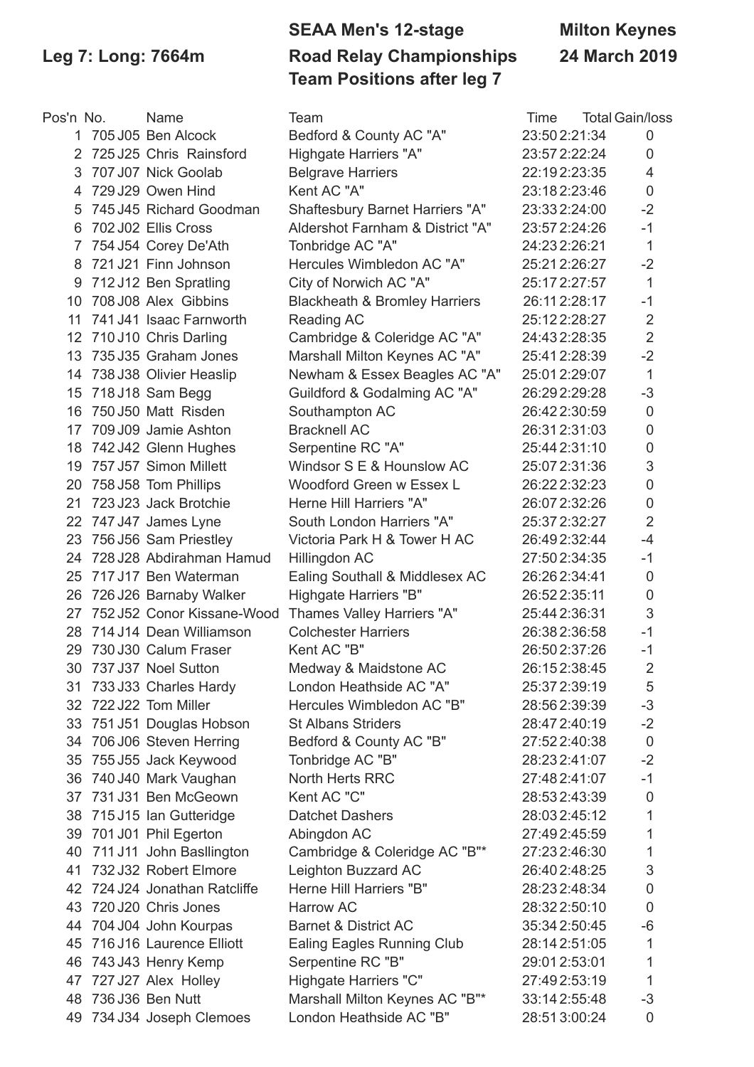**Leg 7: Long: 7664m**

## SEAA Men's 12-stage Road Relay Championships

## Team Positions after leg 7

**Milton Keynes**
**24 March 2019**

| Pos'n | No. | Name | Team | Time | Total | Gain/loss |
|---|---|---|---|---|---|---|
| 1 | 705 J05 | Ben Alcock | Bedford & County AC "A" | 23:50 | 2:21:34 | 0 |
| 2 | 725 J25 | Chris Rainsford | Highgate Harriers "A" | 23:57 | 2:22:24 | 0 |
| 3 | 707 J07 | Nick Goolab | Belgrave Harriers | 22:19 | 2:23:35 | 4 |
| 4 | 729 J29 | Owen Hind | Kent AC "A" | 23:18 | 2:23:46 | 0 |
| 5 | 745 J45 | Richard Goodman | Shaftesbury Barnet Harriers "A" | 23:33 | 2:24:00 | -2 |
| 6 | 702 J02 | Ellis Cross | Aldershot Farnham & District "A" | 23:57 | 2:24:26 | -1 |
| 7 | 754 J54 | Corey De'Ath | Tonbridge AC "A" | 24:23 | 2:26:21 | 1 |
| 8 | 721 J21 | Finn Johnson | Hercules Wimbledon AC "A" | 25:21 | 2:26:27 | -2 |
| 9 | 712 J12 | Ben Spratling | City of Norwich AC "A" | 25:17 | 2:27:57 | 1 |
| 10 | 708 J08 | Alex Gibbins | Blackheath & Bromley Harriers | 26:11 | 2:28:17 | -1 |
| 11 | 741 J41 | Isaac Farnworth | Reading AC | 25:12 | 2:28:27 | 2 |
| 12 | 710 J10 | Chris Darling | Cambridge & Coleridge AC "A" | 24:43 | 2:28:35 | 2 |
| 13 | 735 J35 | Graham Jones | Marshall Milton Keynes AC "A" | 25:41 | 2:28:39 | -2 |
| 14 | 738 J38 | Olivier Heaslip | Newham & Essex Beagles AC "A" | 25:01 | 2:29:07 | 1 |
| 15 | 718 J18 | Sam Begg | Guildford & Godalming AC "A" | 26:29 | 2:29:28 | -3 |
| 16 | 750 J50 | Matt Risden | Southampton AC | 26:42 | 2:30:59 | 0 |
| 17 | 709 J09 | Jamie Ashton | Bracknell AC | 26:31 | 2:31:03 | 0 |
| 18 | 742 J42 | Glenn Hughes | Serpentine RC "A" | 25:44 | 2:31:10 | 0 |
| 19 | 757 J57 | Simon Millett | Windsor S E & Hounslow AC | 25:07 | 2:31:36 | 3 |
| 20 | 758 J58 | Tom Phillips | Woodford Green w Essex L | 26:22 | 2:32:23 | 0 |
| 21 | 723 J23 | Jack Brotchie | Herne Hill Harriers "A" | 26:07 | 2:32:26 | 0 |
| 22 | 747 J47 | James Lyne | South London Harriers "A" | 25:37 | 2:32:27 | 2 |
| 23 | 756 J56 | Sam Priestley | Victoria Park H & Tower H AC | 26:49 | 2:32:44 | -4 |
| 24 | 728 J28 | Abdirahman Hamud | Hillingdon AC | 27:50 | 2:34:35 | -1 |
| 25 | 717 J17 | Ben Waterman | Ealing Southall & Middlesex AC | 26:26 | 2:34:41 | 0 |
| 26 | 726 J26 | Barnaby Walker | Highgate Harriers "B" | 26:52 | 2:35:11 | 0 |
| 27 | 752 J52 | Conor Kissane-Wood | Thames Valley Harriers "A" | 25:44 | 2:36:31 | 3 |
| 28 | 714 J14 | Dean Williamson | Colchester Harriers | 26:38 | 2:36:58 | -1 |
| 29 | 730 J30 | Calum Fraser | Kent AC "B" | 26:50 | 2:37:26 | -1 |
| 30 | 737 J37 | Noel Sutton | Medway & Maidstone AC | 26:15 | 2:38:45 | 2 |
| 31 | 733 J33 | Charles Hardy | London Heathside AC "A" | 25:37 | 2:39:19 | 5 |
| 32 | 722 J22 | Tom Miller | Hercules Wimbledon AC "B" | 28:56 | 2:39:39 | -3 |
| 33 | 751 J51 | Douglas Hobson | St Albans Striders | 28:47 | 2:40:19 | -2 |
| 34 | 706 J06 | Steven Herring | Bedford & County AC "B" | 27:52 | 2:40:38 | 0 |
| 35 | 755 J55 | Jack Keywood | Tonbridge AC "B" | 28:23 | 2:41:07 | -2 |
| 36 | 740 J40 | Mark Vaughan | North Herts RRC | 27:48 | 2:41:07 | -1 |
| 37 | 731 J31 | Ben McGeown | Kent AC "C" | 28:53 | 2:43:39 | 0 |
| 38 | 715 J15 | Ian Gutteridge | Datchet Dashers | 28:03 | 2:45:12 | 1 |
| 39 | 701 J01 | Phil Egerton | Abingdon AC | 27:49 | 2:45:59 | 1 |
| 40 | 711 J11 | John Ballington | Cambridge & Coleridge AC "B"* | 27:23 | 2:46:30 | 1 |
| 41 | 732 J32 | Robert Elmore | Leighton Buzzard AC | 26:40 | 2:48:25 | 3 |
| 42 | 724 J24 | Jonathan Ratcliffe | Herne Hill Harriers "B" | 28:23 | 2:48:34 | 0 |
| 43 | 720 J20 | Chris Jones | Harrow AC | 28:32 | 2:50:10 | 0 |
| 44 | 704 J04 | John Kourpas | Barnet & District AC | 35:34 | 2:50:45 | -6 |
| 45 | 716 J16 | Laurence Elliott | Ealing Eagles Running Club | 28:14 | 2:51:05 | 1 |
| 46 | 743 J43 | Henry Kemp | Serpentine RC "B" | 29:01 | 2:53:01 | 1 |
| 47 | 727 J27 | Alex Holley | Highgate Harriers "C" | 27:49 | 2:53:19 | 1 |
| 48 | 736 J36 | Ben Nutt | Marshall Milton Keynes AC "B"* | 33:14 | 2:55:48 | -3 |
| 49 | 734 J34 | Joseph Clemoes | London Heathside AC "B" | 28:51 | 3:00:24 | 0 |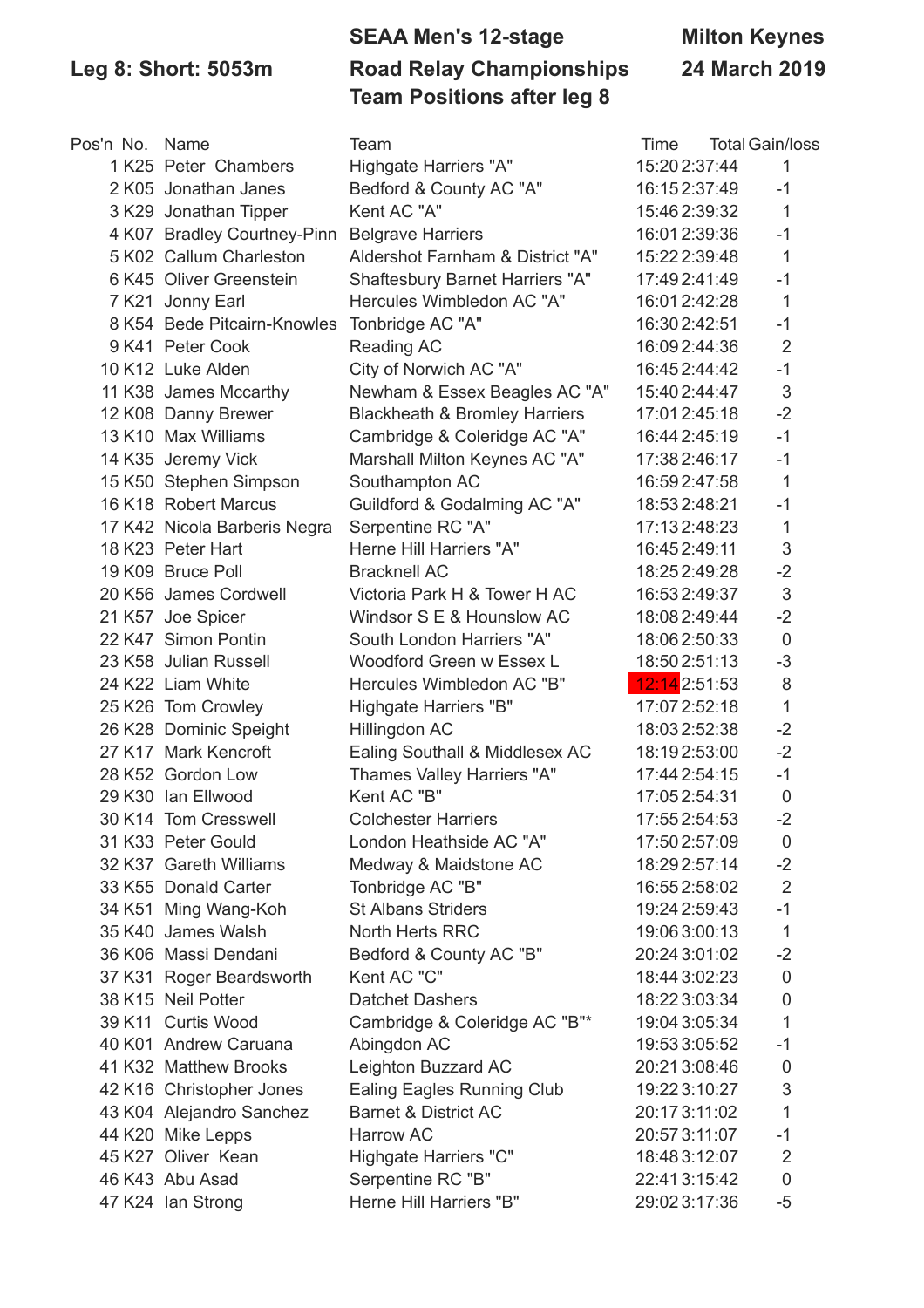**Leg 8: Short: 5053m**

**SEAA Men's 12-stage Road Relay Championships**
**Team Positions after leg 8**

**Milton Keynes**
**24 March 2019**

| Pos'n | No. | Name | Team | Time | Total | Gain/loss |
|---|---|---|---|---|---|---|
| 1 | K25 | Peter Chambers | Highgate Harriers "A" | 15:20 | 2:37:44 | 1 |
| 2 | K05 | Jonathan Janes | Bedford & County AC "A" | 16:15 | 2:37:49 | -1 |
| 3 | K29 | Jonathan Tipper | Kent AC "A" | 15:46 | 2:39:32 | 1 |
| 4 | K07 | Bradley Courtney-Pinn | Belgrave Harriers | 16:01 | 2:39:36 | -1 |
| 5 | K02 | Callum Charleston | Aldershot Farnham & District "A" | 15:22 | 2:39:48 | 1 |
| 6 | K45 | Oliver Greenstein | Shaftesbury Barnet Harriers "A" | 17:49 | 2:41:49 | -1 |
| 7 | K21 | Jonny Earl | Hercules Wimbledon AC "A" | 16:01 | 2:42:28 | 1 |
| 8 | K54 | Bede Pitcairn-Knowles | Tonbridge AC "A" | 16:30 | 2:42:51 | -1 |
| 9 | K41 | Peter Cook | Reading AC | 16:09 | 2:44:36 | 2 |
| 10 | K12 | Luke Alden | City of Norwich AC "A" | 16:45 | 2:44:42 | -1 |
| 11 | K38 | James Mccarthy | Newham & Essex Beagles AC "A" | 15:40 | 2:44:47 | 3 |
| 12 | K08 | Danny Brewer | Blackheath & Bromley Harriers | 17:01 | 2:45:18 | -2 |
| 13 | K10 | Max Williams | Cambridge & Coleridge AC "A" | 16:44 | 2:45:19 | -1 |
| 14 | K35 | Jeremy Vick | Marshall Milton Keynes AC "A" | 17:38 | 2:46:17 | -1 |
| 15 | K50 | Stephen Simpson | Southampton AC | 16:59 | 2:47:58 | 1 |
| 16 | K18 | Robert Marcus | Guildford & Godalming AC "A" | 18:53 | 2:48:21 | -1 |
| 17 | K42 | Nicola Barberis Negra | Serpentine RC "A" | 17:13 | 2:48:23 | 1 |
| 18 | K23 | Peter Hart | Herne Hill Harriers "A" | 16:45 | 2:49:11 | 3 |
| 19 | K09 | Bruce Poll | Bracknell AC | 18:25 | 2:49:28 | -2 |
| 20 | K56 | James Cordwell | Victoria Park H & Tower H AC | 16:53 | 2:49:37 | 3 |
| 21 | K57 | Joe Spicer | Windsor S E & Hounslow AC | 18:08 | 2:49:44 | -2 |
| 22 | K47 | Simon Pontin | South London Harriers "A" | 18:06 | 2:50:33 | 0 |
| 23 | K58 | Julian Russell | Woodford Green w Essex L | 18:50 | 2:51:13 | -3 |
| 24 | K22 | Liam White | Hercules Wimbledon AC "B" | 12:14 | 2:51:53 | 8 |
| 25 | K26 | Tom Crowley | Highgate Harriers "B" | 17:07 | 2:52:18 | 1 |
| 26 | K28 | Dominic Speight | Hillingdon AC | 18:03 | 2:52:38 | -2 |
| 27 | K17 | Mark Kencroft | Ealing Southall & Middlesex AC | 18:19 | 2:53:00 | -2 |
| 28 | K52 | Gordon Low | Thames Valley Harriers "A" | 17:44 | 2:54:15 | -1 |
| 29 | K30 | Ian Ellwood | Kent AC "B" | 17:05 | 2:54:31 | 0 |
| 30 | K14 | Tom Cresswell | Colchester Harriers | 17:55 | 2:54:53 | -2 |
| 31 | K33 | Peter Gould | London Heathside AC "A" | 17:50 | 2:57:09 | 0 |
| 32 | K37 | Gareth Williams | Medway & Maidstone AC | 18:29 | 2:57:14 | -2 |
| 33 | K55 | Donald Carter | Tonbridge AC "B" | 16:55 | 2:58:02 | 2 |
| 34 | K51 | Ming Wang-Koh | St Albans Striders | 19:24 | 2:59:43 | -1 |
| 35 | K40 | James Walsh | North Herts RRC | 19:06 | 3:00:13 | 1 |
| 36 | K06 | Massi Dendani | Bedford & County AC "B" | 20:24 | 3:01:02 | -2 |
| 37 | K31 | Roger Beardsworth | Kent AC "C" | 18:44 | 3:02:23 | 0 |
| 38 | K15 | Neil Potter | Datchet Dashers | 18:22 | 3:03:34 | 0 |
| 39 | K11 | Curtis Wood | Cambridge & Coleridge AC "B"* | 19:04 | 3:05:34 | 1 |
| 40 | K01 | Andrew Caruana | Abingdon AC | 19:53 | 3:05:52 | -1 |
| 41 | K32 | Matthew Brooks | Leighton Buzzard AC | 20:21 | 3:08:46 | 0 |
| 42 | K16 | Christopher Jones | Ealing Eagles Running Club | 19:22 | 3:10:27 | 3 |
| 43 | K04 | Alejandro Sanchez | Barnet & District AC | 20:17 | 3:11:02 | 1 |
| 44 | K20 | Mike Lepps | Harrow AC | 20:57 | 3:11:07 | -1 |
| 45 | K27 | Oliver Kean | Highgate Harriers "C" | 18:48 | 3:12:07 | 2 |
| 46 | K43 | Abu Asad | Serpentine RC "B" | 22:41 | 3:15:42 | 0 |
| 47 | K24 | Ian Strong | Herne Hill Harriers "B" | 29:02 | 3:17:36 | -5 |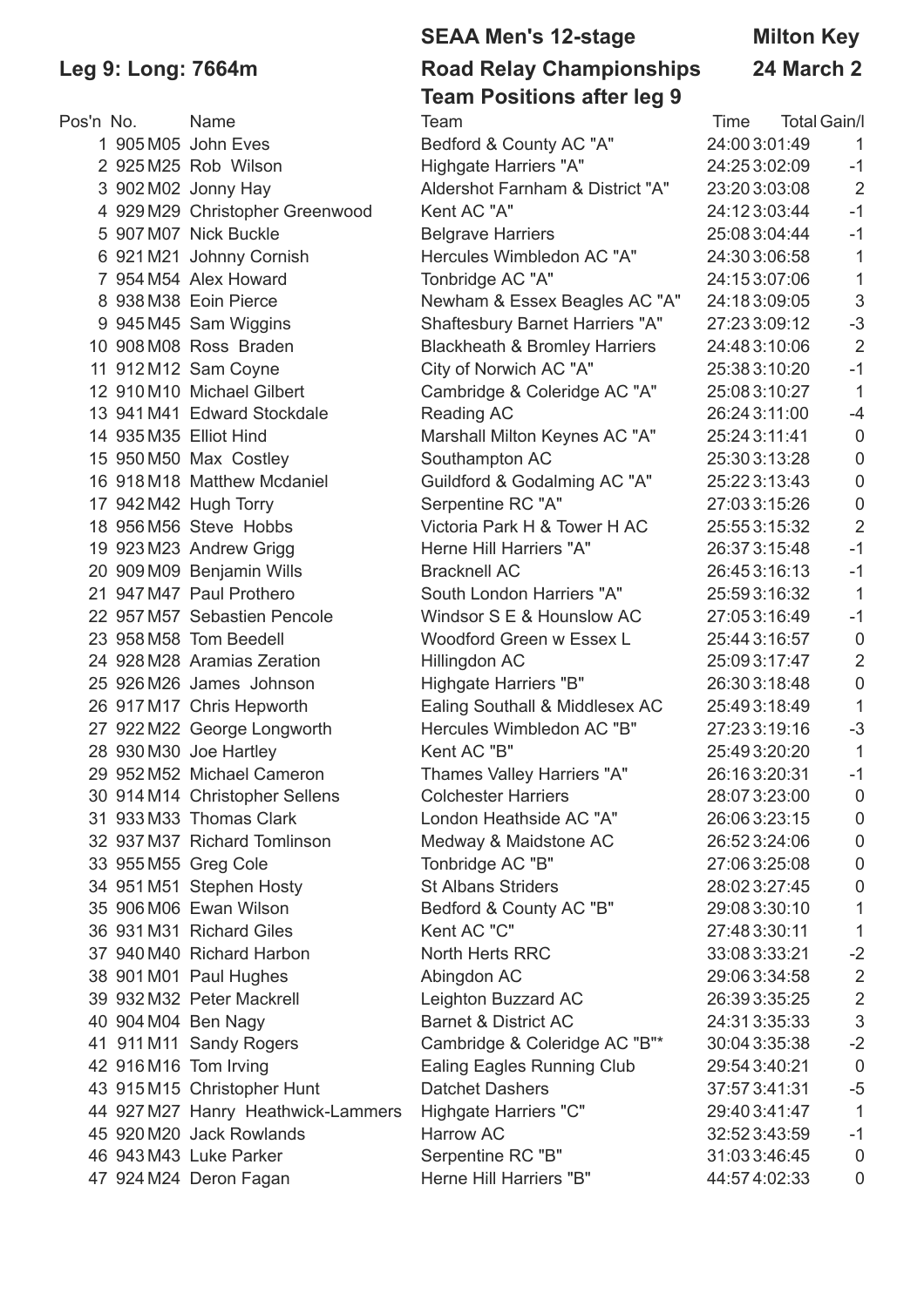**Leg 9: Long: 7664m**

**SEAA Men's 12-stage Road Relay Championships**

**Team Positions after leg 9**

**Milton Key**

**24 March 2**

| Pos'n | No. | | Name | Team | Time | Total | Gain/l |
|---|---|---|---|---|---|---|---|
| 1 | 905 | M05 | John Eves | Bedford & County AC "A" | 24:00 | 3:01:49 | 1 |
| 2 | 925 | M25 | Rob Wilson | Highgate Harriers "A" | 24:25 | 3:02:09 | -1 |
| 3 | 902 | M02 | Jonny Hay | Aldershot Farnham & District "A" | 23:20 | 3:03:08 | 2 |
| 4 | 929 | M29 | Christopher Greenwood | Kent AC "A" | 24:12 | 3:03:44 | -1 |
| 5 | 907 | M07 | Nick Buckle | Belgrave Harriers | 25:08 | 3:04:44 | -1 |
| 6 | 921 | M21 | Johnny Cornish | Hercules Wimbledon AC "A" | 24:30 | 3:06:58 | 1 |
| 7 | 954 | M54 | Alex Howard | Tonbridge AC "A" | 24:15 | 3:07:06 | 1 |
| 8 | 938 | M38 | Eoin Pierce | Newham & Essex Beagles AC "A" | 24:18 | 3:09:05 | 3 |
| 9 | 945 | M45 | Sam Wiggins | Shaftesbury Barnet Harriers "A" | 27:23 | 3:09:12 | -3 |
| 10 | 908 | M08 | Ross Braden | Blackheath & Bromley Harriers | 24:48 | 3:10:06 | 2 |
| 11 | 912 | M12 | Sam Coyne | City of Norwich AC "A" | 25:38 | 3:10:20 | -1 |
| 12 | 910 | M10 | Michael Gilbert | Cambridge & Coleridge AC "A" | 25:08 | 3:10:27 | 1 |
| 13 | 941 | M41 | Edward Stockdale | Reading AC | 26:24 | 3:11:00 | -4 |
| 14 | 935 | M35 | Elliot Hind | Marshall Milton Keynes AC "A" | 25:24 | 3:11:41 | 0 |
| 15 | 950 | M50 | Max Costley | Southampton AC | 25:30 | 3:13:28 | 0 |
| 16 | 918 | M18 | Matthew Mcdaniel | Guildford & Godalming AC "A" | 25:22 | 3:13:43 | 0 |
| 17 | 942 | M42 | Hugh Torry | Serpentine RC "A" | 27:03 | 3:15:26 | 0 |
| 18 | 956 | M56 | Steve Hobbs | Victoria Park H & Tower H AC | 25:55 | 3:15:32 | 2 |
| 19 | 923 | M23 | Andrew Grigg | Herne Hill Harriers "A" | 26:37 | 3:15:48 | -1 |
| 20 | 909 | M09 | Benjamin Wills | Bracknell AC | 26:45 | 3:16:13 | -1 |
| 21 | 947 | M47 | Paul Prothero | South London Harriers "A" | 25:59 | 3:16:32 | 1 |
| 22 | 957 | M57 | Sebastien Pencole | Windsor S E & Hounslow AC | 27:05 | 3:16:49 | -1 |
| 23 | 958 | M58 | Tom Beedell | Woodford Green w Essex L | 25:44 | 3:16:57 | 0 |
| 24 | 928 | M28 | Aramias Zeration | Hillingdon AC | 25:09 | 3:17:47 | 2 |
| 25 | 926 | M26 | James Johnson | Highgate Harriers "B" | 26:30 | 3:18:48 | 0 |
| 26 | 917 | M17 | Chris Hepworth | Ealing Southall & Middlesex AC | 25:49 | 3:18:49 | 1 |
| 27 | 922 | M22 | George Longworth | Hercules Wimbledon AC "B" | 27:23 | 3:19:16 | -3 |
| 28 | 930 | M30 | Joe Hartley | Kent AC "B" | 25:49 | 3:20:20 | 1 |
| 29 | 952 | M52 | Michael Cameron | Thames Valley Harriers "A" | 26:16 | 3:20:31 | -1 |
| 30 | 914 | M14 | Christopher Sellens | Colchester Harriers | 28:07 | 3:23:00 | 0 |
| 31 | 933 | M33 | Thomas Clark | London Heathside AC "A" | 26:06 | 3:23:15 | 0 |
| 32 | 937 | M37 | Richard Tomlinson | Medway & Maidstone AC | 26:52 | 3:24:06 | 0 |
| 33 | 955 | M55 | Greg Cole | Tonbridge AC "B" | 27:06 | 3:25:08 | 0 |
| 34 | 951 | M51 | Stephen Hosty | St Albans Striders | 28:02 | 3:27:45 | 0 |
| 35 | 906 | M06 | Ewan Wilson | Bedford & County AC "B" | 29:08 | 3:30:10 | 1 |
| 36 | 931 | M31 | Richard Giles | Kent AC "C" | 27:48 | 3:30:11 | 1 |
| 37 | 940 | M40 | Richard Harbon | North Herts RRC | 33:08 | 3:33:21 | -2 |
| 38 | 901 | M01 | Paul Hughes | Abingdon AC | 29:06 | 3:34:58 | 2 |
| 39 | 932 | M32 | Peter Mackrell | Leighton Buzzard AC | 26:39 | 3:35:25 | 2 |
| 40 | 904 | M04 | Ben Nagy | Barnet & District AC | 24:31 | 3:35:33 | 3 |
| 41 | 911 | M11 | Sandy Rogers | Cambridge & Coleridge AC "B"* | 30:04 | 3:35:38 | -2 |
| 42 | 916 | M16 | Tom Irving | Ealing Eagles Running Club | 29:54 | 3:40:21 | 0 |
| 43 | 915 | M15 | Christopher Hunt | Datchet Dashers | 37:57 | 3:41:31 | -5 |
| 44 | 927 | M27 | Hanry Heathwick-Lammers | Highgate Harriers "C" | 29:40 | 3:41:47 | 1 |
| 45 | 920 | M20 | Jack Rowlands | Harrow AC | 32:52 | 3:43:59 | -1 |
| 46 | 943 | M43 | Luke Parker | Serpentine RC "B" | 31:03 | 3:46:45 | 0 |
| 47 | 924 | M24 | Deron Fagan | Herne Hill Harriers "B" | 44:57 | 4:02:33 | 0 |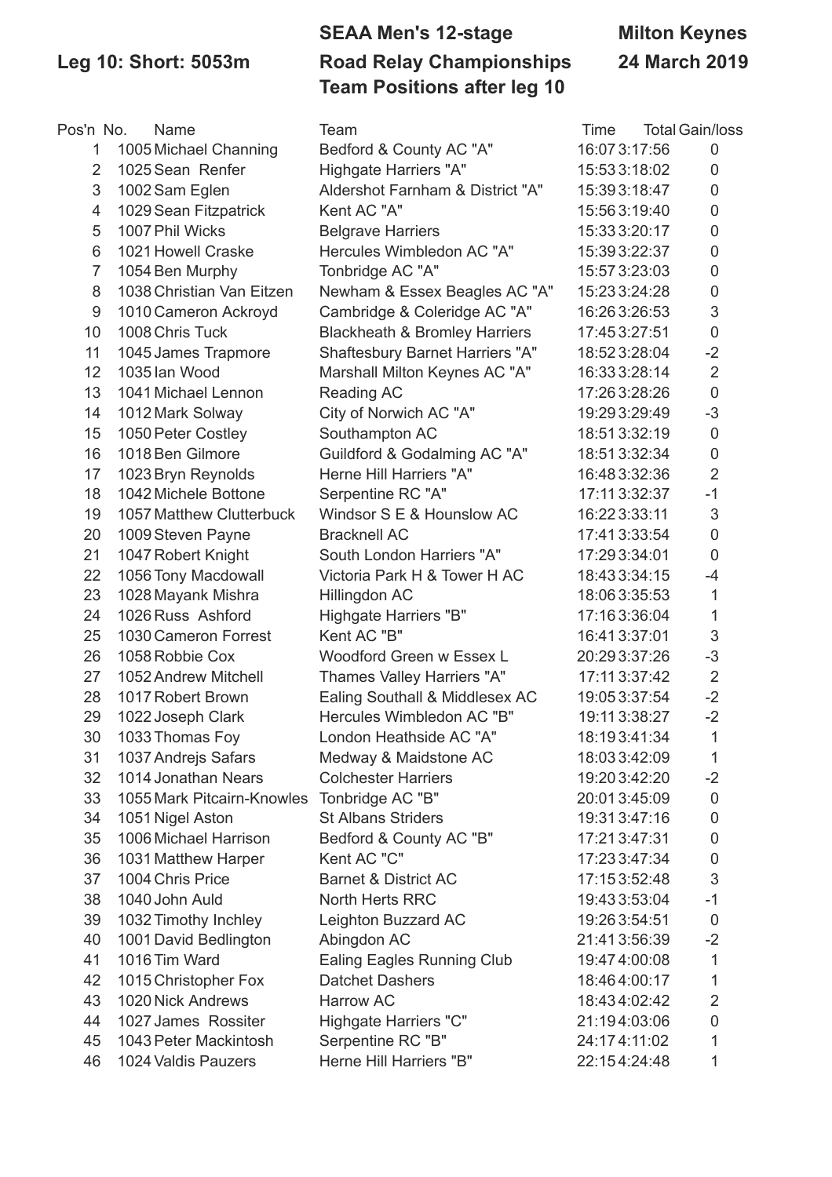**Leg 10: Short: 5053m**

## SEAA Men's 12-stage Road Relay Championships

## Team Positions after leg 10

**Milton Keynes**

**24 March 2019**

| Pos'n | No. | Name | Team | Time | Total | Gain/loss |
|---|---|---|---|---|---|---|
| 1 | 1005 | Michael Channing | Bedford & County AC "A" | 16:07 | 3:17:56 | 0 |
| 2 | 1025 | Sean Renfer | Highgate Harriers "A" | 15:53 | 3:18:02 | 0 |
| 3 | 1002 | Sam Eglen | Aldershot Farnham & District "A" | 15:39 | 3:18:47 | 0 |
| 4 | 1029 | Sean Fitzpatrick | Kent AC "A" | 15:56 | 3:19:40 | 0 |
| 5 | 1007 | Phil Wicks | Belgrave Harriers | 15:33 | 3:20:17 | 0 |
| 6 | 1021 | Howell Craske | Hercules Wimbledon AC "A" | 15:39 | 3:22:37 | 0 |
| 7 | 1054 | Ben Murphy | Tonbridge AC "A" | 15:57 | 3:23:03 | 0 |
| 8 | 1038 | Christian Van Eitzen | Newham & Essex Beagles AC "A" | 15:23 | 3:24:28 | 0 |
| 9 | 1010 | Cameron Ackroyd | Cambridge & Coleridge AC "A" | 16:26 | 3:26:53 | 3 |
| 10 | 1008 | Chris Tuck | Blackheath & Bromley Harriers | 17:45 | 3:27:51 | 0 |
| 11 | 1045 | James Trapmore | Shaftesbury Barnet Harriers "A" | 18:52 | 3:28:04 | -2 |
| 12 | 1035 | Ian Wood | Marshall Milton Keynes AC "A" | 16:33 | 3:28:14 | 2 |
| 13 | 1041 | Michael Lennon | Reading AC | 17:26 | 3:28:26 | 0 |
| 14 | 1012 | Mark Solway | City of Norwich AC "A" | 19:29 | 3:29:49 | -3 |
| 15 | 1050 | Peter Costley | Southampton AC | 18:51 | 3:32:19 | 0 |
| 16 | 1018 | Ben Gilmore | Guildford & Godalming AC "A" | 18:51 | 3:32:34 | 0 |
| 17 | 1023 | Bryn Reynolds | Herne Hill Harriers "A" | 16:48 | 3:32:36 | 2 |
| 18 | 1042 | Michele Bottone | Serpentine RC "A" | 17:11 | 3:32:37 | -1 |
| 19 | 1057 | Matthew Clutterbuck | Windsor S E & Hounslow AC | 16:22 | 3:33:11 | 3 |
| 20 | 1009 | Steven Payne | Bracknell AC | 17:41 | 3:33:54 | 0 |
| 21 | 1047 | Robert Knight | South London Harriers "A" | 17:29 | 3:34:01 | 0 |
| 22 | 1056 | Tony Macdowall | Victoria Park H & Tower H AC | 18:43 | 3:34:15 | -4 |
| 23 | 1028 | Mayank Mishra | Hillingdon AC | 18:06 | 3:35:53 | 1 |
| 24 | 1026 | Russ Ashford | Highgate Harriers "B" | 17:16 | 3:36:04 | 1 |
| 25 | 1030 | Cameron Forrest | Kent AC "B" | 16:41 | 3:37:01 | 3 |
| 26 | 1058 | Robbie Cox | Woodford Green w Essex L | 20:29 | 3:37:26 | -3 |
| 27 | 1052 | Andrew Mitchell | Thames Valley Harriers "A" | 17:11 | 3:37:42 | 2 |
| 28 | 1017 | Robert Brown | Ealing Southall & Middlesex AC | 19:05 | 3:37:54 | -2 |
| 29 | 1022 | Joseph Clark | Hercules Wimbledon AC "B" | 19:11 | 3:38:27 | -2 |
| 30 | 1033 | Thomas Foy | London Heathside AC "A" | 18:19 | 3:41:34 | 1 |
| 31 | 1037 | Andrejs Safars | Medway & Maidstone AC | 18:03 | 3:42:09 | 1 |
| 32 | 1014 | Jonathan Nears | Colchester Harriers | 19:20 | 3:42:20 | -2 |
| 33 | 1055 | Mark Pitcairn-Knowles | Tonbridge AC "B" | 20:01 | 3:45:09 | 0 |
| 34 | 1051 | Nigel Aston | St Albans Striders | 19:31 | 3:47:16 | 0 |
| 35 | 1006 | Michael Harrison | Bedford & County AC "B" | 17:21 | 3:47:31 | 0 |
| 36 | 1031 | Matthew Harper | Kent AC "C" | 17:23 | 3:47:34 | 0 |
| 37 | 1004 | Chris Price | Barnet & District AC | 17:15 | 3:52:48 | 3 |
| 38 | 1040 | John Auld | North Herts RRC | 19:43 | 3:53:04 | -1 |
| 39 | 1032 | Timothy Inchley | Leighton Buzzard AC | 19:26 | 3:54:51 | 0 |
| 40 | 1001 | David Bedlington | Abingdon AC | 21:41 | 3:56:39 | -2 |
| 41 | 1016 | Tim Ward | Ealing Eagles Running Club | 19:47 | 4:00:08 | 1 |
| 42 | 1015 | Christopher Fox | Datchet Dashers | 18:46 | 4:00:17 | 1 |
| 43 | 1020 | Nick Andrews | Harrow AC | 18:43 | 4:02:42 | 2 |
| 44 | 1027 | James Rossiter | Highgate Harriers "C" | 21:19 | 4:03:06 | 0 |
| 45 | 1043 | Peter Mackintosh | Serpentine RC "B" | 24:17 | 4:11:02 | 1 |
| 46 | 1024 | Valdis Pauzers | Herne Hill Harriers "B" | 22:15 | 4:24:48 | 1 |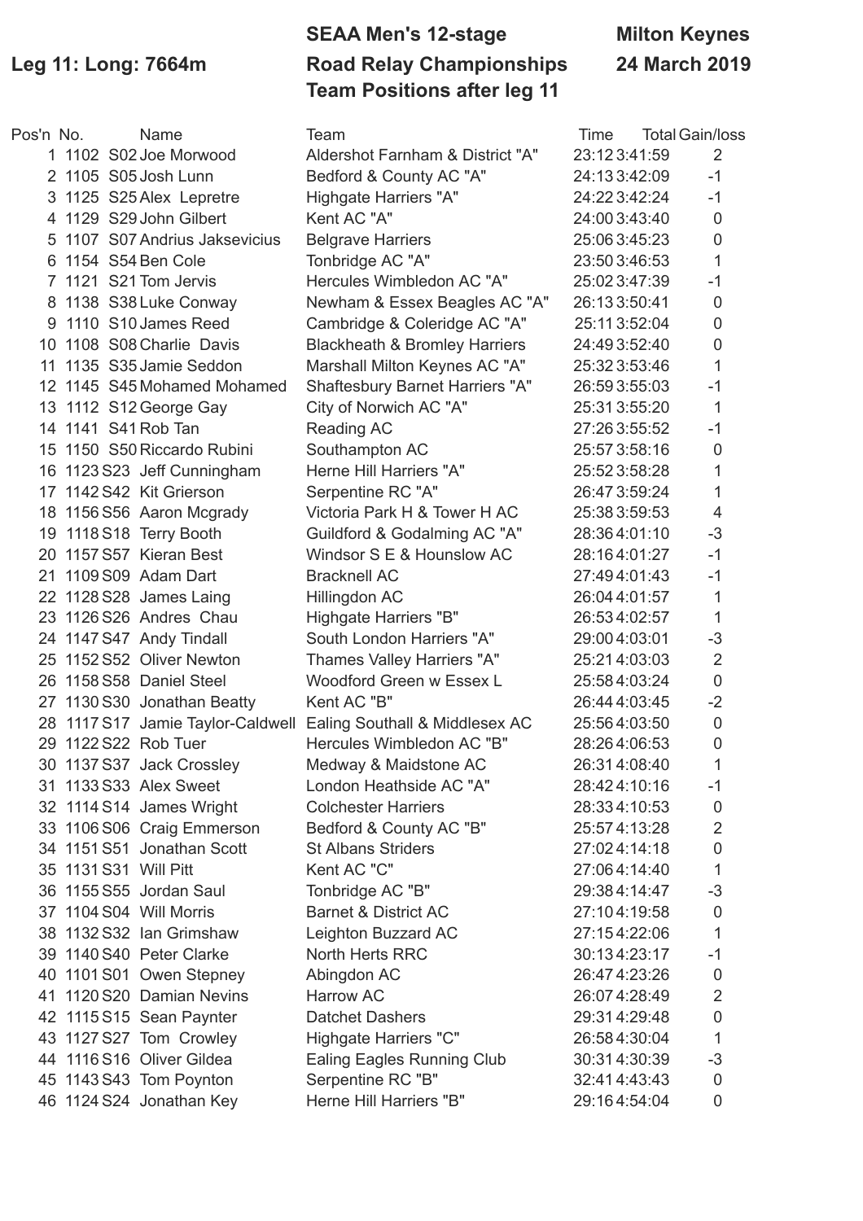# SEAA Men's 12-stage Road Relay Championships

## Team Positions after leg 11

**Leg 11: Long: 7664m**

**Milton Keynes**
**24 March 2019**

| Pos'n | No. | | Name | Team | Time | Total | Gain/loss |
|---|---|---|---|---|---|---|---|
| 1 | 1102 | S02 | Joe Morwood | Aldershot Farnham & District "A" | 23:12 | 3:41:59 | 2 |
| 2 | 1105 | S05 | Josh Lunn | Bedford & County AC "A" | 24:13 | 3:42:09 | -1 |
| 3 | 1125 | S25 | Alex Lepretre | Highgate Harriers "A" | 24:22 | 3:42:24 | -1 |
| 4 | 1129 | S29 | John Gilbert | Kent AC "A" | 24:00 | 3:43:40 | 0 |
| 5 | 1107 | S07 | Andrius Jaksevicius | Belgrave Harriers | 25:06 | 3:45:23 | 0 |
| 6 | 1154 | S54 | Ben Cole | Tonbridge AC "A" | 23:50 | 3:46:53 | 1 |
| 7 | 1121 | S21 | Tom Jervis | Hercules Wimbledon AC "A" | 25:02 | 3:47:39 | -1 |
| 8 | 1138 | S38 | Luke Conway | Newham & Essex Beagles AC "A" | 26:13 | 3:50:41 | 0 |
| 9 | 1110 | S10 | James Reed | Cambridge & Coleridge AC "A" | 25:11 | 3:52:04 | 0 |
| 10 | 1108 | S08 | Charlie Davis | Blackheath & Bromley Harriers | 24:49 | 3:52:40 | 0 |
| 11 | 1135 | S35 | Jamie Seddon | Marshall Milton Keynes AC "A" | 25:32 | 3:53:46 | 1 |
| 12 | 1145 | S45 | Mohamed Mohamed | Shaftesbury Barnet Harriers "A" | 26:59 | 3:55:03 | -1 |
| 13 | 1112 | S12 | George Gay | City of Norwich AC "A" | 25:31 | 3:55:20 | 1 |
| 14 | 1141 | S41 | Rob Tan | Reading AC | 27:26 | 3:55:52 | -1 |
| 15 | 1150 | S50 | Riccardo Rubini | Southampton AC | 25:57 | 3:58:16 | 0 |
| 16 | 1123 | S23 | Jeff Cunningham | Herne Hill Harriers "A" | 25:52 | 3:58:28 | 1 |
| 17 | 1142 | S42 | Kit Grierson | Serpentine RC "A" | 26:47 | 3:59:24 | 1 |
| 18 | 1156 | S56 | Aaron Mcgrady | Victoria Park H & Tower H AC | 25:38 | 3:59:53 | 4 |
| 19 | 1118 | S18 | Terry Booth | Guildford & Godalming AC "A" | 28:36 | 4:01:10 | -3 |
| 20 | 1157 | S57 | Kieran Best | Windsor S E & Hounslow AC | 28:16 | 4:01:27 | -1 |
| 21 | 1109 | S09 | Adam Dart | Bracknell AC | 27:49 | 4:01:43 | -1 |
| 22 | 1128 | S28 | James Laing | Hillingdon AC | 26:04 | 4:01:57 | 1 |
| 23 | 1126 | S26 | Andres Chau | Highgate Harriers "B" | 26:53 | 4:02:57 | 1 |
| 24 | 1147 | S47 | Andy Tindall | South London Harriers "A" | 29:00 | 4:03:01 | -3 |
| 25 | 1152 | S52 | Oliver Newton | Thames Valley Harriers "A" | 25:21 | 4:03:03 | 2 |
| 26 | 1158 | S58 | Daniel Steel | Woodford Green w Essex L | 25:58 | 4:03:24 | 0 |
| 27 | 1130 | S30 | Jonathan Beatty | Kent AC "B" | 26:44 | 4:03:45 | -2 |
| 28 | 1117 | S17 | Jamie Taylor-Caldwell | Ealing Southall & Middlesex AC | 25:56 | 4:03:50 | 0 |
| 29 | 1122 | S22 | Rob Tuer | Hercules Wimbledon AC "B" | 28:26 | 4:06:53 | 0 |
| 30 | 1137 | S37 | Jack Crossley | Medway & Maidstone AC | 26:31 | 4:08:40 | 1 |
| 31 | 1133 | S33 | Alex Sweet | London Heathside AC "A" | 28:42 | 4:10:16 | -1 |
| 32 | 1114 | S14 | James Wright | Colchester Harriers | 28:33 | 4:10:53 | 0 |
| 33 | 1106 | S06 | Craig Emmerson | Bedford & County AC "B" | 25:57 | 4:13:28 | 2 |
| 34 | 1151 | S51 | Jonathan Scott | St Albans Striders | 27:02 | 4:14:18 | 0 |
| 35 | 1131 | S31 | Will Pitt | Kent AC "C" | 27:06 | 4:14:40 | 1 |
| 36 | 1155 | S55 | Jordan Saul | Tonbridge AC "B" | 29:38 | 4:14:47 | -3 |
| 37 | 1104 | S04 | Will Morris | Barnet & District AC | 27:10 | 4:19:58 | 0 |
| 38 | 1132 | S32 | Ian Grimshaw | Leighton Buzzard AC | 27:15 | 4:22:06 | 1 |
| 39 | 1140 | S40 | Peter Clarke | North Herts RRC | 30:13 | 4:23:17 | -1 |
| 40 | 1101 | S01 | Owen Stepney | Abingdon AC | 26:47 | 4:23:26 | 0 |
| 41 | 1120 | S20 | Damian Nevins | Harrow AC | 26:07 | 4:28:49 | 2 |
| 42 | 1115 | S15 | Sean Paynter | Datchet Dashers | 29:31 | 4:29:48 | 0 |
| 43 | 1127 | S27 | Tom Crowley | Highgate Harriers "C" | 26:58 | 4:30:04 | 1 |
| 44 | 1116 | S16 | Oliver Gildea | Ealing Eagles Running Club | 30:31 | 4:30:39 | -3 |
| 45 | 1143 | S43 | Tom Poynton | Serpentine RC "B" | 32:41 | 4:43:43 | 0 |
| 46 | 1124 | S24 | Jonathan Key | Herne Hill Harriers "B" | 29:16 | 4:54:04 | 0 |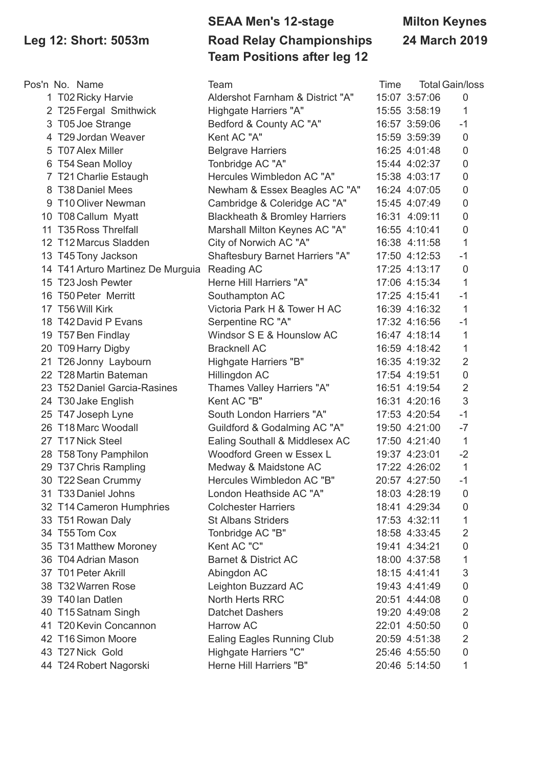**Leg 12: Short: 5053m**

## SEAA Men's 12-stage Road Relay Championships

## Team Positions after leg 12

**Milton Keynes**
**24 March 2019**

| Pos'n | No. | Name | Team | Time | Total | Gain/loss |
|---|---|---|---|---|---|---|
| 1 | T02 | Ricky Harvie | Aldershot Farnham & District "A" | 15:07 | 3:57:06 | 0 |
| 2 | T25 | Fergal Smithwick | Highgate Harriers "A" | 15:55 | 3:58:19 | 1 |
| 3 | T05 | Joe Strange | Bedford & County AC "A" | 16:57 | 3:59:06 | -1 |
| 4 | T29 | Jordan Weaver | Kent AC "A" | 15:59 | 3:59:39 | 0 |
| 5 | T07 | Alex Miller | Belgrave Harriers | 16:25 | 4:01:48 | 0 |
| 6 | T54 | Sean Molloy | Tonbridge AC "A" | 15:44 | 4:02:37 | 0 |
| 7 | T21 | Charlie Estaugh | Hercules Wimbledon AC "A" | 15:38 | 4:03:17 | 0 |
| 8 | T38 | Daniel Mees | Newham & Essex Beagles AC "A" | 16:24 | 4:07:05 | 0 |
| 9 | T10 | Oliver Newman | Cambridge & Coleridge AC "A" | 15:45 | 4:07:49 | 0 |
| 10 | T08 | Callum Myatt | Blackheath & Bromley Harriers | 16:31 | 4:09:11 | 0 |
| 11 | T35 | Ross Threlfall | Marshall Milton Keynes AC "A" | 16:55 | 4:10:41 | 0 |
| 12 | T12 | Marcus Sladden | City of Norwich AC "A" | 16:38 | 4:11:58 | 1 |
| 13 | T45 | Tony Jackson | Shaftesbury Barnet Harriers "A" | 17:50 | 4:12:53 | -1 |
| 14 | T41 | Arturo Martinez De Murguia | Reading AC | 17:25 | 4:13:17 | 0 |
| 15 | T23 | Josh Pewter | Herne Hill Harriers "A" | 17:06 | 4:15:34 | 1 |
| 16 | T50 | Peter Merritt | Southampton AC | 17:25 | 4:15:41 | -1 |
| 17 | T56 | Will Kirk | Victoria Park H & Tower H AC | 16:39 | 4:16:32 | 1 |
| 18 | T42 | David P Evans | Serpentine RC "A" | 17:32 | 4:16:56 | -1 |
| 19 | T57 | Ben Findlay | Windsor S E & Hounslow AC | 16:47 | 4:18:14 | 1 |
| 20 | T09 | Harry Digby | Bracknell AC | 16:59 | 4:18:42 | 1 |
| 21 | T26 | Jonny Laybourn | Highgate Harriers "B" | 16:35 | 4:19:32 | 2 |
| 22 | T28 | Martin Bateman | Hillingdon AC | 17:54 | 4:19:51 | 0 |
| 23 | T52 | Daniel Garcia-Rasines | Thames Valley Harriers "A" | 16:51 | 4:19:54 | 2 |
| 24 | T30 | Jake English | Kent AC "B" | 16:31 | 4:20:16 | 3 |
| 25 | T47 | Joseph Lyne | South London Harriers "A" | 17:53 | 4:20:54 | -1 |
| 26 | T18 | Marc Woodall | Guildford & Godalming AC "A" | 19:50 | 4:21:00 | -7 |
| 27 | T17 | Nick Steel | Ealing Southall & Middlesex AC | 17:50 | 4:21:40 | 1 |
| 28 | T58 | Tony Pamphilon | Woodford Green w Essex L | 19:37 | 4:23:01 | -2 |
| 29 | T37 | Chris Rampling | Medway & Maidstone AC | 17:22 | 4:26:02 | 1 |
| 30 | T22 | Sean Crummy | Hercules Wimbledon AC "B" | 20:57 | 4:27:50 | -1 |
| 31 | T33 | Daniel Johns | London Heathside AC "A" | 18:03 | 4:28:19 | 0 |
| 32 | T14 | Cameron Humphries | Colchester Harriers | 18:41 | 4:29:34 | 0 |
| 33 | T51 | Rowan Daly | St Albans Striders | 17:53 | 4:32:11 | 1 |
| 34 | T55 | Tom Cox | Tonbridge AC "B" | 18:58 | 4:33:45 | 2 |
| 35 | T31 | Matthew Moroney | Kent AC "C" | 19:41 | 4:34:21 | 0 |
| 36 | T04 | Adrian Mason | Barnet & District AC | 18:00 | 4:37:58 | 1 |
| 37 | T01 | Peter Akrill | Abingdon AC | 18:15 | 4:41:41 | 3 |
| 38 | T32 | Warren Rose | Leighton Buzzard AC | 19:43 | 4:41:49 | 0 |
| 39 | T40 | Ian Datlen | North Herts RRC | 20:51 | 4:44:08 | 0 |
| 40 | T15 | Satnam Singh | Datchet Dashers | 19:20 | 4:49:08 | 2 |
| 41 | T20 | Kevin Concannon | Harrow AC | 22:01 | 4:50:50 | 0 |
| 42 | T16 | Simon Moore | Ealing Eagles Running Club | 20:59 | 4:51:38 | 2 |
| 43 | T27 | Nick Gold | Highgate Harriers "C" | 25:46 | 4:55:50 | 0 |
| 44 | T24 | Robert Nagorski | Herne Hill Harriers "B" | 20:46 | 5:14:50 | 1 |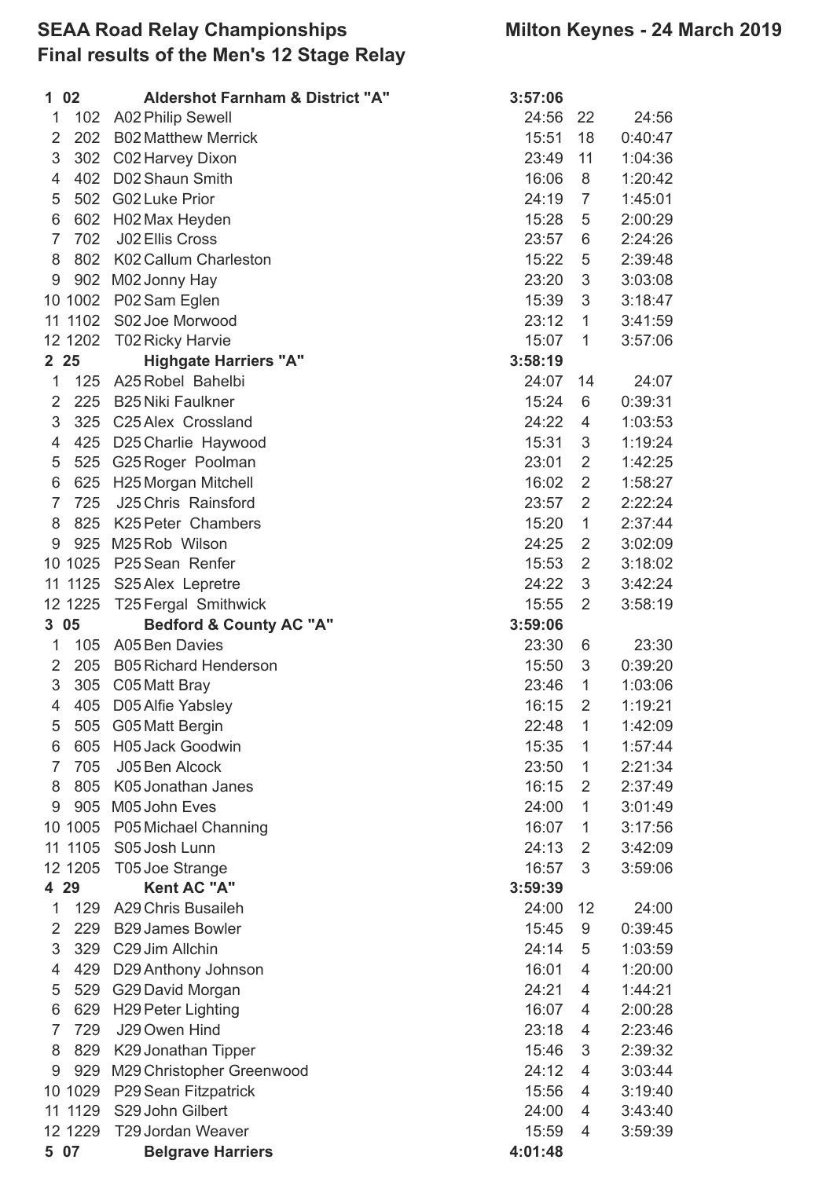## SEAA Road Relay Championships — Milton Keynes - 24 March 2019

## Final results of the Men's 12 Stage Relay

| Stage | Bib | Runner | Time | Pos | Cumulative |
|---|---|---|---|---|---|
| **1** | **02** | **Aldershot Farnham & District "A"** | **3:57:06** | | |
| 1 | 102 | A02 Philip Sewell | 24:56 | 22 | 24:56 |
| 2 | 202 | B02 Matthew Merrick | 15:51 | 18 | 0:40:47 |
| 3 | 302 | C02 Harvey Dixon | 23:49 | 11 | 1:04:36 |
| 4 | 402 | D02 Shaun Smith | 16:06 | 8 | 1:20:42 |
| 5 | 502 | G02 Luke Prior | 24:19 | 7 | 1:45:01 |
| 6 | 602 | H02 Max Heyden | 15:28 | 5 | 2:00:29 |
| 7 | 702 | J02 Ellis Cross | 23:57 | 6 | 2:24:26 |
| 8 | 802 | K02 Callum Charleston | 15:22 | 5 | 2:39:48 |
| 9 | 902 | M02 Jonny Hay | 23:20 | 3 | 3:03:08 |
| 10 | 1002 | P02 Sam Eglen | 15:39 | 3 | 3:18:47 |
| 11 | 1102 | S02 Joe Morwood | 23:12 | 1 | 3:41:59 |
| 12 | 1202 | T02 Ricky Harvie | 15:07 | 1 | 3:57:06 |
| **2** | **25** | **Highgate Harriers "A"** | **3:58:19** | | |
| 1 | 125 | A25 Robel Bahelbi | 24:07 | 14 | 24:07 |
| 2 | 225 | B25 Niki Faulkner | 15:24 | 6 | 0:39:31 |
| 3 | 325 | C25 Alex Crossland | 24:22 | 4 | 1:03:53 |
| 4 | 425 | D25 Charlie Haywood | 15:31 | 3 | 1:19:24 |
| 5 | 525 | G25 Roger Poolman | 23:01 | 2 | 1:42:25 |
| 6 | 625 | H25 Morgan Mitchell | 16:02 | 2 | 1:58:27 |
| 7 | 725 | J25 Chris Rainsford | 23:57 | 2 | 2:22:24 |
| 8 | 825 | K25 Peter Chambers | 15:20 | 1 | 2:37:44 |
| 9 | 925 | M25 Rob Wilson | 24:25 | 2 | 3:02:09 |
| 10 | 1025 | P25 Sean Renfer | 15:53 | 2 | 3:18:02 |
| 11 | 1125 | S25 Alex Lepretre | 24:22 | 3 | 3:42:24 |
| 12 | 1225 | T25 Fergal Smithwick | 15:55 | 2 | 3:58:19 |
| **3** | **05** | **Bedford & County AC "A"** | **3:59:06** | | |
| 1 | 105 | A05 Ben Davies | 23:30 | 6 | 23:30 |
| 2 | 205 | B05 Richard Henderson | 15:50 | 3 | 0:39:20 |
| 3 | 305 | C05 Matt Bray | 23:46 | 1 | 1:03:06 |
| 4 | 405 | D05 Alfie Yabsley | 16:15 | 2 | 1:19:21 |
| 5 | 505 | G05 Matt Bergin | 22:48 | 1 | 1:42:09 |
| 6 | 605 | H05 Jack Goodwin | 15:35 | 1 | 1:57:44 |
| 7 | 705 | J05 Ben Alcock | 23:50 | 1 | 2:21:34 |
| 8 | 805 | K05 Jonathan Janes | 16:15 | 2 | 2:37:49 |
| 9 | 905 | M05 John Eves | 24:00 | 1 | 3:01:49 |
| 10 | 1005 | P05 Michael Channing | 16:07 | 1 | 3:17:56 |
| 11 | 1105 | S05 Josh Lunn | 24:13 | 2 | 3:42:09 |
| 12 | 1205 | T05 Joe Strange | 16:57 | 3 | 3:59:06 |
| **4** | **29** | **Kent AC "A"** | **3:59:39** | | |
| 1 | 129 | A29 Chris Busaileh | 24:00 | 12 | 24:00 |
| 2 | 229 | B29 James Bowler | 15:45 | 9 | 0:39:45 |
| 3 | 329 | C29 Jim Allchin | 24:14 | 5 | 1:03:59 |
| 4 | 429 | D29 Anthony Johnson | 16:01 | 4 | 1:20:00 |
| 5 | 529 | G29 David Morgan | 24:21 | 4 | 1:44:21 |
| 6 | 629 | H29 Peter Lighting | 16:07 | 4 | 2:00:28 |
| 7 | 729 | J29 Owen Hind | 23:18 | 4 | 2:23:46 |
| 8 | 829 | K29 Jonathan Tipper | 15:46 | 3 | 2:39:32 |
| 9 | 929 | M29 Christopher Greenwood | 24:12 | 4 | 3:03:44 |
| 10 | 1029 | P29 Sean Fitzpatrick | 15:56 | 4 | 3:19:40 |
| 11 | 1129 | S29 John Gilbert | 24:00 | 4 | 3:43:40 |
| 12 | 1229 | T29 Jordan Weaver | 15:59 | 4 | 3:59:39 |
| **5** | **07** | **Belgrave Harriers** | **4:01:48** | | |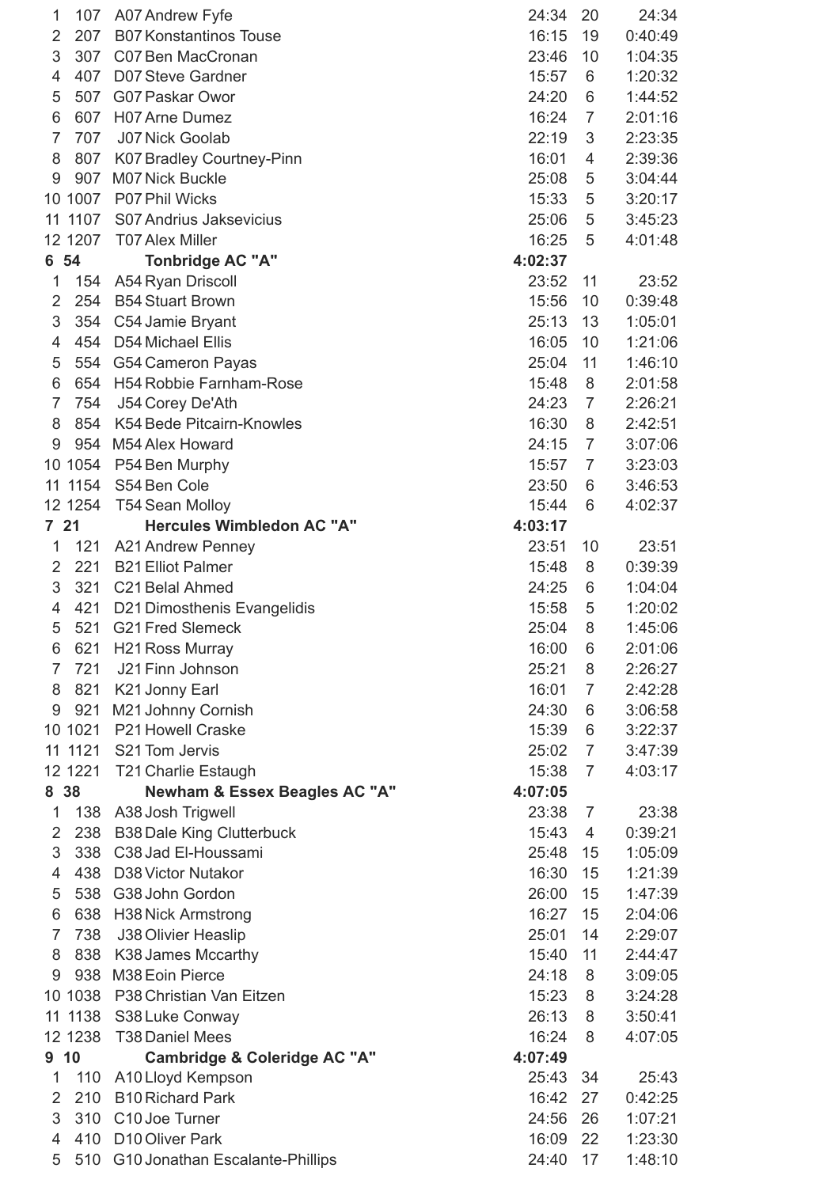| | | | | | |
|---|---|---|---|---|---|
| 1 | 107 | A07 Andrew Fyfe | 24:34 | 20 | 24:34 |
| 2 | 207 | B07 Konstantinos Touse | 16:15 | 19 | 0:40:49 |
| 3 | 307 | C07 Ben MacCronan | 23:46 | 10 | 1:04:35 |
| 4 | 407 | D07 Steve Gardner | 15:57 | 6 | 1:20:32 |
| 5 | 507 | G07 Paskar Owor | 24:20 | 6 | 1:44:52 |
| 6 | 607 | H07 Arne Dumez | 16:24 | 7 | 2:01:16 |
| 7 | 707 | J07 Nick Goolab | 22:19 | 3 | 2:23:35 |
| 8 | 807 | K07 Bradley Courtney-Pinn | 16:01 | 4 | 2:39:36 |
| 9 | 907 | M07 Nick Buckle | 25:08 | 5 | 3:04:44 |
| 10 | 1007 | P07 Phil Wicks | 15:33 | 5 | 3:20:17 |
| 11 | 1107 | S07 Andrius Jaksevicius | 25:06 | 5 | 3:45:23 |
| 12 | 1207 | T07 Alex Miller | 16:25 | 5 | 4:01:48 |
| **6** | **54** | **Tonbridge AC "A"** | **4:02:37** | | |
| 1 | 154 | A54 Ryan Driscoll | 23:52 | 11 | 23:52 |
| 2 | 254 | B54 Stuart Brown | 15:56 | 10 | 0:39:48 |
| 3 | 354 | C54 Jamie Bryant | 25:13 | 13 | 1:05:01 |
| 4 | 454 | D54 Michael Ellis | 16:05 | 10 | 1:21:06 |
| 5 | 554 | G54 Cameron Payas | 25:04 | 11 | 1:46:10 |
| 6 | 654 | H54 Robbie Farnham-Rose | 15:48 | 8 | 2:01:58 |
| 7 | 754 | J54 Corey De'Ath | 24:23 | 7 | 2:26:21 |
| 8 | 854 | K54 Bede Pitcairn-Knowles | 16:30 | 8 | 2:42:51 |
| 9 | 954 | M54 Alex Howard | 24:15 | 7 | 3:07:06 |
| 10 | 1054 | P54 Ben Murphy | 15:57 | 7 | 3:23:03 |
| 11 | 1154 | S54 Ben Cole | 23:50 | 6 | 3:46:53 |
| 12 | 1254 | T54 Sean Molloy | 15:44 | 6 | 4:02:37 |
| **7** | **21** | **Hercules Wimbledon AC "A"** | **4:03:17** | | |
| 1 | 121 | A21 Andrew Penney | 23:51 | 10 | 23:51 |
| 2 | 221 | B21 Elliot Palmer | 15:48 | 8 | 0:39:39 |
| 3 | 321 | C21 Belal Ahmed | 24:25 | 6 | 1:04:04 |
| 4 | 421 | D21 Dimosthenis Evangelidis | 15:58 | 5 | 1:20:02 |
| 5 | 521 | G21 Fred Slemeck | 25:04 | 8 | 1:45:06 |
| 6 | 621 | H21 Ross Murray | 16:00 | 6 | 2:01:06 |
| 7 | 721 | J21 Finn Johnson | 25:21 | 8 | 2:26:27 |
| 8 | 821 | K21 Jonny Earl | 16:01 | 7 | 2:42:28 |
| 9 | 921 | M21 Johnny Cornish | 24:30 | 6 | 3:06:58 |
| 10 | 1021 | P21 Howell Craske | 15:39 | 6 | 3:22:37 |
| 11 | 1121 | S21 Tom Jervis | 25:02 | 7 | 3:47:39 |
| 12 | 1221 | T21 Charlie Estaugh | 15:38 | 7 | 4:03:17 |
| **8** | **38** | **Newham & Essex Beagles AC "A"** | **4:07:05** | | |
| 1 | 138 | A38 Josh Trigwell | 23:38 | 7 | 23:38 |
| 2 | 238 | B38 Dale King Clutterbuck | 15:43 | 4 | 0:39:21 |
| 3 | 338 | C38 Jad El-Houssami | 25:48 | 15 | 1:05:09 |
| 4 | 438 | D38 Victor Nutakor | 16:30 | 15 | 1:21:39 |
| 5 | 538 | G38 John Gordon | 26:00 | 15 | 1:47:39 |
| 6 | 638 | H38 Nick Armstrong | 16:27 | 15 | 2:04:06 |
| 7 | 738 | J38 Olivier Heaslip | 25:01 | 14 | 2:29:07 |
| 8 | 838 | K38 James Mccarthy | 15:40 | 11 | 2:44:47 |
| 9 | 938 | M38 Eoin Pierce | 24:18 | 8 | 3:09:05 |
| 10 | 1038 | P38 Christian Van Eitzen | 15:23 | 8 | 3:24:28 |
| 11 | 1138 | S38 Luke Conway | 26:13 | 8 | 3:50:41 |
| 12 | 1238 | T38 Daniel Mees | 16:24 | 8 | 4:07:05 |
| **9** | **10** | **Cambridge & Coleridge AC "A"** | **4:07:49** | | |
| 1 | 110 | A10 Lloyd Kempson | 25:43 | 34 | 25:43 |
| 2 | 210 | B10 Richard Park | 16:42 | 27 | 0:42:25 |
| 3 | 310 | C10 Joe Turner | 24:56 | 26 | 1:07:21 |
| 4 | 410 | D10 Oliver Park | 16:09 | 22 | 1:23:30 |
| 5 | 510 | G10 Jonathan Escalante-Phillips | 24:40 | 17 | 1:48:10 |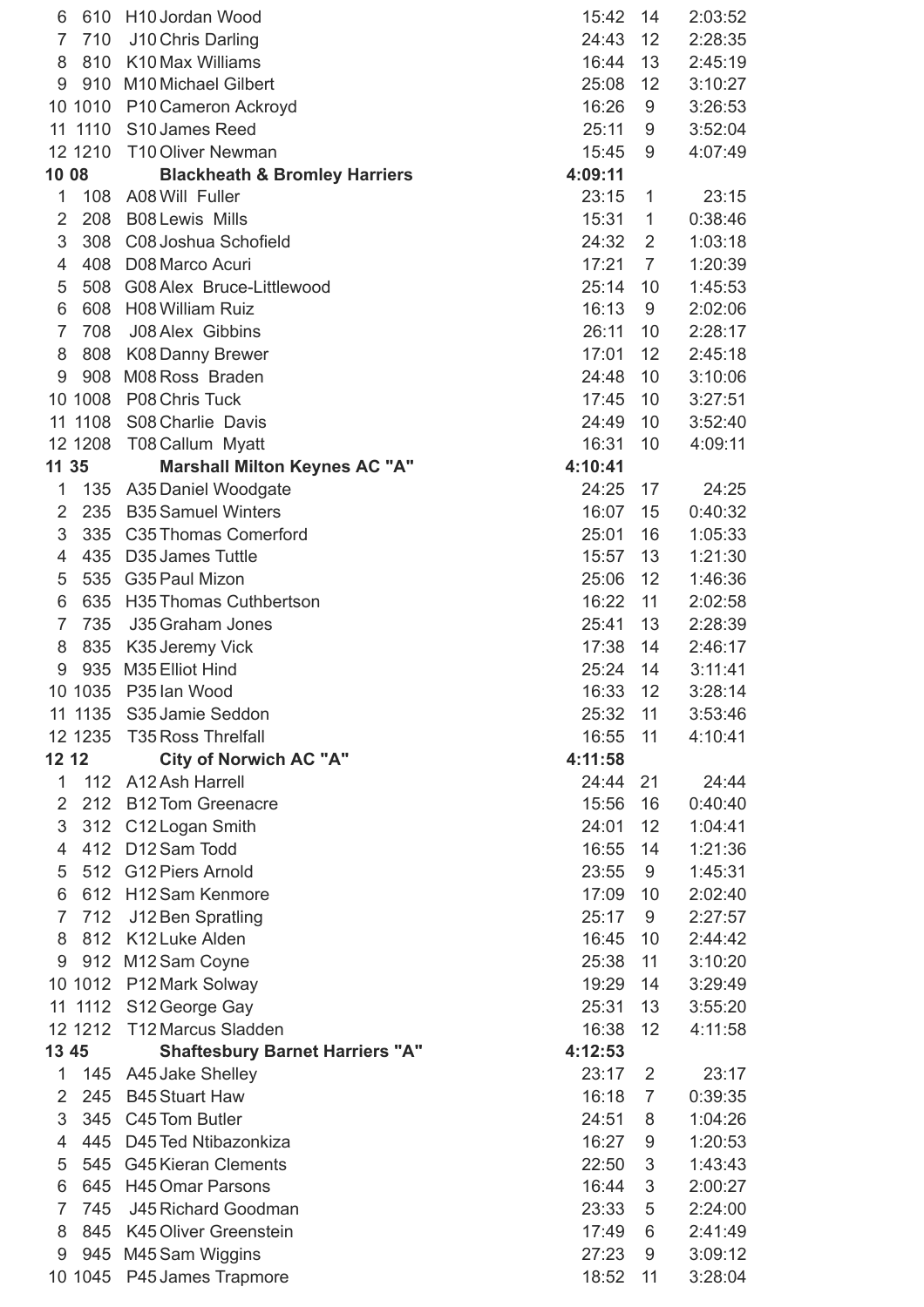| | | | | | |
|---|---|---|---|---|---|
| 6 | 610 | H10 Jordan Wood | 15:42 | 14 | 2:03:52 |
| 7 | 710 | J10 Chris Darling | 24:43 | 12 | 2:28:35 |
| 8 | 810 | K10 Max Williams | 16:44 | 13 | 2:45:19 |
| 9 | 910 | M10 Michael Gilbert | 25:08 | 12 | 3:10:27 |
| 10 | 1010 | P10 Cameron Ackroyd | 16:26 | 9 | 3:26:53 |
| 11 | 1110 | S10 James Reed | 25:11 | 9 | 3:52:04 |
| 12 | 1210 | T10 Oliver Newman | 15:45 | 9 | 4:07:49 |
| **10** | **08** | **Blackheath & Bromley Harriers** | **4:09:11** | | |
| 1 | 108 | A08 Will Fuller | 23:15 | 1 | 23:15 |
| 2 | 208 | B08 Lewis Mills | 15:31 | 1 | 0:38:46 |
| 3 | 308 | C08 Joshua Schofield | 24:32 | 2 | 1:03:18 |
| 4 | 408 | D08 Marco Acuri | 17:21 | 7 | 1:20:39 |
| 5 | 508 | G08 Alex Bruce-Littlewood | 25:14 | 10 | 1:45:53 |
| 6 | 608 | H08 William Ruiz | 16:13 | 9 | 2:02:06 |
| 7 | 708 | J08 Alex Gibbins | 26:11 | 10 | 2:28:17 |
| 8 | 808 | K08 Danny Brewer | 17:01 | 12 | 2:45:18 |
| 9 | 908 | M08 Ross Braden | 24:48 | 10 | 3:10:06 |
| 10 | 1008 | P08 Chris Tuck | 17:45 | 10 | 3:27:51 |
| 11 | 1108 | S08 Charlie Davis | 24:49 | 10 | 3:52:40 |
| 12 | 1208 | T08 Callum Myatt | 16:31 | 10 | 4:09:11 |
| **11** | **35** | **Marshall Milton Keynes AC "A"** | **4:10:41** | | |
| 1 | 135 | A35 Daniel Woodgate | 24:25 | 17 | 24:25 |
| 2 | 235 | B35 Samuel Winters | 16:07 | 15 | 0:40:32 |
| 3 | 335 | C35 Thomas Comerford | 25:01 | 16 | 1:05:33 |
| 4 | 435 | D35 James Tuttle | 15:57 | 13 | 1:21:30 |
| 5 | 535 | G35 Paul Mizon | 25:06 | 12 | 1:46:36 |
| 6 | 635 | H35 Thomas Cuthbertson | 16:22 | 11 | 2:02:58 |
| 7 | 735 | J35 Graham Jones | 25:41 | 13 | 2:28:39 |
| 8 | 835 | K35 Jeremy Vick | 17:38 | 14 | 2:46:17 |
| 9 | 935 | M35 Elliot Hind | 25:24 | 14 | 3:11:41 |
| 10 | 1035 | P35 Ian Wood | 16:33 | 12 | 3:28:14 |
| 11 | 1135 | S35 Jamie Seddon | 25:32 | 11 | 3:53:46 |
| 12 | 1235 | T35 Ross Threlfall | 16:55 | 11 | 4:10:41 |
| **12** | **12** | **City of Norwich AC "A"** | **4:11:58** | | |
| 1 | 112 | A12 Ash Harrell | 24:44 | 21 | 24:44 |
| 2 | 212 | B12 Tom Greenacre | 15:56 | 16 | 0:40:40 |
| 3 | 312 | C12 Logan Smith | 24:01 | 12 | 1:04:41 |
| 4 | 412 | D12 Sam Todd | 16:55 | 14 | 1:21:36 |
| 5 | 512 | G12 Piers Arnold | 23:55 | 9 | 1:45:31 |
| 6 | 612 | H12 Sam Kenmore | 17:09 | 10 | 2:02:40 |
| 7 | 712 | J12 Ben Spratling | 25:17 | 9 | 2:27:57 |
| 8 | 812 | K12 Luke Alden | 16:45 | 10 | 2:44:42 |
| 9 | 912 | M12 Sam Coyne | 25:38 | 11 | 3:10:20 |
| 10 | 1012 | P12 Mark Solway | 19:29 | 14 | 3:29:49 |
| 11 | 1112 | S12 George Gay | 25:31 | 13 | 3:55:20 |
| 12 | 1212 | T12 Marcus Sladden | 16:38 | 12 | 4:11:58 |
| **13** | **45** | **Shaftesbury Barnet Harriers "A"** | **4:12:53** | | |
| 1 | 145 | A45 Jake Shelley | 23:17 | 2 | 23:17 |
| 2 | 245 | B45 Stuart Haw | 16:18 | 7 | 0:39:35 |
| 3 | 345 | C45 Tom Butler | 24:51 | 8 | 1:04:26 |
| 4 | 445 | D45 Ted Ntibazonkiza | 16:27 | 9 | 1:20:53 |
| 5 | 545 | G45 Kieran Clements | 22:50 | 3 | 1:43:43 |
| 6 | 645 | H45 Omar Parsons | 16:44 | 3 | 2:00:27 |
| 7 | 745 | J45 Richard Goodman | 23:33 | 5 | 2:24:00 |
| 8 | 845 | K45 Oliver Greenstein | 17:49 | 6 | 2:41:49 |
| 9 | 945 | M45 Sam Wiggins | 27:23 | 9 | 3:09:12 |
| 10 | 1045 | P45 James Trapmore | 18:52 | 11 | 3:28:04 |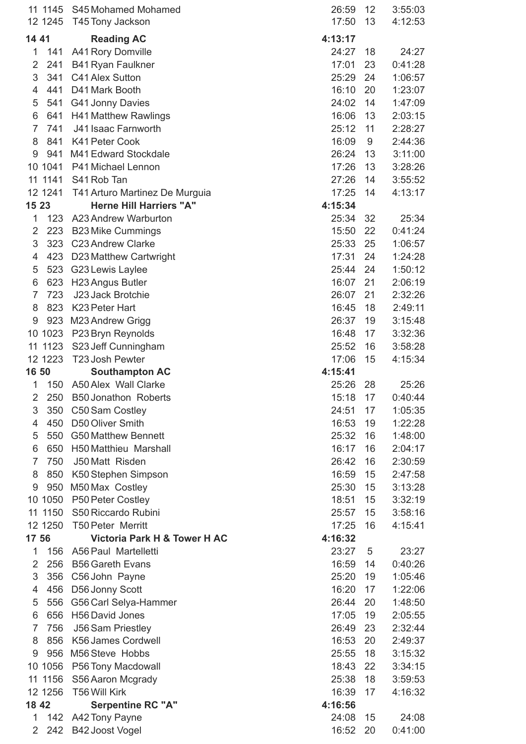| | | | | | |
|---|---|---|---|---|---|
| 11 | 1145 | S45 Mohamed Mohamed | 26:59 | 12 | 3:55:03 |
| 12 | 1245 | T45 Tony Jackson | 17:50 | 13 | 4:12:53 |
| **14** | **41** | **Reading AC** | **4:13:17** | | |
| 1 | 141 | A41 Rory Domville | 24:27 | 18 | 24:27 |
| 2 | 241 | B41 Ryan Faulkner | 17:01 | 23 | 0:41:28 |
| 3 | 341 | C41 Alex Sutton | 25:29 | 24 | 1:06:57 |
| 4 | 441 | D41 Mark Booth | 16:10 | 20 | 1:23:07 |
| 5 | 541 | G41 Jonny Davies | 24:02 | 14 | 1:47:09 |
| 6 | 641 | H41 Matthew Rawlings | 16:06 | 13 | 2:03:15 |
| 7 | 741 | J41 Isaac Farnworth | 25:12 | 11 | 2:28:27 |
| 8 | 841 | K41 Peter Cook | 16:09 | 9 | 2:44:36 |
| 9 | 941 | M41 Edward Stockdale | 26:24 | 13 | 3:11:00 |
| 10 | 1041 | P41 Michael Lennon | 17:26 | 13 | 3:28:26 |
| 11 | 1141 | S41 Rob Tan | 27:26 | 14 | 3:55:52 |
| 12 | 1241 | T41 Arturo Martinez De Murguia | 17:25 | 14 | 4:13:17 |
| **15** | **23** | **Herne Hill Harriers "A"** | **4:15:34** | | |
| 1 | 123 | A23 Andrew Warburton | 25:34 | 32 | 25:34 |
| 2 | 223 | B23 Mike Cummings | 15:50 | 22 | 0:41:24 |
| 3 | 323 | C23 Andrew Clarke | 25:33 | 25 | 1:06:57 |
| 4 | 423 | D23 Matthew Cartwright | 17:31 | 24 | 1:24:28 |
| 5 | 523 | G23 Lewis Laylee | 25:44 | 24 | 1:50:12 |
| 6 | 623 | H23 Angus Butler | 16:07 | 21 | 2:06:19 |
| 7 | 723 | J23 Jack Brotchie | 26:07 | 21 | 2:32:26 |
| 8 | 823 | K23 Peter Hart | 16:45 | 18 | 2:49:11 |
| 9 | 923 | M23 Andrew Grigg | 26:37 | 19 | 3:15:48 |
| 10 | 1023 | P23 Bryn Reynolds | 16:48 | 17 | 3:32:36 |
| 11 | 1123 | S23 Jeff Cunningham | 25:52 | 16 | 3:58:28 |
| 12 | 1223 | T23 Josh Pewter | 17:06 | 15 | 4:15:34 |
| **16** | **50** | **Southampton AC** | **4:15:41** | | |
| 1 | 150 | A50 Alex Wall Clarke | 25:26 | 28 | 25:26 |
| 2 | 250 | B50 Jonathon Roberts | 15:18 | 17 | 0:40:44 |
| 3 | 350 | C50 Sam Costley | 24:51 | 17 | 1:05:35 |
| 4 | 450 | D50 Oliver Smith | 16:53 | 19 | 1:22:28 |
| 5 | 550 | G50 Matthew Bennett | 25:32 | 16 | 1:48:00 |
| 6 | 650 | H50 Matthieu Marshall | 16:17 | 16 | 2:04:17 |
| 7 | 750 | J50 Matt Risden | 26:42 | 16 | 2:30:59 |
| 8 | 850 | K50 Stephen Simpson | 16:59 | 15 | 2:47:58 |
| 9 | 950 | M50 Max Costley | 25:30 | 15 | 3:13:28 |
| 10 | 1050 | P50 Peter Costley | 18:51 | 15 | 3:32:19 |
| 11 | 1150 | S50 Riccardo Rubini | 25:57 | 15 | 3:58:16 |
| 12 | 1250 | T50 Peter Merritt | 17:25 | 16 | 4:15:41 |
| **17** | **56** | **Victoria Park H & Tower H AC** | **4:16:32** | | |
| 1 | 156 | A56 Paul Martelletti | 23:27 | 5 | 23:27 |
| 2 | 256 | B56 Gareth Evans | 16:59 | 14 | 0:40:26 |
| 3 | 356 | C56 John Payne | 25:20 | 19 | 1:05:46 |
| 4 | 456 | D56 Jonny Scott | 16:20 | 17 | 1:22:06 |
| 5 | 556 | G56 Carl Selya-Hammer | 26:44 | 20 | 1:48:50 |
| 6 | 656 | H56 David Jones | 17:05 | 19 | 2:05:55 |
| 7 | 756 | J56 Sam Priestley | 26:49 | 23 | 2:32:44 |
| 8 | 856 | K56 James Cordwell | 16:53 | 20 | 2:49:37 |
| 9 | 956 | M56 Steve Hobbs | 25:55 | 18 | 3:15:32 |
| 10 | 1056 | P56 Tony Macdowall | 18:43 | 22 | 3:34:15 |
| 11 | 1156 | S56 Aaron Mcgrady | 25:38 | 18 | 3:59:53 |
| 12 | 1256 | T56 Will Kirk | 16:39 | 17 | 4:16:32 |
| **18** | **42** | **Serpentine RC "A"** | **4:16:56** | | |
| 1 | 142 | A42 Tony Payne | 24:08 | 15 | 24:08 |
| 2 | 242 | B42 Joost Vogel | 16:52 | 20 | 0:41:00 |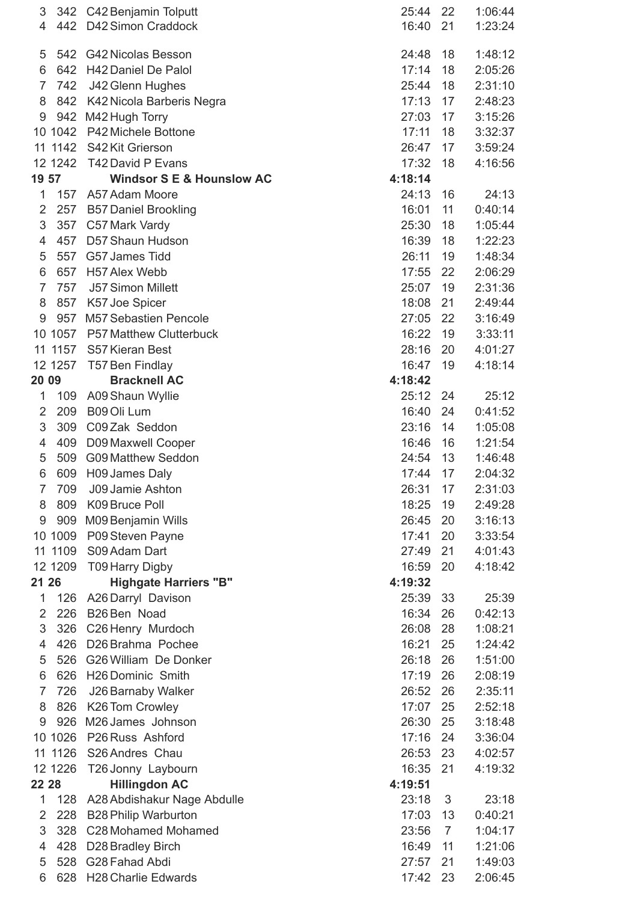| | | | | | |
|---|---|---|---|---|---|
| 3 | 342 | C42 Benjamin Tolputt | 25:44 | 22 | 1:06:44 |
| 4 | 442 | D42 Simon Craddock | 16:40 | 21 | 1:23:24 |
| 5 | 542 | G42 Nicolas Besson | 24:48 | 18 | 1:48:12 |
| 6 | 642 | H42 Daniel De Palol | 17:14 | 18 | 2:05:26 |
| 7 | 742 | J42 Glenn Hughes | 25:44 | 18 | 2:31:10 |
| 8 | 842 | K42 Nicola Barberis Negra | 17:13 | 17 | 2:48:23 |
| 9 | 942 | M42 Hugh Torry | 27:03 | 17 | 3:15:26 |
| 10 | 1042 | P42 Michele Bottone | 17:11 | 18 | 3:32:37 |
| 11 | 1142 | S42 Kit Grierson | 26:47 | 17 | 3:59:24 |
| 12 | 1242 | T42 David P Evans | 17:32 | 18 | 4:16:56 |
| **19** | **57** | **Windsor S E & Hounslow AC** | **4:18:14** | | |
| 1 | 157 | A57 Adam Moore | 24:13 | 16 | 24:13 |
| 2 | 257 | B57 Daniel Brookling | 16:01 | 11 | 0:40:14 |
| 3 | 357 | C57 Mark Vardy | 25:30 | 18 | 1:05:44 |
| 4 | 457 | D57 Shaun Hudson | 16:39 | 18 | 1:22:23 |
| 5 | 557 | G57 James Tidd | 26:11 | 19 | 1:48:34 |
| 6 | 657 | H57 Alex Webb | 17:55 | 22 | 2:06:29 |
| 7 | 757 | J57 Simon Millett | 25:07 | 19 | 2:31:36 |
| 8 | 857 | K57 Joe Spicer | 18:08 | 21 | 2:49:44 |
| 9 | 957 | M57 Sebastien Pencole | 27:05 | 22 | 3:16:49 |
| 10 | 1057 | P57 Matthew Clutterbuck | 16:22 | 19 | 3:33:11 |
| 11 | 1157 | S57 Kieran Best | 28:16 | 20 | 4:01:27 |
| 12 | 1257 | T57 Ben Findlay | 16:47 | 19 | 4:18:14 |
| **20** | **09** | **Bracknell AC** | **4:18:42** | | |
| 1 | 109 | A09 Shaun Wyllie | 25:12 | 24 | 25:12 |
| 2 | 209 | B09 Oli Lum | 16:40 | 24 | 0:41:52 |
| 3 | 309 | C09 Zak Seddon | 23:16 | 14 | 1:05:08 |
| 4 | 409 | D09 Maxwell Cooper | 16:46 | 16 | 1:21:54 |
| 5 | 509 | G09 Matthew Seddon | 24:54 | 13 | 1:46:48 |
| 6 | 609 | H09 James Daly | 17:44 | 17 | 2:04:32 |
| 7 | 709 | J09 Jamie Ashton | 26:31 | 17 | 2:31:03 |
| 8 | 809 | K09 Bruce Poll | 18:25 | 19 | 2:49:28 |
| 9 | 909 | M09 Benjamin Wills | 26:45 | 20 | 3:16:13 |
| 10 | 1009 | P09 Steven Payne | 17:41 | 20 | 3:33:54 |
| 11 | 1109 | S09 Adam Dart | 27:49 | 21 | 4:01:43 |
| 12 | 1209 | T09 Harry Digby | 16:59 | 20 | 4:18:42 |
| **21** | **26** | **Highgate Harriers "B"** | **4:19:32** | | |
| 1 | 126 | A26 Darryl Davison | 25:39 | 33 | 25:39 |
| 2 | 226 | B26 Ben Noad | 16:34 | 26 | 0:42:13 |
| 3 | 326 | C26 Henry Murdoch | 26:08 | 28 | 1:08:21 |
| 4 | 426 | D26 Brahma Pochee | 16:21 | 25 | 1:24:42 |
| 5 | 526 | G26 William De Donker | 26:18 | 26 | 1:51:00 |
| 6 | 626 | H26 Dominic Smith | 17:19 | 26 | 2:08:19 |
| 7 | 726 | J26 Barnaby Walker | 26:52 | 26 | 2:35:11 |
| 8 | 826 | K26 Tom Crowley | 17:07 | 25 | 2:52:18 |
| 9 | 926 | M26 James Johnson | 26:30 | 25 | 3:18:48 |
| 10 | 1026 | P26 Russ Ashford | 17:16 | 24 | 3:36:04 |
| 11 | 1126 | S26 Andres Chau | 26:53 | 23 | 4:02:57 |
| 12 | 1226 | T26 Jonny Laybourn | 16:35 | 21 | 4:19:32 |
| **22** | **28** | **Hillingdon AC** | **4:19:51** | | |
| 1 | 128 | A28 Abdishakur Nage Abdulle | 23:18 | 3 | 23:18 |
| 2 | 228 | B28 Philip Warburton | 17:03 | 13 | 0:40:21 |
| 3 | 328 | C28 Mohamed Mohamed | 23:56 | 7 | 1:04:17 |
| 4 | 428 | D28 Bradley Birch | 16:49 | 11 | 1:21:06 |
| 5 | 528 | G28 Fahad Abdi | 27:57 | 21 | 1:49:03 |
| 6 | 628 | H28 Charlie Edwards | 17:42 | 23 | 2:06:45 |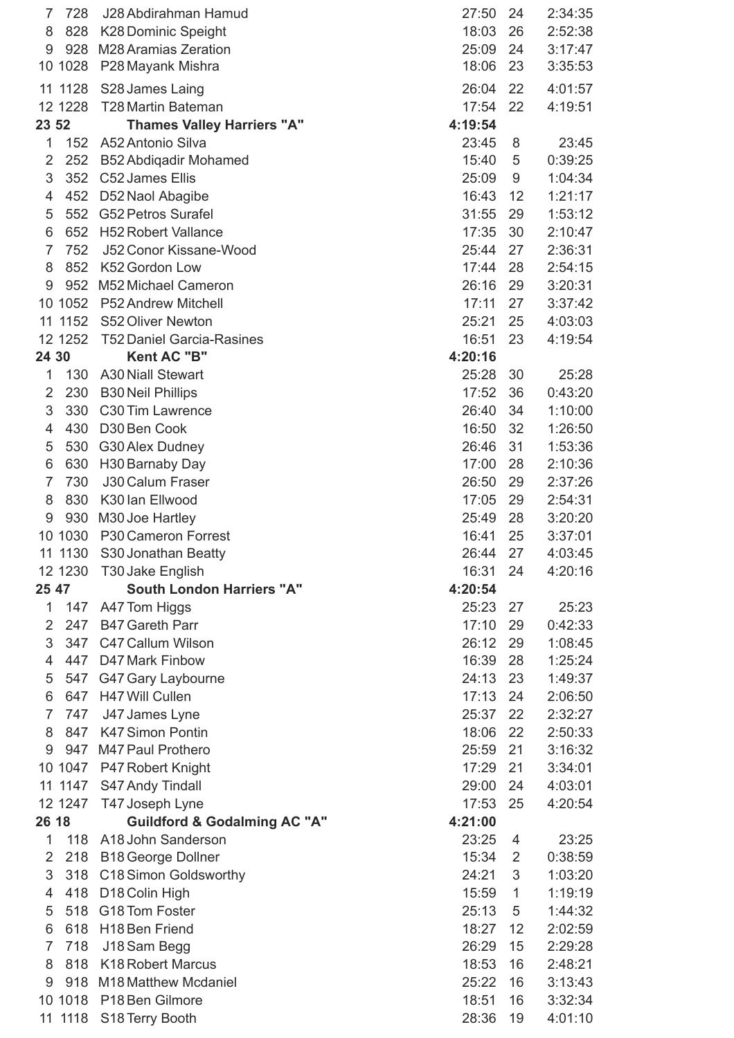| | | | | | |
|---|---|---|---|---|---|
| 7 728 | J28 Abdirahman Hamud | 27:50 | 24 | 2:34:35 |
| 8 828 | K28 Dominic Speight | 18:03 | 26 | 2:52:38 |
| 9 928 | M28 Aramias Zeration | 25:09 | 24 | 3:17:47 |
| 10 1028 | P28 Mayank Mishra | 18:06 | 23 | 3:35:53 |
| 11 1128 | S28 James Laing | 26:04 | 22 | 4:01:57 |
| 12 1228 | T28 Martin Bateman | 17:54 | 22 | 4:19:51 |
| **23 52** | **Thames Valley Harriers "A"** | **4:19:54** | | |
| 1 152 | A52 Antonio Silva | 23:45 | 8 | 23:45 |
| 2 252 | B52 Abdiqadir Mohamed | 15:40 | 5 | 0:39:25 |
| 3 352 | C52 James Ellis | 25:09 | 9 | 1:04:34 |
| 4 452 | D52 Naol Abagibe | 16:43 | 12 | 1:21:17 |
| 5 552 | G52 Petros Surafel | 31:55 | 29 | 1:53:12 |
| 6 652 | H52 Robert Vallance | 17:35 | 30 | 2:10:47 |
| 7 752 | J52 Conor Kissane-Wood | 25:44 | 27 | 2:36:31 |
| 8 852 | K52 Gordon Low | 17:44 | 28 | 2:54:15 |
| 9 952 | M52 Michael Cameron | 26:16 | 29 | 3:20:31 |
| 10 1052 | P52 Andrew Mitchell | 17:11 | 27 | 3:37:42 |
| 11 1152 | S52 Oliver Newton | 25:21 | 25 | 4:03:03 |
| 12 1252 | T52 Daniel Garcia-Rasines | 16:51 | 23 | 4:19:54 |
| **24 30** | **Kent AC "B"** | **4:20:16** | | |
| 1 130 | A30 Niall Stewart | 25:28 | 30 | 25:28 |
| 2 230 | B30 Neil Phillips | 17:52 | 36 | 0:43:20 |
| 3 330 | C30 Tim Lawrence | 26:40 | 34 | 1:10:00 |
| 4 430 | D30 Ben Cook | 16:50 | 32 | 1:26:50 |
| 5 530 | G30 Alex Dudney | 26:46 | 31 | 1:53:36 |
| 6 630 | H30 Barnaby Day | 17:00 | 28 | 2:10:36 |
| 7 730 | J30 Calum Fraser | 26:50 | 29 | 2:37:26 |
| 8 830 | K30 Ian Ellwood | 17:05 | 29 | 2:54:31 |
| 9 930 | M30 Joe Hartley | 25:49 | 28 | 3:20:20 |
| 10 1030 | P30 Cameron Forrest | 16:41 | 25 | 3:37:01 |
| 11 1130 | S30 Jonathan Beatty | 26:44 | 27 | 4:03:45 |
| 12 1230 | T30 Jake English | 16:31 | 24 | 4:20:16 |
| **25 47** | **South London Harriers "A"** | **4:20:54** | | |
| 1 147 | A47 Tom Higgs | 25:23 | 27 | 25:23 |
| 2 247 | B47 Gareth Parr | 17:10 | 29 | 0:42:33 |
| 3 347 | C47 Callum Wilson | 26:12 | 29 | 1:08:45 |
| 4 447 | D47 Mark Finbow | 16:39 | 28 | 1:25:24 |
| 5 547 | G47 Gary Laybourne | 24:13 | 23 | 1:49:37 |
| 6 647 | H47 Will Cullen | 17:13 | 24 | 2:06:50 |
| 7 747 | J47 James Lyne | 25:37 | 22 | 2:32:27 |
| 8 847 | K47 Simon Pontin | 18:06 | 22 | 2:50:33 |
| 9 947 | M47 Paul Prothero | 25:59 | 21 | 3:16:32 |
| 10 1047 | P47 Robert Knight | 17:29 | 21 | 3:34:01 |
| 11 1147 | S47 Andy Tindall | 29:00 | 24 | 4:03:01 |
| 12 1247 | T47 Joseph Lyne | 17:53 | 25 | 4:20:54 |
| **26 18** | **Guildford & Godalming AC "A"** | **4:21:00** | | |
| 1 118 | A18 John Sanderson | 23:25 | 4 | 23:25 |
| 2 218 | B18 George Dollner | 15:34 | 2 | 0:38:59 |
| 3 318 | C18 Simon Goldsworthy | 24:21 | 3 | 1:03:20 |
| 4 418 | D18 Colin High | 15:59 | 1 | 1:19:19 |
| 5 518 | G18 Tom Foster | 25:13 | 5 | 1:44:32 |
| 6 618 | H18 Ben Friend | 18:27 | 12 | 2:02:59 |
| 7 718 | J18 Sam Begg | 26:29 | 15 | 2:29:28 |
| 8 818 | K18 Robert Marcus | 18:53 | 16 | 2:48:21 |
| 9 918 | M18 Matthew Mcdaniel | 25:22 | 16 | 3:13:43 |
| 10 1018 | P18 Ben Gilmore | 18:51 | 16 | 3:32:34 |
| 11 1118 | S18 Terry Booth | 28:36 | 19 | 4:01:10 |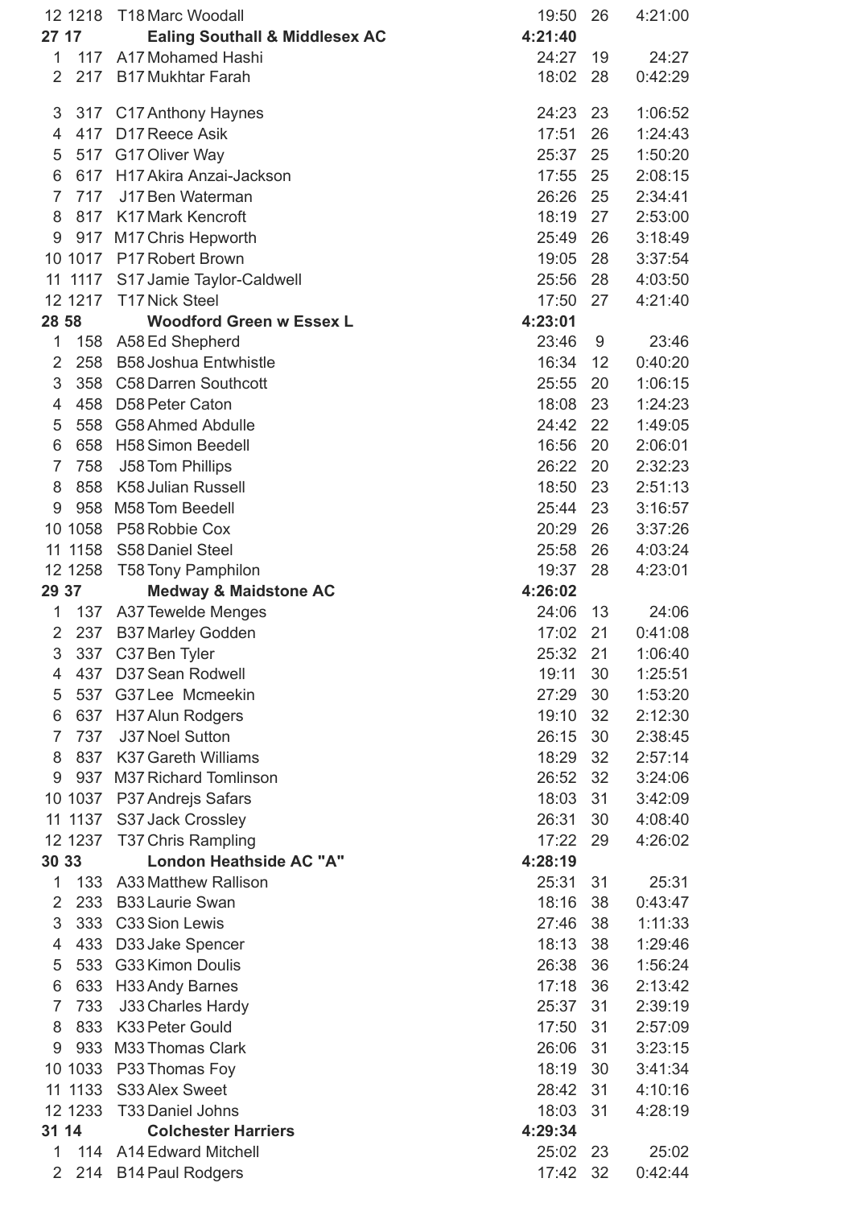| | | | | | |
|---|---|---|---|---|---|
| 12 1218 | T18 Marc Woodall | 19:50 | 26 | 4:21:00 |
| **27 17** | **Ealing Southall & Middlesex AC** | **4:21:40** | | |
| 1 117 | A17 Mohamed Hashi | 24:27 | 19 | 24:27 |
| 2 217 | B17 Mukhtar Farah | 18:02 | 28 | 0:42:29 |
| 3 317 | C17 Anthony Haynes | 24:23 | 23 | 1:06:52 |
| 4 417 | D17 Reece Asik | 17:51 | 26 | 1:24:43 |
| 5 517 | G17 Oliver Way | 25:37 | 25 | 1:50:20 |
| 6 617 | H17 Akira Anzai-Jackson | 17:55 | 25 | 2:08:15 |
| 7 717 | J17 Ben Waterman | 26:26 | 25 | 2:34:41 |
| 8 817 | K17 Mark Kencroft | 18:19 | 27 | 2:53:00 |
| 9 917 | M17 Chris Hepworth | 25:49 | 26 | 3:18:49 |
| 10 1017 | P17 Robert Brown | 19:05 | 28 | 3:37:54 |
| 11 1117 | S17 Jamie Taylor-Caldwell | 25:56 | 28 | 4:03:50 |
| 12 1217 | T17 Nick Steel | 17:50 | 27 | 4:21:40 |
| **28 58** | **Woodford Green w Essex L** | **4:23:01** | | |
| 1 158 | A58 Ed Shepherd | 23:46 | 9 | 23:46 |
| 2 258 | B58 Joshua Entwhistle | 16:34 | 12 | 0:40:20 |
| 3 358 | C58 Darren Southcott | 25:55 | 20 | 1:06:15 |
| 4 458 | D58 Peter Caton | 18:08 | 23 | 1:24:23 |
| 5 558 | G58 Ahmed Abdulle | 24:42 | 22 | 1:49:05 |
| 6 658 | H58 Simon Beedell | 16:56 | 20 | 2:06:01 |
| 7 758 | J58 Tom Phillips | 26:22 | 20 | 2:32:23 |
| 8 858 | K58 Julian Russell | 18:50 | 23 | 2:51:13 |
| 9 958 | M58 Tom Beedell | 25:44 | 23 | 3:16:57 |
| 10 1058 | P58 Robbie Cox | 20:29 | 26 | 3:37:26 |
| 11 1158 | S58 Daniel Steel | 25:58 | 26 | 4:03:24 |
| 12 1258 | T58 Tony Pamphilon | 19:37 | 28 | 4:23:01 |
| **29 37** | **Medway & Maidstone AC** | **4:26:02** | | |
| 1 137 | A37 Tewelde Menges | 24:06 | 13 | 24:06 |
| 2 237 | B37 Marley Godden | 17:02 | 21 | 0:41:08 |
| 3 337 | C37 Ben Tyler | 25:32 | 21 | 1:06:40 |
| 4 437 | D37 Sean Rodwell | 19:11 | 30 | 1:25:51 |
| 5 537 | G37 Lee Mcmeekin | 27:29 | 30 | 1:53:20 |
| 6 637 | H37 Alun Rodgers | 19:10 | 32 | 2:12:30 |
| 7 737 | J37 Noel Sutton | 26:15 | 30 | 2:38:45 |
| 8 837 | K37 Gareth Williams | 18:29 | 32 | 2:57:14 |
| 9 937 | M37 Richard Tomlinson | 26:52 | 32 | 3:24:06 |
| 10 1037 | P37 Andrejs Safars | 18:03 | 31 | 3:42:09 |
| 11 1137 | S37 Jack Crossley | 26:31 | 30 | 4:08:40 |
| 12 1237 | T37 Chris Rampling | 17:22 | 29 | 4:26:02 |
| **30 33** | **London Heathside AC "A"** | **4:28:19** | | |
| 1 133 | A33 Matthew Rallison | 25:31 | 31 | 25:31 |
| 2 233 | B33 Laurie Swan | 18:16 | 38 | 0:43:47 |
| 3 333 | C33 Sion Lewis | 27:46 | 38 | 1:11:33 |
| 4 433 | D33 Jake Spencer | 18:13 | 38 | 1:29:46 |
| 5 533 | G33 Kimon Doulis | 26:38 | 36 | 1:56:24 |
| 6 633 | H33 Andy Barnes | 17:18 | 36 | 2:13:42 |
| 7 733 | J33 Charles Hardy | 25:37 | 31 | 2:39:19 |
| 8 833 | K33 Peter Gould | 17:50 | 31 | 2:57:09 |
| 9 933 | M33 Thomas Clark | 26:06 | 31 | 3:23:15 |
| 10 1033 | P33 Thomas Foy | 18:19 | 30 | 3:41:34 |
| 11 1133 | S33 Alex Sweet | 28:42 | 31 | 4:10:16 |
| 12 1233 | T33 Daniel Johns | 18:03 | 31 | 4:28:19 |
| **31 14** | **Colchester Harriers** | **4:29:34** | | |
| 1 114 | A14 Edward Mitchell | 25:02 | 23 | 25:02 |
| 2 214 | B14 Paul Rodgers | 17:42 | 32 | 0:42:44 |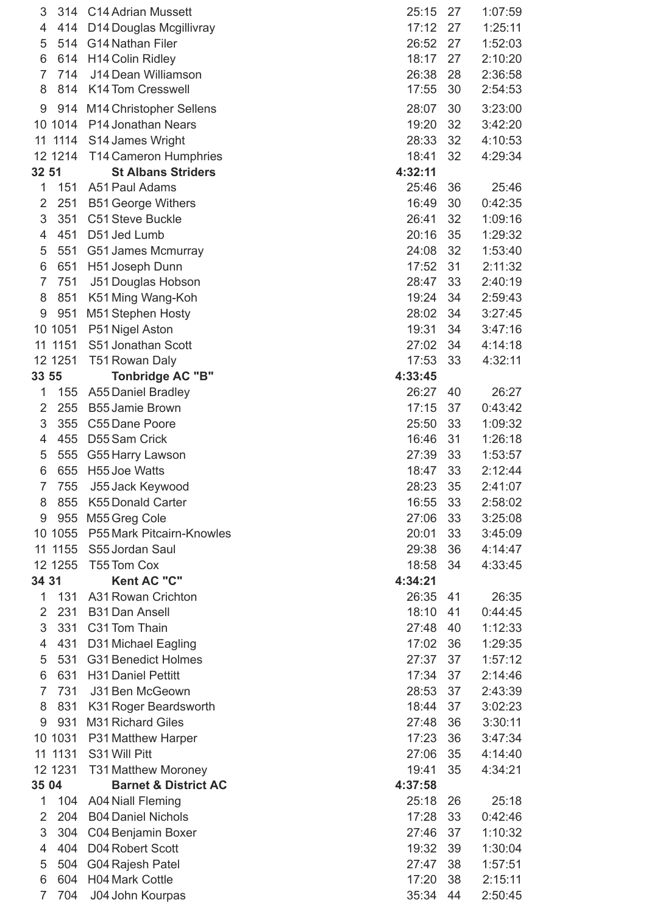| | | | | | |
|---|---|---|---|---|---|
| 3 | 314 | C14 Adrian Mussett | 25:15 | 27 | 1:07:59 |
| 4 | 414 | D14 Douglas Mcgillivray | 17:12 | 27 | 1:25:11 |
| 5 | 514 | G14 Nathan Filer | 26:52 | 27 | 1:52:03 |
| 6 | 614 | H14 Colin Ridley | 18:17 | 27 | 2:10:20 |
| 7 | 714 | J14 Dean Williamson | 26:38 | 28 | 2:36:58 |
| 8 | 814 | K14 Tom Cresswell | 17:55 | 30 | 2:54:53 |
| 9 | 914 | M14 Christopher Sellens | 28:07 | 30 | 3:23:00 |
| 10 | 1014 | P14 Jonathan Nears | 19:20 | 32 | 3:42:20 |
| 11 | 1114 | S14 James Wright | 28:33 | 32 | 4:10:53 |
| 12 | 1214 | T14 Cameron Humphries | 18:41 | 32 | 4:29:34 |
| **32** | **51** | **St Albans Striders** | **4:32:11** | | |
| 1 | 151 | A51 Paul Adams | 25:46 | 36 | 25:46 |
| 2 | 251 | B51 George Withers | 16:49 | 30 | 0:42:35 |
| 3 | 351 | C51 Steve Buckle | 26:41 | 32 | 1:09:16 |
| 4 | 451 | D51 Jed Lumb | 20:16 | 35 | 1:29:32 |
| 5 | 551 | G51 James Mcmurray | 24:08 | 32 | 1:53:40 |
| 6 | 651 | H51 Joseph Dunn | 17:52 | 31 | 2:11:32 |
| 7 | 751 | J51 Douglas Hobson | 28:47 | 33 | 2:40:19 |
| 8 | 851 | K51 Ming Wang-Koh | 19:24 | 34 | 2:59:43 |
| 9 | 951 | M51 Stephen Hosty | 28:02 | 34 | 3:27:45 |
| 10 | 1051 | P51 Nigel Aston | 19:31 | 34 | 3:47:16 |
| 11 | 1151 | S51 Jonathan Scott | 27:02 | 34 | 4:14:18 |
| 12 | 1251 | T51 Rowan Daly | 17:53 | 33 | 4:32:11 |
| **33** | **55** | **Tonbridge AC "B"** | **4:33:45** | | |
| 1 | 155 | A55 Daniel Bradley | 26:27 | 40 | 26:27 |
| 2 | 255 | B55 Jamie Brown | 17:15 | 37 | 0:43:42 |
| 3 | 355 | C55 Dane Poore | 25:50 | 33 | 1:09:32 |
| 4 | 455 | D55 Sam Crick | 16:46 | 31 | 1:26:18 |
| 5 | 555 | G55 Harry Lawson | 27:39 | 33 | 1:53:57 |
| 6 | 655 | H55 Joe Watts | 18:47 | 33 | 2:12:44 |
| 7 | 755 | J55 Jack Keywood | 28:23 | 35 | 2:41:07 |
| 8 | 855 | K55 Donald Carter | 16:55 | 33 | 2:58:02 |
| 9 | 955 | M55 Greg Cole | 27:06 | 33 | 3:25:08 |
| 10 | 1055 | P55 Mark Pitcairn-Knowles | 20:01 | 33 | 3:45:09 |
| 11 | 1155 | S55 Jordan Saul | 29:38 | 36 | 4:14:47 |
| 12 | 1255 | T55 Tom Cox | 18:58 | 34 | 4:33:45 |
| **34** | **31** | **Kent AC "C"** | **4:34:21** | | |
| 1 | 131 | A31 Rowan Crichton | 26:35 | 41 | 26:35 |
| 2 | 231 | B31 Dan Ansell | 18:10 | 41 | 0:44:45 |
| 3 | 331 | C31 Tom Thain | 27:48 | 40 | 1:12:33 |
| 4 | 431 | D31 Michael Eagling | 17:02 | 36 | 1:29:35 |
| 5 | 531 | G31 Benedict Holmes | 27:37 | 37 | 1:57:12 |
| 6 | 631 | H31 Daniel Pettitt | 17:34 | 37 | 2:14:46 |
| 7 | 731 | J31 Ben McGeown | 28:53 | 37 | 2:43:39 |
| 8 | 831 | K31 Roger Beardsworth | 18:44 | 37 | 3:02:23 |
| 9 | 931 | M31 Richard Giles | 27:48 | 36 | 3:30:11 |
| 10 | 1031 | P31 Matthew Harper | 17:23 | 36 | 3:47:34 |
| 11 | 1131 | S31 Will Pitt | 27:06 | 35 | 4:14:40 |
| 12 | 1231 | T31 Matthew Moroney | 19:41 | 35 | 4:34:21 |
| **35** | **04** | **Barnet & District AC** | **4:37:58** | | |
| 1 | 104 | A04 Niall Fleming | 25:18 | 26 | 25:18 |
| 2 | 204 | B04 Daniel Nichols | 17:28 | 33 | 0:42:46 |
| 3 | 304 | C04 Benjamin Boxer | 27:46 | 37 | 1:10:32 |
| 4 | 404 | D04 Robert Scott | 19:32 | 39 | 1:30:04 |
| 5 | 504 | G04 Rajesh Patel | 27:47 | 38 | 1:57:51 |
| 6 | 604 | H04 Mark Cottle | 17:20 | 38 | 2:15:11 |
| 7 | 704 | J04 John Kourpas | 35:34 | 44 | 2:50:45 |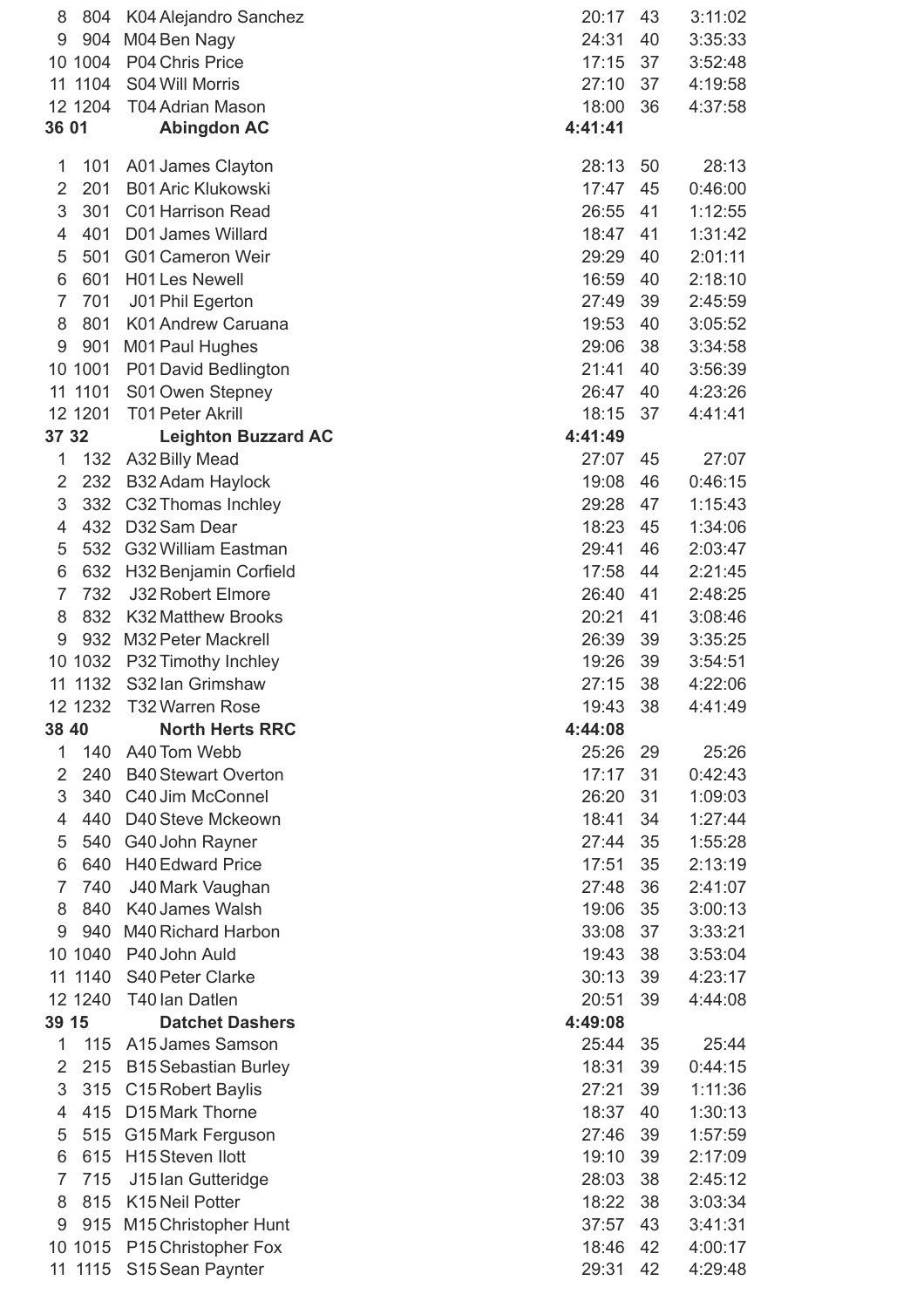| | | | | | |
|---|---|---|---|---|---|
| 8 | 804 | K04 Alejandro Sanchez | 20:17 | 43 | 3:11:02 |
| 9 | 904 | M04 Ben Nagy | 24:31 | 40 | 3:35:33 |
| 10 | 1004 | P04 Chris Price | 17:15 | 37 | 3:52:48 |
| 11 | 1104 | S04 Will Morris | 27:10 | 37 | 4:19:58 |
| 12 | 1204 | T04 Adrian Mason | 18:00 | 36 | 4:37:58 |
| **36** | **01** | **Abingdon AC** | **4:41:41** | | |
| 1 | 101 | A01 James Clayton | 28:13 | 50 | 28:13 |
| 2 | 201 | B01 Aric Klukowski | 17:47 | 45 | 0:46:00 |
| 3 | 301 | C01 Harrison Read | 26:55 | 41 | 1:12:55 |
| 4 | 401 | D01 James Willard | 18:47 | 41 | 1:31:42 |
| 5 | 501 | G01 Cameron Weir | 29:29 | 40 | 2:01:11 |
| 6 | 601 | H01 Les Newell | 16:59 | 40 | 2:18:10 |
| 7 | 701 | J01 Phil Egerton | 27:49 | 39 | 2:45:59 |
| 8 | 801 | K01 Andrew Caruana | 19:53 | 40 | 3:05:52 |
| 9 | 901 | M01 Paul Hughes | 29:06 | 38 | 3:34:58 |
| 10 | 1001 | P01 David Bedlington | 21:41 | 40 | 3:56:39 |
| 11 | 1101 | S01 Owen Stepney | 26:47 | 40 | 4:23:26 |
| 12 | 1201 | T01 Peter Akrill | 18:15 | 37 | 4:41:41 |
| **37** | **32** | **Leighton Buzzard AC** | **4:41:49** | | |
| 1 | 132 | A32 Billy Mead | 27:07 | 45 | 27:07 |
| 2 | 232 | B32 Adam Haylock | 19:08 | 46 | 0:46:15 |
| 3 | 332 | C32 Thomas Inchley | 29:28 | 47 | 1:15:43 |
| 4 | 432 | D32 Sam Dear | 18:23 | 45 | 1:34:06 |
| 5 | 532 | G32 William Eastman | 29:41 | 46 | 2:03:47 |
| 6 | 632 | H32 Benjamin Corfield | 17:58 | 44 | 2:21:45 |
| 7 | 732 | J32 Robert Elmore | 26:40 | 41 | 2:48:25 |
| 8 | 832 | K32 Matthew Brooks | 20:21 | 41 | 3:08:46 |
| 9 | 932 | M32 Peter Mackrell | 26:39 | 39 | 3:35:25 |
| 10 | 1032 | P32 Timothy Inchley | 19:26 | 39 | 3:54:51 |
| 11 | 1132 | S32 Ian Grimshaw | 27:15 | 38 | 4:22:06 |
| 12 | 1232 | T32 Warren Rose | 19:43 | 38 | 4:41:49 |
| **38** | **40** | **North Herts RRC** | **4:44:08** | | |
| 1 | 140 | A40 Tom Webb | 25:26 | 29 | 25:26 |
| 2 | 240 | B40 Stewart Overton | 17:17 | 31 | 0:42:43 |
| 3 | 340 | C40 Jim McConnel | 26:20 | 31 | 1:09:03 |
| 4 | 440 | D40 Steve Mckeown | 18:41 | 34 | 1:27:44 |
| 5 | 540 | G40 John Rayner | 27:44 | 35 | 1:55:28 |
| 6 | 640 | H40 Edward Price | 17:51 | 35 | 2:13:19 |
| 7 | 740 | J40 Mark Vaughan | 27:48 | 36 | 2:41:07 |
| 8 | 840 | K40 James Walsh | 19:06 | 35 | 3:00:13 |
| 9 | 940 | M40 Richard Harbon | 33:08 | 37 | 3:33:21 |
| 10 | 1040 | P40 John Auld | 19:43 | 38 | 3:53:04 |
| 11 | 1140 | S40 Peter Clarke | 30:13 | 39 | 4:23:17 |
| 12 | 1240 | T40 Ian Datlen | 20:51 | 39 | 4:44:08 |
| **39** | **15** | **Datchet Dashers** | **4:49:08** | | |
| 1 | 115 | A15 James Samson | 25:44 | 35 | 25:44 |
| 2 | 215 | B15 Sebastian Burley | 18:31 | 39 | 0:44:15 |
| 3 | 315 | C15 Robert Baylis | 27:21 | 39 | 1:11:36 |
| 4 | 415 | D15 Mark Thorne | 18:37 | 40 | 1:30:13 |
| 5 | 515 | G15 Mark Ferguson | 27:46 | 39 | 1:57:59 |
| 6 | 615 | H15 Steven Ilott | 19:10 | 39 | 2:17:09 |
| 7 | 715 | J15 Ian Gutteridge | 28:03 | 38 | 2:45:12 |
| 8 | 815 | K15 Neil Potter | 18:22 | 38 | 3:03:34 |
| 9 | 915 | M15 Christopher Hunt | 37:57 | 43 | 3:41:31 |
| 10 | 1015 | P15 Christopher Fox | 18:46 | 42 | 4:00:17 |
| 11 | 1115 | S15 Sean Paynter | 29:31 | 42 | 4:29:48 |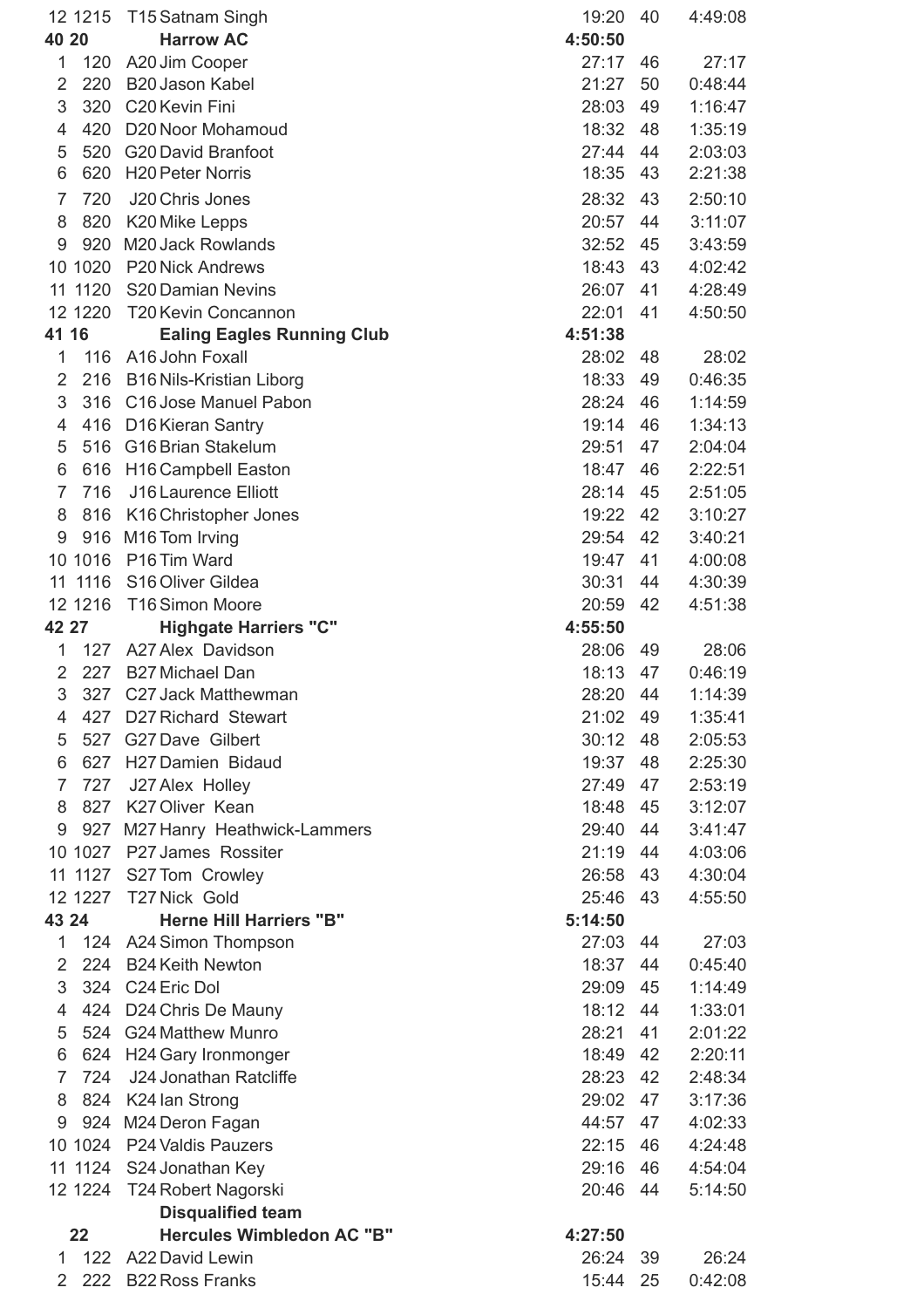| | | | | | |
|---|---|---|---|---|---|
| 12 | 1215 | T15 Satnam Singh | 19:20 | 40 | 4:49:08 |
| **40** | **20** | **Harrow AC** | **4:50:50** | | |
| 1 | 120 | A20 Jim Cooper | 27:17 | 46 | 27:17 |
| 2 | 220 | B20 Jason Kabel | 21:27 | 50 | 0:48:44 |
| 3 | 320 | C20 Kevin Fini | 28:03 | 49 | 1:16:47 |
| 4 | 420 | D20 Noor Mohamoud | 18:32 | 48 | 1:35:19 |
| 5 | 520 | G20 David Branfoot | 27:44 | 44 | 2:03:03 |
| 6 | 620 | H20 Peter Norris | 18:35 | 43 | 2:21:38 |
| 7 | 720 | J20 Chris Jones | 28:32 | 43 | 2:50:10 |
| 8 | 820 | K20 Mike Lepps | 20:57 | 44 | 3:11:07 |
| 9 | 920 | M20 Jack Rowlands | 32:52 | 45 | 3:43:59 |
| 10 | 1020 | P20 Nick Andrews | 18:43 | 43 | 4:02:42 |
| 11 | 1120 | S20 Damian Nevins | 26:07 | 41 | 4:28:49 |
| 12 | 1220 | T20 Kevin Concannon | 22:01 | 41 | 4:50:50 |
| **41** | **16** | **Ealing Eagles Running Club** | **4:51:38** | | |
| 1 | 116 | A16 John Foxall | 28:02 | 48 | 28:02 |
| 2 | 216 | B16 Nils-Kristian Liborg | 18:33 | 49 | 0:46:35 |
| 3 | 316 | C16 Jose Manuel Pabon | 28:24 | 46 | 1:14:59 |
| 4 | 416 | D16 Kieran Santry | 19:14 | 46 | 1:34:13 |
| 5 | 516 | G16 Brian Stakelum | 29:51 | 47 | 2:04:04 |
| 6 | 616 | H16 Campbell Easton | 18:47 | 46 | 2:22:51 |
| 7 | 716 | J16 Laurence Elliott | 28:14 | 45 | 2:51:05 |
| 8 | 816 | K16 Christopher Jones | 19:22 | 42 | 3:10:27 |
| 9 | 916 | M16 Tom Irving | 29:54 | 42 | 3:40:21 |
| 10 | 1016 | P16 Tim Ward | 19:47 | 41 | 4:00:08 |
| 11 | 1116 | S16 Oliver Gildea | 30:31 | 44 | 4:30:39 |
| 12 | 1216 | T16 Simon Moore | 20:59 | 42 | 4:51:38 |
| **42** | **27** | **Highgate Harriers "C"** | **4:55:50** | | |
| 1 | 127 | A27 Alex Davidson | 28:06 | 49 | 28:06 |
| 2 | 227 | B27 Michael Dan | 18:13 | 47 | 0:46:19 |
| 3 | 327 | C27 Jack Matthewman | 28:20 | 44 | 1:14:39 |
| 4 | 427 | D27 Richard Stewart | 21:02 | 49 | 1:35:41 |
| 5 | 527 | G27 Dave Gilbert | 30:12 | 48 | 2:05:53 |
| 6 | 627 | H27 Damien Bidaud | 19:37 | 48 | 2:25:30 |
| 7 | 727 | J27 Alex Holley | 27:49 | 47 | 2:53:19 |
| 8 | 827 | K27 Oliver Kean | 18:48 | 45 | 3:12:07 |
| 9 | 927 | M27 Hanry Heathwick-Lammers | 29:40 | 44 | 3:41:47 |
| 10 | 1027 | P27 James Rossiter | 21:19 | 44 | 4:03:06 |
| 11 | 1127 | S27 Tom Crowley | 26:58 | 43 | 4:30:04 |
| 12 | 1227 | T27 Nick Gold | 25:46 | 43 | 4:55:50 |
| **43** | **24** | **Herne Hill Harriers "B"** | **5:14:50** | | |
| 1 | 124 | A24 Simon Thompson | 27:03 | 44 | 27:03 |
| 2 | 224 | B24 Keith Newton | 18:37 | 44 | 0:45:40 |
| 3 | 324 | C24 Eric Dol | 29:09 | 45 | 1:14:49 |
| 4 | 424 | D24 Chris De Mauny | 18:12 | 44 | 1:33:01 |
| 5 | 524 | G24 Matthew Munro | 28:21 | 41 | 2:01:22 |
| 6 | 624 | H24 Gary Ironmonger | 18:49 | 42 | 2:20:11 |
| 7 | 724 | J24 Jonathan Ratcliffe | 28:23 | 42 | 2:48:34 |
| 8 | 824 | K24 Ian Strong | 29:02 | 47 | 3:17:36 |
| 9 | 924 | M24 Deron Fagan | 44:57 | 47 | 4:02:33 |
| 10 | 1024 | P24 Valdis Pauzers | 22:15 | 46 | 4:24:48 |
| 11 | 1124 | S24 Jonathan Key | 29:16 | 46 | 4:54:04 |
| 12 | 1224 | T24 Robert Nagorski | 20:46 | 44 | 5:14:50 |
| | | **Disqualified team** | | | |
| | **22** | **Hercules Wimbledon AC "B"** | **4:27:50** | | |
| 1 | 122 | A22 David Lewin | 26:24 | 39 | 26:24 |
| 2 | 222 | B22 Ross Franks | 15:44 | 25 | 0:42:08 |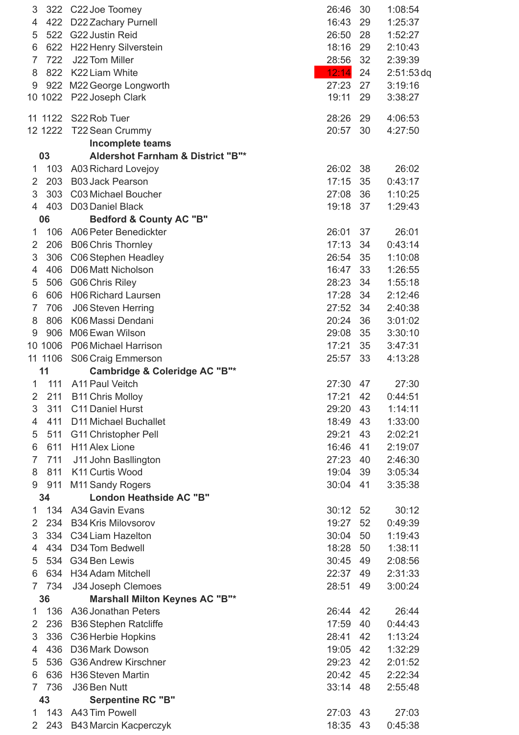| | | | | | |
|---|---|---|---|---|---|
| 3 | 322 | C22 Joe Toomey | 26:46 | 30 | 1:08:54 |
| 4 | 422 | D22 Zachary Purnell | 16:43 | 29 | 1:25:37 |
| 5 | 522 | G22 Justin Reid | 26:50 | 28 | 1:52:27 |
| 6 | 622 | H22 Henry Silverstein | 18:16 | 29 | 2:10:43 |
| 7 | 722 | J22 Tom Miller | 28:56 | 32 | 2:39:39 |
| 8 | 822 | K22 Liam White | 12:14 | 24 | 2:51:53 dq |
| 9 | 922 | M22 George Longworth | 27:23 | 27 | 3:19:16 |
| 10 | 1022 | P22 Joseph Clark | 19:11 | 29 | 3:38:27 |
| 11 | 1122 | S22 Rob Tuer | 28:26 | 29 | 4:06:53 |
| 12 | 1222 | T22 Sean Crummy | 20:57 | 30 | 4:27:50 |
| | | **Incomplete teams** | | | |
| **03** | | **Aldershot Farnham & District "B"*** | | | |
| 1 | 103 | A03 Richard Lovejoy | 26:02 | 38 | 26:02 |
| 2 | 203 | B03 Jack Pearson | 17:15 | 35 | 0:43:17 |
| 3 | 303 | C03 Michael Boucher | 27:08 | 36 | 1:10:25 |
| 4 | 403 | D03 Daniel Black | 19:18 | 37 | 1:29:43 |
| **06** | | **Bedford & County AC "B"** | | | |
| 1 | 106 | A06 Peter Benedickter | 26:01 | 37 | 26:01 |
| 2 | 206 | B06 Chris Thornley | 17:13 | 34 | 0:43:14 |
| 3 | 306 | C06 Stephen Headley | 26:54 | 35 | 1:10:08 |
| 4 | 406 | D06 Matt Nicholson | 16:47 | 33 | 1:26:55 |
| 5 | 506 | G06 Chris Riley | 28:23 | 34 | 1:55:18 |
| 6 | 606 | H06 Richard Laursen | 17:28 | 34 | 2:12:46 |
| 7 | 706 | J06 Steven Herring | 27:52 | 34 | 2:40:38 |
| 8 | 806 | K06 Massi Dendani | 20:24 | 36 | 3:01:02 |
| 9 | 906 | M06 Ewan Wilson | 29:08 | 35 | 3:30:10 |
| 10 | 1006 | P06 Michael Harrison | 17:21 | 35 | 3:47:31 |
| 11 | 1106 | S06 Craig Emmerson | 25:57 | 33 | 4:13:28 |
| **11** | | **Cambridge & Coleridge AC "B"*** | | | |
| 1 | 111 | A11 Paul Veitch | 27:30 | 47 | 27:30 |
| 2 | 211 | B11 Chris Molloy | 17:21 | 42 | 0:44:51 |
| 3 | 311 | C11 Daniel Hurst | 29:20 | 43 | 1:14:11 |
| 4 | 411 | D11 Michael Buchallet | 18:49 | 43 | 1:33:00 |
| 5 | 511 | G11 Christopher Pell | 29:21 | 43 | 2:02:21 |
| 6 | 611 | H11 Alex Lione | 16:46 | 41 | 2:19:07 |
| 7 | 711 | J11 John Baslington | 27:23 | 40 | 2:46:30 |
| 8 | 811 | K11 Curtis Wood | 19:04 | 39 | 3:05:34 |
| 9 | 911 | M11 Sandy Rogers | 30:04 | 41 | 3:35:38 |
| **34** | | **London Heathside AC "B"** | | | |
| 1 | 134 | A34 Gavin Evans | 30:12 | 52 | 30:12 |
| 2 | 234 | B34 Kris Milovsorov | 19:27 | 52 | 0:49:39 |
| 3 | 334 | C34 Liam Hazelton | 30:04 | 50 | 1:19:43 |
| 4 | 434 | D34 Tom Bedwell | 18:28 | 50 | 1:38:11 |
| 5 | 534 | G34 Ben Lewis | 30:45 | 49 | 2:08:56 |
| 6 | 634 | H34 Adam Mitchell | 22:37 | 49 | 2:31:33 |
| 7 | 734 | J34 Joseph Clemoes | 28:51 | 49 | 3:00:24 |
| **36** | | **Marshall Milton Keynes AC "B"*** | | | |
| 1 | 136 | A36 Jonathan Peters | 26:44 | 42 | 26:44 |
| 2 | 236 | B36 Stephen Ratcliffe | 17:59 | 40 | 0:44:43 |
| 3 | 336 | C36 Herbie Hopkins | 28:41 | 42 | 1:13:24 |
| 4 | 436 | D36 Mark Dowson | 19:05 | 42 | 1:32:29 |
| 5 | 536 | G36 Andrew Kirschner | 29:23 | 42 | 2:01:52 |
| 6 | 636 | H36 Steven Martin | 20:42 | 45 | 2:22:34 |
| 7 | 736 | J36 Ben Nutt | 33:14 | 48 | 2:55:48 |
| **43** | | **Serpentine RC "B"** | | | |
| 1 | 143 | A43 Tim Powell | 27:03 | 43 | 27:03 |
| 2 | 243 | B43 Marcin Kacperczyk | 18:35 | 43 | 0:45:38 |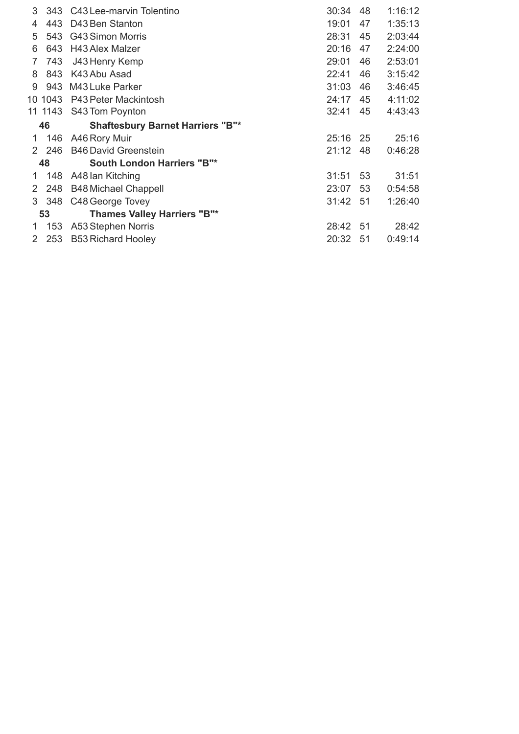| | | | | | |
|---|---|---|---|---|---|
| 3 | 343 | C43 Lee-marvin Tolentino | 30:34 | 48 | 1:16:12 |
| 4 | 443 | D43 Ben Stanton | 19:01 | 47 | 1:35:13 |
| 5 | 543 | G43 Simon Morris | 28:31 | 45 | 2:03:44 |
| 6 | 643 | H43 Alex Malzer | 20:16 | 47 | 2:24:00 |
| 7 | 743 | J43 Henry Kemp | 29:01 | 46 | 2:53:01 |
| 8 | 843 | K43 Abu Asad | 22:41 | 46 | 3:15:42 |
| 9 | 943 | M43 Luke Parker | 31:03 | 46 | 3:46:45 |
| 10 | 1043 | P43 Peter Mackintosh | 24:17 | 45 | 4:11:02 |
| 11 | 1143 | S43 Tom Poynton | 32:41 | 45 | 4:43:43 |
| | **46** | **Shaftesbury Barnet Harriers "B"*** | | | |
| 1 | 146 | A46 Rory Muir | 25:16 | 25 | 25:16 |
| 2 | 246 | B46 David Greenstein | 21:12 | 48 | 0:46:28 |
| | **48** | **South London Harriers "B"*** | | | |
| 1 | 148 | A48 Ian Kitching | 31:51 | 53 | 31:51 |
| 2 | 248 | B48 Michael Chappell | 23:07 | 53 | 0:54:58 |
| 3 | 348 | C48 George Tovey | 31:42 | 51 | 1:26:40 |
| | **53** | **Thames Valley Harriers "B"*** | | | |
| 1 | 153 | A53 Stephen Norris | 28:42 | 51 | 28:42 |
| 2 | 253 | B53 Richard Hooley | 20:32 | 51 | 0:49:14 |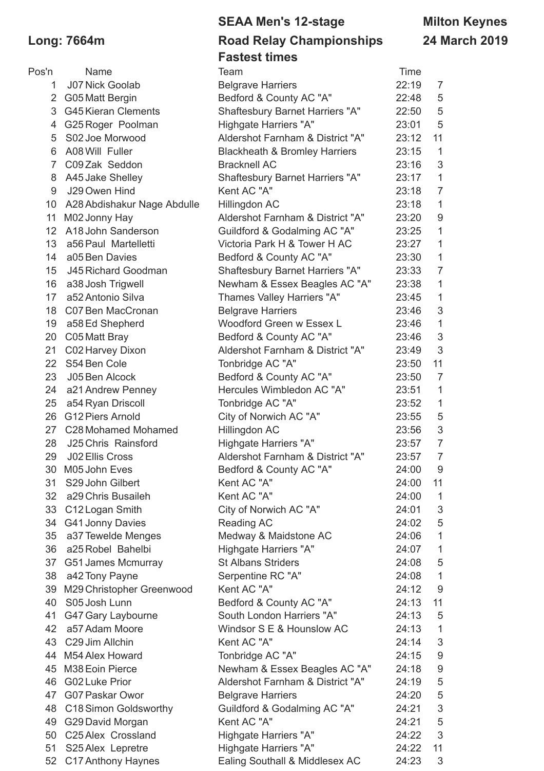**Long: 7664m**

**SEAA Men's 12-stage Road Relay Championships Fastest times**

**Milton Keynes 24 March 2019**

| Pos'n | | Name | Team | Time | |
|---|---|---|---|---|---|
| 1 | J07 | Nick Goolab | Belgrave Harriers | 22:19 | 7 |
| 2 | G05 | Matt Bergin | Bedford & County AC "A" | 22:48 | 5 |
| 3 | G45 | Kieran Clements | Shaftesbury Barnet Harriers "A" | 22:50 | 5 |
| 4 | G25 | Roger Poolman | Highgate Harriers "A" | 23:01 | 5 |
| 5 | S02 | Joe Morwood | Aldershot Farnham & District "A" | 23:12 | 11 |
| 6 | A08 | Will Fuller | Blackheath & Bromley Harriers | 23:15 | 1 |
| 7 | C09 | Zak Seddon | Bracknell AC | 23:16 | 3 |
| 8 | A45 | Jake Shelley | Shaftesbury Barnet Harriers "A" | 23:17 | 1 |
| 9 | J29 | Owen Hind | Kent AC "A" | 23:18 | 7 |
| 10 | A28 | Abdishakur Nage Abdulle | Hillingdon AC | 23:18 | 1 |
| 11 | M02 | Jonny Hay | Aldershot Farnham & District "A" | 23:20 | 9 |
| 12 | A18 | John Sanderson | Guildford & Godalming AC "A" | 23:25 | 1 |
| 13 | a56 | Paul Martelletti | Victoria Park H & Tower H AC | 23:27 | 1 |
| 14 | a05 | Ben Davies | Bedford & County AC "A" | 23:30 | 1 |
| 15 | J45 | Richard Goodman | Shaftesbury Barnet Harriers "A" | 23:33 | 7 |
| 16 | a38 | Josh Trigwell | Newham & Essex Beagles AC "A" | 23:38 | 1 |
| 17 | a52 | Antonio Silva | Thames Valley Harriers "A" | 23:45 | 1 |
| 18 | C07 | Ben MacCronan | Belgrave Harriers | 23:46 | 3 |
| 19 | a58 | Ed Shepherd | Woodford Green w Essex L | 23:46 | 1 |
| 20 | C05 | Matt Bray | Bedford & County AC "A" | 23:46 | 3 |
| 21 | C02 | Harvey Dixon | Aldershot Farnham & District "A" | 23:49 | 3 |
| 22 | S54 | Ben Cole | Tonbridge AC "A" | 23:50 | 11 |
| 23 | J05 | Ben Alcock | Bedford & County AC "A" | 23:50 | 7 |
| 24 | a21 | Andrew Penney | Hercules Wimbledon AC "A" | 23:51 | 1 |
| 25 | a54 | Ryan Driscoll | Tonbridge AC "A" | 23:52 | 1 |
| 26 | G12 | Piers Arnold | City of Norwich AC "A" | 23:55 | 5 |
| 27 | C28 | Mohamed Mohamed | Hillingdon AC | 23:56 | 3 |
| 28 | J25 | Chris Rainsford | Highgate Harriers "A" | 23:57 | 7 |
| 29 | J02 | Ellis Cross | Aldershot Farnham & District "A" | 23:57 | 7 |
| 30 | M05 | John Eves | Bedford & County AC "A" | 24:00 | 9 |
| 31 | S29 | John Gilbert | Kent AC "A" | 24:00 | 11 |
| 32 | a29 | Chris Busaileh | Kent AC "A" | 24:00 | 1 |
| 33 | C12 | Logan Smith | City of Norwich AC "A" | 24:01 | 3 |
| 34 | G41 | Jonny Davies | Reading AC | 24:02 | 5 |
| 35 | a37 | Tewelde Menges | Medway & Maidstone AC | 24:06 | 1 |
| 36 | a25 | Robel Bahelbi | Highgate Harriers "A" | 24:07 | 1 |
| 37 | G51 | James Mcmurray | St Albans Striders | 24:08 | 5 |
| 38 | a42 | Tony Payne | Serpentine RC "A" | 24:08 | 1 |
| 39 | M29 | Christopher Greenwood | Kent AC "A" | 24:12 | 9 |
| 40 | S05 | Josh Lunn | Bedford & County AC "A" | 24:13 | 11 |
| 41 | G47 | Gary Laybourne | South London Harriers "A" | 24:13 | 5 |
| 42 | a57 | Adam Moore | Windsor S E & Hounslow AC | 24:13 | 1 |
| 43 | C29 | Jim Allchin | Kent AC "A" | 24:14 | 3 |
| 44 | M54 | Alex Howard | Tonbridge AC "A" | 24:15 | 9 |
| 45 | M38 | Eoin Pierce | Newham & Essex Beagles AC "A" | 24:18 | 9 |
| 46 | G02 | Luke Prior | Aldershot Farnham & District "A" | 24:19 | 5 |
| 47 | G07 | Paskar Owor | Belgrave Harriers | 24:20 | 5 |
| 48 | C18 | Simon Goldsworthy | Guildford & Godalming AC "A" | 24:21 | 3 |
| 49 | G29 | David Morgan | Kent AC "A" | 24:21 | 5 |
| 50 | C25 | Alex Crossland | Highgate Harriers "A" | 24:22 | 3 |
| 51 | S25 | Alex Lepretre | Highgate Harriers "A" | 24:22 | 11 |
| 52 | C17 | Anthony Haynes | Ealing Southall & Middlesex AC | 24:23 | 3 |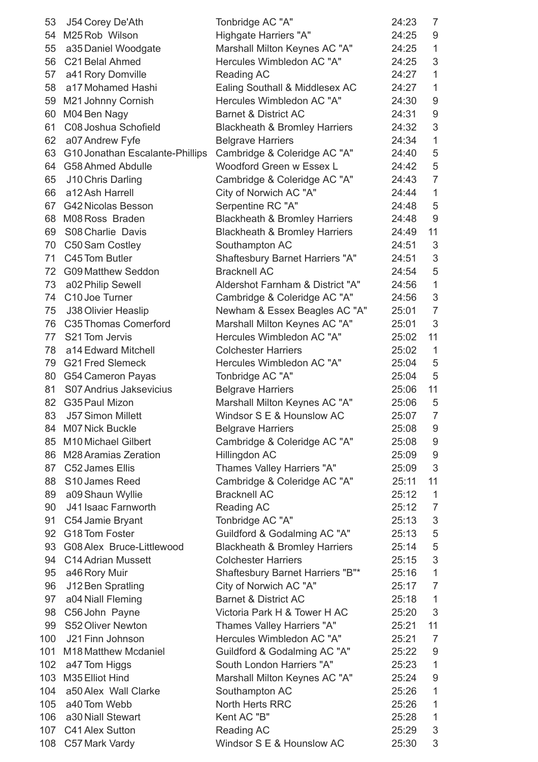| | | | | |
|---|---|---|---|---|
| 53 | J54 Corey De'Ath | Tonbridge AC "A" | 24:23 | 7 |
| 54 | M25 Rob Wilson | Highgate Harriers "A" | 24:25 | 9 |
| 55 | a35 Daniel Woodgate | Marshall Milton Keynes AC "A" | 24:25 | 1 |
| 56 | C21 Belal Ahmed | Hercules Wimbledon AC "A" | 24:25 | 3 |
| 57 | a41 Rory Domville | Reading AC | 24:27 | 1 |
| 58 | a17 Mohamed Hashi | Ealing Southall & Middlesex AC | 24:27 | 1 |
| 59 | M21 Johnny Cornish | Hercules Wimbledon AC "A" | 24:30 | 9 |
| 60 | M04 Ben Nagy | Barnet & District AC | 24:31 | 9 |
| 61 | C08 Joshua Schofield | Blackheath & Bromley Harriers | 24:32 | 3 |
| 62 | a07 Andrew Fyfe | Belgrave Harriers | 24:34 | 1 |
| 63 | G10 Jonathan Escalante-Phillips | Cambridge & Coleridge AC "A" | 24:40 | 5 |
| 64 | G58 Ahmed Abdulle | Woodford Green w Essex L | 24:42 | 5 |
| 65 | J10 Chris Darling | Cambridge & Coleridge AC "A" | 24:43 | 7 |
| 66 | a12 Ash Harrell | City of Norwich AC "A" | 24:44 | 1 |
| 67 | G42 Nicolas Besson | Serpentine RC "A" | 24:48 | 5 |
| 68 | M08 Ross Braden | Blackheath & Bromley Harriers | 24:48 | 9 |
| 69 | S08 Charlie Davis | Blackheath & Bromley Harriers | 24:49 | 11 |
| 70 | C50 Sam Costley | Southampton AC | 24:51 | 3 |
| 71 | C45 Tom Butler | Shaftesbury Barnet Harriers "A" | 24:51 | 3 |
| 72 | G09 Matthew Seddon | Bracknell AC | 24:54 | 5 |
| 73 | a02 Philip Sewell | Aldershot Farnham & District "A" | 24:56 | 1 |
| 74 | C10 Joe Turner | Cambridge & Coleridge AC "A" | 24:56 | 3 |
| 75 | J38 Olivier Heaslip | Newham & Essex Beagles AC "A" | 25:01 | 7 |
| 76 | C35 Thomas Comerford | Marshall Milton Keynes AC "A" | 25:01 | 3 |
| 77 | S21 Tom Jervis | Hercules Wimbledon AC "A" | 25:02 | 11 |
| 78 | a14 Edward Mitchell | Colchester Harriers | 25:02 | 1 |
| 79 | G21 Fred Slemeck | Hercules Wimbledon AC "A" | 25:04 | 5 |
| 80 | G54 Cameron Payas | Tonbridge AC "A" | 25:04 | 5 |
| 81 | S07 Andrius Jaksevicius | Belgrave Harriers | 25:06 | 11 |
| 82 | G35 Paul Mizon | Marshall Milton Keynes AC "A" | 25:06 | 5 |
| 83 | J57 Simon Millett | Windsor S E & Hounslow AC | 25:07 | 7 |
| 84 | M07 Nick Buckle | Belgrave Harriers | 25:08 | 9 |
| 85 | M10 Michael Gilbert | Cambridge & Coleridge AC "A" | 25:08 | 9 |
| 86 | M28 Aramias Zeration | Hillingdon AC | 25:09 | 9 |
| 87 | C52 James Ellis | Thames Valley Harriers "A" | 25:09 | 3 |
| 88 | S10 James Reed | Cambridge & Coleridge AC "A" | 25:11 | 11 |
| 89 | a09 Shaun Wyllie | Bracknell AC | 25:12 | 1 |
| 90 | J41 Isaac Farnworth | Reading AC | 25:12 | 7 |
| 91 | C54 Jamie Bryant | Tonbridge AC "A" | 25:13 | 3 |
| 92 | G18 Tom Foster | Guildford & Godalming AC "A" | 25:13 | 5 |
| 93 | G08 Alex Bruce-Littlewood | Blackheath & Bromley Harriers | 25:14 | 5 |
| 94 | C14 Adrian Mussett | Colchester Harriers | 25:15 | 3 |
| 95 | a46 Rory Muir | Shaftesbury Barnet Harriers "B"* | 25:16 | 1 |
| 96 | J12 Ben Spratling | City of Norwich AC "A" | 25:17 | 7 |
| 97 | a04 Niall Fleming | Barnet & District AC | 25:18 | 1 |
| 98 | C56 John Payne | Victoria Park H & Tower H AC | 25:20 | 3 |
| 99 | S52 Oliver Newton | Thames Valley Harriers "A" | 25:21 | 11 |
| 100 | J21 Finn Johnson | Hercules Wimbledon AC "A" | 25:21 | 7 |
| 101 | M18 Matthew Mcdaniel | Guildford & Godalming AC "A" | 25:22 | 9 |
| 102 | a47 Tom Higgs | South London Harriers "A" | 25:23 | 1 |
| 103 | M35 Elliot Hind | Marshall Milton Keynes AC "A" | 25:24 | 9 |
| 104 | a50 Alex Wall Clarke | Southampton AC | 25:26 | 1 |
| 105 | a40 Tom Webb | North Herts RRC | 25:26 | 1 |
| 106 | a30 Niall Stewart | Kent AC "B" | 25:28 | 1 |
| 107 | C41 Alex Sutton | Reading AC | 25:29 | 3 |
| 108 | C57 Mark Vardy | Windsor S E & Hounslow AC | 25:30 | 3 |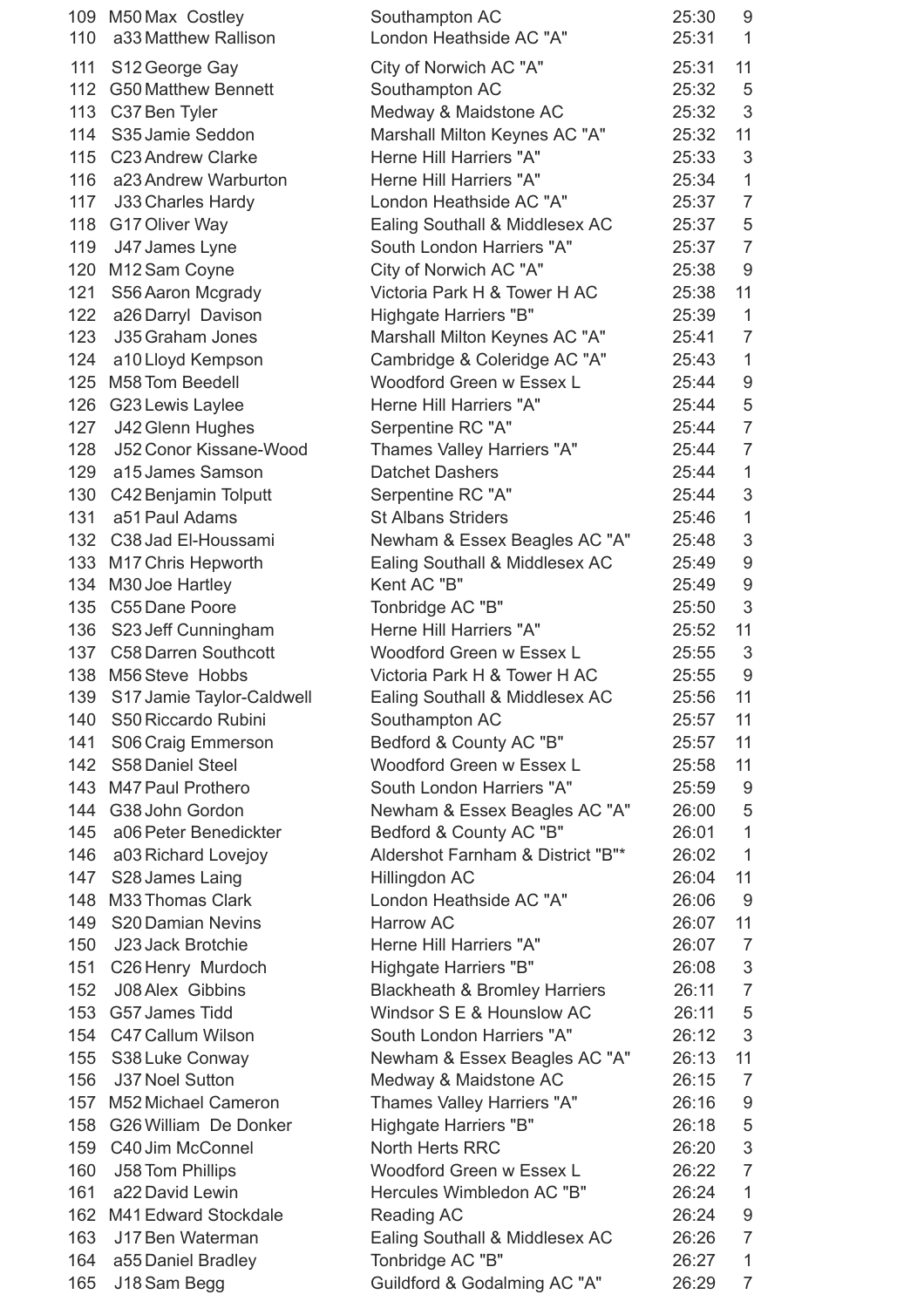| | | | | |
|---|---|---|---|---|
| 109 | M50 Max Costley | Southampton AC | 25:30 | 9 |
| 110 | a33 Matthew Rallison | London Heathside AC "A" | 25:31 | 1 |
| 111 | S12 George Gay | City of Norwich AC "A" | 25:31 | 11 |
| 112 | G50 Matthew Bennett | Southampton AC | 25:32 | 5 |
| 113 | C37 Ben Tyler | Medway & Maidstone AC | 25:32 | 3 |
| 114 | S35 Jamie Seddon | Marshall Milton Keynes AC "A" | 25:32 | 11 |
| 115 | C23 Andrew Clarke | Herne Hill Harriers "A" | 25:33 | 3 |
| 116 | a23 Andrew Warburton | Herne Hill Harriers "A" | 25:34 | 1 |
| 117 | J33 Charles Hardy | London Heathside AC "A" | 25:37 | 7 |
| 118 | G17 Oliver Way | Ealing Southall & Middlesex AC | 25:37 | 5 |
| 119 | J47 James Lyne | South London Harriers "A" | 25:37 | 7 |
| 120 | M12 Sam Coyne | City of Norwich AC "A" | 25:38 | 9 |
| 121 | S56 Aaron Mcgrady | Victoria Park H & Tower H AC | 25:38 | 11 |
| 122 | a26 Darryl Davison | Highgate Harriers "B" | 25:39 | 1 |
| 123 | J35 Graham Jones | Marshall Milton Keynes AC "A" | 25:41 | 7 |
| 124 | a10 Lloyd Kempson | Cambridge & Coleridge AC "A" | 25:43 | 1 |
| 125 | M58 Tom Beedell | Woodford Green w Essex L | 25:44 | 9 |
| 126 | G23 Lewis Laylee | Herne Hill Harriers "A" | 25:44 | 5 |
| 127 | J42 Glenn Hughes | Serpentine RC "A" | 25:44 | 7 |
| 128 | J52 Conor Kissane-Wood | Thames Valley Harriers "A" | 25:44 | 7 |
| 129 | a15 James Samson | Datchet Dashers | 25:44 | 1 |
| 130 | C42 Benjamin Tolputt | Serpentine RC "A" | 25:44 | 3 |
| 131 | a51 Paul Adams | St Albans Striders | 25:46 | 1 |
| 132 | C38 Jad El-Houssami | Newham & Essex Beagles AC "A" | 25:48 | 3 |
| 133 | M17 Chris Hepworth | Ealing Southall & Middlesex AC | 25:49 | 9 |
| 134 | M30 Joe Hartley | Kent AC "B" | 25:49 | 9 |
| 135 | C55 Dane Poore | Tonbridge AC "B" | 25:50 | 3 |
| 136 | S23 Jeff Cunningham | Herne Hill Harriers "A" | 25:52 | 11 |
| 137 | C58 Darren Southcott | Woodford Green w Essex L | 25:55 | 3 |
| 138 | M56 Steve Hobbs | Victoria Park H & Tower H AC | 25:55 | 9 |
| 139 | S17 Jamie Taylor-Caldwell | Ealing Southall & Middlesex AC | 25:56 | 11 |
| 140 | S50 Riccardo Rubini | Southampton AC | 25:57 | 11 |
| 141 | S06 Craig Emmerson | Bedford & County AC "B" | 25:57 | 11 |
| 142 | S58 Daniel Steel | Woodford Green w Essex L | 25:58 | 11 |
| 143 | M47 Paul Prothero | South London Harriers "A" | 25:59 | 9 |
| 144 | G38 John Gordon | Newham & Essex Beagles AC "A" | 26:00 | 5 |
| 145 | a06 Peter Benedickter | Bedford & County AC "B" | 26:01 | 1 |
| 146 | a03 Richard Lovejoy | Aldershot Farnham & District "B"* | 26:02 | 1 |
| 147 | S28 James Laing | Hillingdon AC | 26:04 | 11 |
| 148 | M33 Thomas Clark | London Heathside AC "A" | 26:06 | 9 |
| 149 | S20 Damian Nevins | Harrow AC | 26:07 | 11 |
| 150 | J23 Jack Brotchie | Herne Hill Harriers "A" | 26:07 | 7 |
| 151 | C26 Henry Murdoch | Highgate Harriers "B" | 26:08 | 3 |
| 152 | J08 Alex Gibbins | Blackheath & Bromley Harriers | 26:11 | 7 |
| 153 | G57 James Tidd | Windsor S E & Hounslow AC | 26:11 | 5 |
| 154 | C47 Callum Wilson | South London Harriers "A" | 26:12 | 3 |
| 155 | S38 Luke Conway | Newham & Essex Beagles AC "A" | 26:13 | 11 |
| 156 | J37 Noel Sutton | Medway & Maidstone AC | 26:15 | 7 |
| 157 | M52 Michael Cameron | Thames Valley Harriers "A" | 26:16 | 9 |
| 158 | G26 William De Donker | Highgate Harriers "B" | 26:18 | 5 |
| 159 | C40 Jim McConnel | North Herts RRC | 26:20 | 3 |
| 160 | J58 Tom Phillips | Woodford Green w Essex L | 26:22 | 7 |
| 161 | a22 David Lewin | Hercules Wimbledon AC "B" | 26:24 | 1 |
| 162 | M41 Edward Stockdale | Reading AC | 26:24 | 9 |
| 163 | J17 Ben Waterman | Ealing Southall & Middlesex AC | 26:26 | 7 |
| 164 | a55 Daniel Bradley | Tonbridge AC "B" | 26:27 | 1 |
| 165 | J18 Sam Begg | Guildford & Godalming AC "A" | 26:29 | 7 |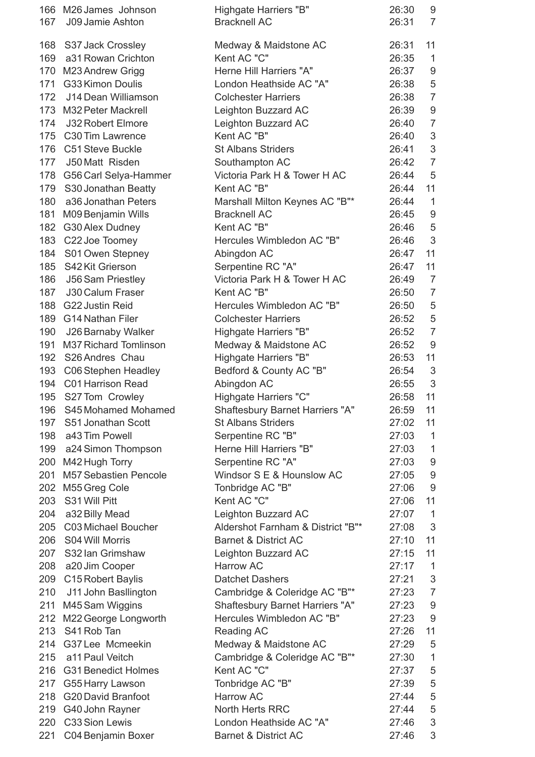| | | | | | |
|---|---|---|---|---|---|
| 166 | M26 | James Johnson | Highgate Harriers "B" | 26:30 | 9 |
| 167 | J09 | Jamie Ashton | Bracknell AC | 26:31 | 7 |
| 168 | S37 | Jack Crossley | Medway & Maidstone AC | 26:31 | 11 |
| 169 | a31 | Rowan Crichton | Kent AC "C" | 26:35 | 1 |
| 170 | M23 | Andrew Grigg | Herne Hill Harriers "A" | 26:37 | 9 |
| 171 | G33 | Kimon Doulis | London Heathside AC "A" | 26:38 | 5 |
| 172 | J14 | Dean Williamson | Colchester Harriers | 26:38 | 7 |
| 173 | M32 | Peter Mackrell | Leighton Buzzard AC | 26:39 | 9 |
| 174 | J32 | Robert Elmore | Leighton Buzzard AC | 26:40 | 7 |
| 175 | C30 | Tim Lawrence | Kent AC "B" | 26:40 | 3 |
| 176 | C51 | Steve Buckle | St Albans Striders | 26:41 | 3 |
| 177 | J50 | Matt Risden | Southampton AC | 26:42 | 7 |
| 178 | G56 | Carl Selya-Hammer | Victoria Park H & Tower H AC | 26:44 | 5 |
| 179 | S30 | Jonathan Beatty | Kent AC "B" | 26:44 | 11 |
| 180 | a36 | Jonathan Peters | Marshall Milton Keynes AC "B"* | 26:44 | 1 |
| 181 | M09 | Benjamin Wills | Bracknell AC | 26:45 | 9 |
| 182 | G30 | Alex Dudney | Kent AC "B" | 26:46 | 5 |
| 183 | C22 | Joe Toomey | Hercules Wimbledon AC "B" | 26:46 | 3 |
| 184 | S01 | Owen Stepney | Abingdon AC | 26:47 | 11 |
| 185 | S42 | Kit Grierson | Serpentine RC "A" | 26:47 | 11 |
| 186 | J56 | Sam Priestley | Victoria Park H & Tower H AC | 26:49 | 7 |
| 187 | J30 | Calum Fraser | Kent AC "B" | 26:50 | 7 |
| 188 | G22 | Justin Reid | Hercules Wimbledon AC "B" | 26:50 | 5 |
| 189 | G14 | Nathan Filer | Colchester Harriers | 26:52 | 5 |
| 190 | J26 | Barnaby Walker | Highgate Harriers "B" | 26:52 | 7 |
| 191 | M37 | Richard Tomlinson | Medway & Maidstone AC | 26:52 | 9 |
| 192 | S26 | Andres Chau | Highgate Harriers "B" | 26:53 | 11 |
| 193 | C06 | Stephen Headley | Bedford & County AC "B" | 26:54 | 3 |
| 194 | C01 | Harrison Read | Abingdon AC | 26:55 | 3 |
| 195 | S27 | Tom Crowley | Highgate Harriers "C" | 26:58 | 11 |
| 196 | S45 | Mohamed Mohamed | Shaftesbury Barnet Harriers "A" | 26:59 | 11 |
| 197 | S51 | Jonathan Scott | St Albans Striders | 27:02 | 11 |
| 198 | a43 | Tim Powell | Serpentine RC "B" | 27:03 | 1 |
| 199 | a24 | Simon Thompson | Herne Hill Harriers "B" | 27:03 | 1 |
| 200 | M42 | Hugh Torry | Serpentine RC "A" | 27:03 | 9 |
| 201 | M57 | Sebastien Pencole | Windsor S E & Hounslow AC | 27:05 | 9 |
| 202 | M55 | Greg Cole | Tonbridge AC "B" | 27:06 | 9 |
| 203 | S31 | Will Pitt | Kent AC "C" | 27:06 | 11 |
| 204 | a32 | Billy Mead | Leighton Buzzard AC | 27:07 | 1 |
| 205 | C03 | Michael Boucher | Aldershot Farnham & District "B"* | 27:08 | 3 |
| 206 | S04 | Will Morris | Barnet & District AC | 27:10 | 11 |
| 207 | S32 | Ian Grimshaw | Leighton Buzzard AC | 27:15 | 11 |
| 208 | a20 | Jim Cooper | Harrow AC | 27:17 | 1 |
| 209 | C15 | Robert Baylis | Datchet Dashers | 27:21 | 3 |
| 210 | J11 | John Basllington | Cambridge & Coleridge AC "B"* | 27:23 | 7 |
| 211 | M45 | Sam Wiggins | Shaftesbury Barnet Harriers "A" | 27:23 | 9 |
| 212 | M22 | George Longworth | Hercules Wimbledon AC "B" | 27:23 | 9 |
| 213 | S41 | Rob Tan | Reading AC | 27:26 | 11 |
| 214 | G37 | Lee Mcmeekin | Medway & Maidstone AC | 27:29 | 5 |
| 215 | a11 | Paul Veitch | Cambridge & Coleridge AC "B"* | 27:30 | 1 |
| 216 | G31 | Benedict Holmes | Kent AC "C" | 27:37 | 5 |
| 217 | G55 | Harry Lawson | Tonbridge AC "B" | 27:39 | 5 |
| 218 | G20 | David Branfoot | Harrow AC | 27:44 | 5 |
| 219 | G40 | John Rayner | North Herts RRC | 27:44 | 5 |
| 220 | C33 | Sion Lewis | London Heathside AC "A" | 27:46 | 3 |
| 221 | C04 | Benjamin Boxer | Barnet & District AC | 27:46 | 3 |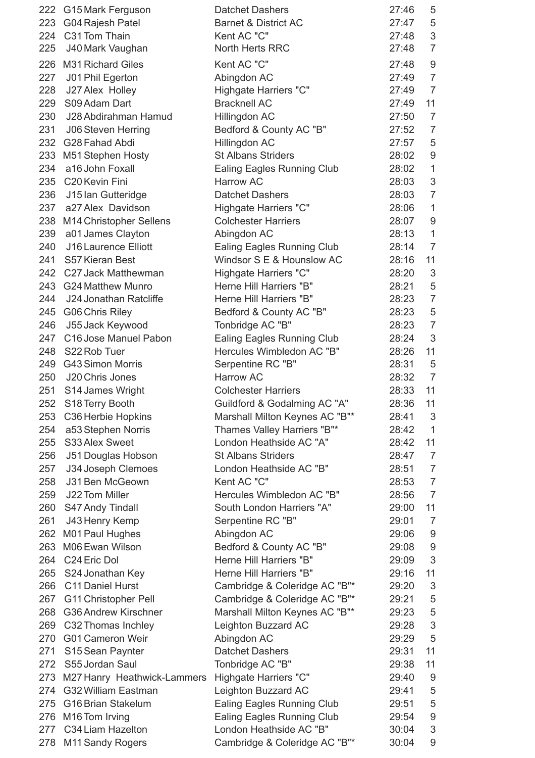| | | | | | |
|---|---|---|---|---|---|
| 222 | G15 | Mark Ferguson | Datchet Dashers | 27:46 | 5 |
| 223 | G04 | Rajesh Patel | Barnet & District AC | 27:47 | 5 |
| 224 | C31 | Tom Thain | Kent AC "C" | 27:48 | 3 |
| 225 | J40 | Mark Vaughan | North Herts RRC | 27:48 | 7 |
| 226 | M31 | Richard Giles | Kent AC "C" | 27:48 | 9 |
| 227 | J01 | Phil Egerton | Abingdon AC | 27:49 | 7 |
| 228 | J27 | Alex  Holley | Highgate Harriers "C" | 27:49 | 7 |
| 229 | S09 | Adam Dart | Bracknell AC | 27:49 | 11 |
| 230 | J28 | Abdirahman Hamud | Hillingdon AC | 27:50 | 7 |
| 231 | J06 | Steven Herring | Bedford & County AC "B" | 27:52 | 7 |
| 232 | G28 | Fahad Abdi | Hillingdon AC | 27:57 | 5 |
| 233 | M51 | Stephen Hosty | St Albans Striders | 28:02 | 9 |
| 234 | a16 | John Foxall | Ealing Eagles Running Club | 28:02 | 1 |
| 235 | C20 | Kevin Fini | Harrow AC | 28:03 | 3 |
| 236 | J15 | Ian Gutteridge | Datchet Dashers | 28:03 | 7 |
| 237 | a27 | Alex  Davidson | Highgate Harriers "C" | 28:06 | 1 |
| 238 | M14 | Christopher Sellens | Colchester Harriers | 28:07 | 9 |
| 239 | a01 | James Clayton | Abingdon AC | 28:13 | 1 |
| 240 | J16 | Laurence Elliott | Ealing Eagles Running Club | 28:14 | 7 |
| 241 | S57 | Kieran Best | Windsor S E & Hounslow AC | 28:16 | 11 |
| 242 | C27 | Jack Matthewman | Highgate Harriers "C" | 28:20 | 3 |
| 243 | G24 | Matthew Munro | Herne Hill Harriers "B" | 28:21 | 5 |
| 244 | J24 | Jonathan Ratcliffe | Herne Hill Harriers "B" | 28:23 | 7 |
| 245 | G06 | Chris Riley | Bedford & County AC "B" | 28:23 | 5 |
| 246 | J55 | Jack Keywood | Tonbridge AC "B" | 28:23 | 7 |
| 247 | C16 | Jose Manuel Pabon | Ealing Eagles Running Club | 28:24 | 3 |
| 248 | S22 | Rob Tuer | Hercules Wimbledon AC "B" | 28:26 | 11 |
| 249 | G43 | Simon Morris | Serpentine RC "B" | 28:31 | 5 |
| 250 | J20 | Chris Jones | Harrow AC | 28:32 | 7 |
| 251 | S14 | James Wright | Colchester Harriers | 28:33 | 11 |
| 252 | S18 | Terry Booth | Guildford & Godalming AC "A" | 28:36 | 11 |
| 253 | C36 | Herbie Hopkins | Marshall Milton Keynes AC "B"* | 28:41 | 3 |
| 254 | a53 | Stephen Norris | Thames Valley Harriers "B"* | 28:42 | 1 |
| 255 | S33 | Alex Sweet | London Heathside AC "A" | 28:42 | 11 |
| 256 | J51 | Douglas Hobson | St Albans Striders | 28:47 | 7 |
| 257 | J34 | Joseph Clemoes | London Heathside AC "B" | 28:51 | 7 |
| 258 | J31 | Ben McGeown | Kent AC "C" | 28:53 | 7 |
| 259 | J22 | Tom Miller | Hercules Wimbledon AC "B" | 28:56 | 7 |
| 260 | S47 | Andy Tindall | South London Harriers "A" | 29:00 | 11 |
| 261 | J43 | Henry Kemp | Serpentine RC "B" | 29:01 | 7 |
| 262 | M01 | Paul Hughes | Abingdon AC | 29:06 | 9 |
| 263 | M06 | Ewan Wilson | Bedford & County AC "B" | 29:08 | 9 |
| 264 | C24 | Eric Dol | Herne Hill Harriers "B" | 29:09 | 3 |
| 265 | S24 | Jonathan Key | Herne Hill Harriers "B" | 29:16 | 11 |
| 266 | C11 | Daniel Hurst | Cambridge & Coleridge AC "B"* | 29:20 | 3 |
| 267 | G11 | Christopher Pell | Cambridge & Coleridge AC "B"* | 29:21 | 5 |
| 268 | G36 | Andrew Kirschner | Marshall Milton Keynes AC "B"* | 29:23 | 5 |
| 269 | C32 | Thomas Inchley | Leighton Buzzard AC | 29:28 | 3 |
| 270 | G01 | Cameron Weir | Abingdon AC | 29:29 | 5 |
| 271 | S15 | Sean Paynter | Datchet Dashers | 29:31 | 11 |
| 272 | S55 | Jordan Saul | Tonbridge AC "B" | 29:38 | 11 |
| 273 | M27 | Hanry  Heathwick-Lammers | Highgate Harriers "C" | 29:40 | 9 |
| 274 | G32 | William Eastman | Leighton Buzzard AC | 29:41 | 5 |
| 275 | G16 | Brian Stakelum | Ealing Eagles Running Club | 29:51 | 5 |
| 276 | M16 | Tom Irving | Ealing Eagles Running Club | 29:54 | 9 |
| 277 | C34 | Liam Hazelton | London Heathside AC "B" | 30:04 | 3 |
| 278 | M11 | Sandy Rogers | Cambridge & Coleridge AC "B"* | 30:04 | 9 |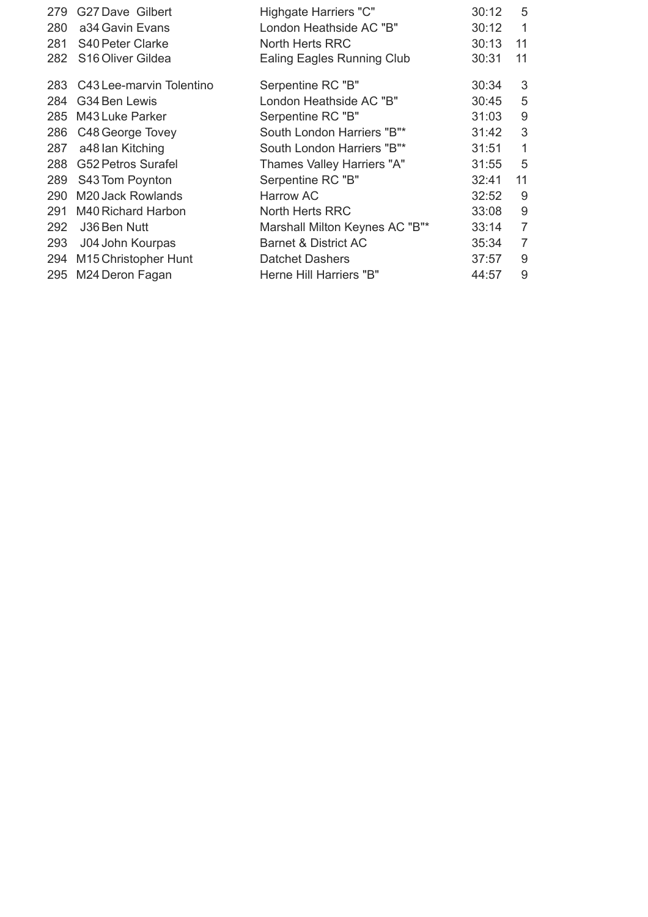| | | | | |
|---|---|---|---|---|
| 279 | G27 Dave Gilbert | Highgate Harriers "C" | 30:12 | 5 |
| 280 | a34 Gavin Evans | London Heathside AC "B" | 30:12 | 1 |
| 281 | S40 Peter Clarke | North Herts RRC | 30:13 | 11 |
| 282 | S16 Oliver Gildea | Ealing Eagles Running Club | 30:31 | 11 |
| 283 | C43 Lee-marvin Tolentino | Serpentine RC "B" | 30:34 | 3 |
| 284 | G34 Ben Lewis | London Heathside AC "B" | 30:45 | 5 |
| 285 | M43 Luke Parker | Serpentine RC "B" | 31:03 | 9 |
| 286 | C48 George Tovey | South London Harriers "B"* | 31:42 | 3 |
| 287 | a48 Ian Kitching | South London Harriers "B"* | 31:51 | 1 |
| 288 | G52 Petros Surafel | Thames Valley Harriers "A" | 31:55 | 5 |
| 289 | S43 Tom Poynton | Serpentine RC "B" | 32:41 | 11 |
| 290 | M20 Jack Rowlands | Harrow AC | 32:52 | 9 |
| 291 | M40 Richard Harbon | North Herts RRC | 33:08 | 9 |
| 292 | J36 Ben Nutt | Marshall Milton Keynes AC "B"* | 33:14 | 7 |
| 293 | J04 John Kourpas | Barnet & District AC | 35:34 | 7 |
| 294 | M15 Christopher Hunt | Datchet Dashers | 37:57 | 9 |
| 295 | M24 Deron Fagan | Herne Hill Harriers "B" | 44:57 | 9 |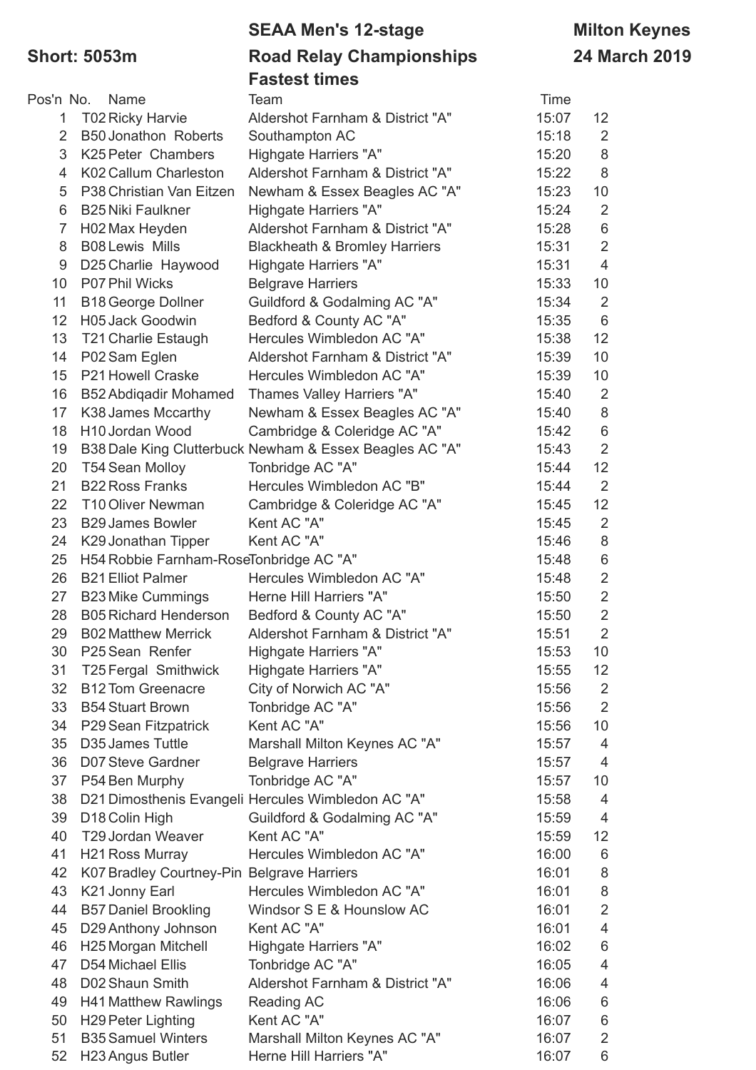**Short: 5053m**

**SEAA Men's 12-stage Road Relay Championships Fastest times**

**Milton Keynes 24 March 2019**

| Pos'n | No. | Name | Team | Time | |
|---|---|---|---|---|---|
| 1 | T02 | Ricky Harvie | Aldershot Farnham & District "A" | 15:07 | 12 |
| 2 | B50 | Jonathon Roberts | Southampton AC | 15:18 | 2 |
| 3 | K25 | Peter Chambers | Highgate Harriers "A" | 15:20 | 8 |
| 4 | K02 | Callum Charleston | Aldershot Farnham & District "A" | 15:22 | 8 |
| 5 | P38 | Christian Van Eitzen | Newham & Essex Beagles AC "A" | 15:23 | 10 |
| 6 | B25 | Niki Faulkner | Highgate Harriers "A" | 15:24 | 2 |
| 7 | H02 | Max Heyden | Aldershot Farnham & District "A" | 15:28 | 6 |
| 8 | B08 | Lewis Mills | Blackheath & Bromley Harriers | 15:31 | 2 |
| 9 | D25 | Charlie Haywood | Highgate Harriers "A" | 15:31 | 4 |
| 10 | P07 | Phil Wicks | Belgrave Harriers | 15:33 | 10 |
| 11 | B18 | George Dollner | Guildford & Godalming AC "A" | 15:34 | 2 |
| 12 | H05 | Jack Goodwin | Bedford & County AC "A" | 15:35 | 6 |
| 13 | T21 | Charlie Estaugh | Hercules Wimbledon AC "A" | 15:38 | 12 |
| 14 | P02 | Sam Eglen | Aldershot Farnham & District "A" | 15:39 | 10 |
| 15 | P21 | Howell Craske | Hercules Wimbledon AC "A" | 15:39 | 10 |
| 16 | B52 | Abdiqadir Mohamed | Thames Valley Harriers "A" | 15:40 | 2 |
| 17 | K38 | James Mccarthy | Newham & Essex Beagles AC "A" | 15:40 | 8 |
| 18 | H10 | Jordan Wood | Cambridge & Coleridge AC "A" | 15:42 | 6 |
| 19 | B38 | Dale King Clutterbuck | Newham & Essex Beagles AC "A" | 15:43 | 2 |
| 20 | T54 | Sean Molloy | Tonbridge AC "A" | 15:44 | 12 |
| 21 | B22 | Ross Franks | Hercules Wimbledon AC "B" | 15:44 | 2 |
| 22 | T10 | Oliver Newman | Cambridge & Coleridge AC "A" | 15:45 | 12 |
| 23 | B29 | James Bowler | Kent AC "A" | 15:45 | 2 |
| 24 | K29 | Jonathan Tipper | Kent AC "A" | 15:46 | 8 |
| 25 | H54 | Robbie Farnham-Rose | Tonbridge AC "A" | 15:48 | 6 |
| 26 | B21 | Elliot Palmer | Hercules Wimbledon AC "A" | 15:48 | 2 |
| 27 | B23 | Mike Cummings | Herne Hill Harriers "A" | 15:50 | 2 |
| 28 | B05 | Richard Henderson | Bedford & County AC "A" | 15:50 | 2 |
| 29 | B02 | Matthew Merrick | Aldershot Farnham & District "A" | 15:51 | 2 |
| 30 | P25 | Sean Renfer | Highgate Harriers "A" | 15:53 | 10 |
| 31 | T25 | Fergal Smithwick | Highgate Harriers "A" | 15:55 | 12 |
| 32 | B12 | Tom Greenacre | City of Norwich AC "A" | 15:56 | 2 |
| 33 | B54 | Stuart Brown | Tonbridge AC "A" | 15:56 | 2 |
| 34 | P29 | Sean Fitzpatrick | Kent AC "A" | 15:56 | 10 |
| 35 | D35 | James Tuttle | Marshall Milton Keynes AC "A" | 15:57 | 4 |
| 36 | D07 | Steve Gardner | Belgrave Harriers | 15:57 | 4 |
| 37 | P54 | Ben Murphy | Tonbridge AC "A" | 15:57 | 10 |
| 38 | D21 | Dimosthenis Evangeli | Hercules Wimbledon AC "A" | 15:58 | 4 |
| 39 | D18 | Colin High | Guildford & Godalming AC "A" | 15:59 | 4 |
| 40 | T29 | Jordan Weaver | Kent AC "A" | 15:59 | 12 |
| 41 | H21 | Ross Murray | Hercules Wimbledon AC "A" | 16:00 | 6 |
| 42 | K07 | Bradley Courtney-Pin | Belgrave Harriers | 16:01 | 8 |
| 43 | K21 | Jonny Earl | Hercules Wimbledon AC "A" | 16:01 | 8 |
| 44 | B57 | Daniel Brookling | Windsor S E & Hounslow AC | 16:01 | 2 |
| 45 | D29 | Anthony Johnson | Kent AC "A" | 16:01 | 4 |
| 46 | H25 | Morgan Mitchell | Highgate Harriers "A" | 16:02 | 6 |
| 47 | D54 | Michael Ellis | Tonbridge AC "A" | 16:05 | 4 |
| 48 | D02 | Shaun Smith | Aldershot Farnham & District "A" | 16:06 | 4 |
| 49 | H41 | Matthew Rawlings | Reading AC | 16:06 | 6 |
| 50 | H29 | Peter Lighting | Kent AC "A" | 16:07 | 6 |
| 51 | B35 | Samuel Winters | Marshall Milton Keynes AC "A" | 16:07 | 2 |
| 52 | H23 | Angus Butler | Herne Hill Harriers "A" | 16:07 | 6 |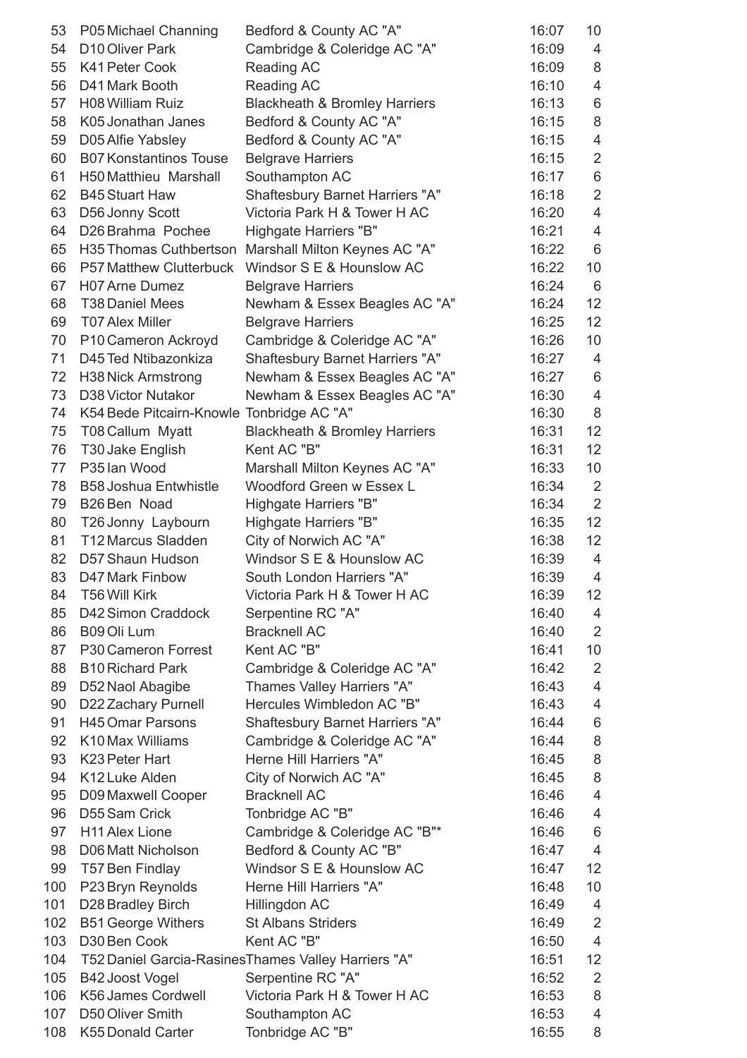| | | | | |
|---|---|---|---|---|
| 53 | P05 Michael Channing | Bedford & County AC "A" | 16:07 | 10 |
| 54 | D10 Oliver Park | Cambridge & Coleridge AC "A" | 16:09 | 4 |
| 55 | K41 Peter Cook | Reading AC | 16:09 | 8 |
| 56 | D41 Mark Booth | Reading AC | 16:10 | 4 |
| 57 | H08 William Ruiz | Blackheath & Bromley Harriers | 16:13 | 6 |
| 58 | K05 Jonathan Janes | Bedford & County AC "A" | 16:15 | 8 |
| 59 | D05 Alfie Yabsley | Bedford & County AC "A" | 16:15 | 4 |
| 60 | B07 Konstantinos Touse | Belgrave Harriers | 16:15 | 2 |
| 61 | H50 Matthieu Marshall | Southampton AC | 16:17 | 6 |
| 62 | B45 Stuart Haw | Shaftesbury Barnet Harriers "A" | 16:18 | 2 |
| 63 | D56 Jonny Scott | Victoria Park H & Tower H AC | 16:20 | 4 |
| 64 | D26 Brahma Pochee | Highgate Harriers "B" | 16:21 | 4 |
| 65 | H35 Thomas Cuthbertson | Marshall Milton Keynes AC "A" | 16:22 | 6 |
| 66 | P57 Matthew Clutterbuck | Windsor S E & Hounslow AC | 16:22 | 10 |
| 67 | H07 Arne Dumez | Belgrave Harriers | 16:24 | 6 |
| 68 | T38 Daniel Mees | Newham & Essex Beagles AC "A" | 16:24 | 12 |
| 69 | T07 Alex Miller | Belgrave Harriers | 16:25 | 12 |
| 70 | P10 Cameron Ackroyd | Cambridge & Coleridge AC "A" | 16:26 | 10 |
| 71 | D45 Ted Ntibazonkiza | Shaftesbury Barnet Harriers "A" | 16:27 | 4 |
| 72 | H38 Nick Armstrong | Newham & Essex Beagles AC "A" | 16:27 | 6 |
| 73 | D38 Victor Nutakor | Newham & Essex Beagles AC "A" | 16:30 | 4 |
| 74 | K54 Bede Pitcairn-Knowle | Tonbridge AC "A" | 16:30 | 8 |
| 75 | T08 Callum Myatt | Blackheath & Bromley Harriers | 16:31 | 12 |
| 76 | T30 Jake English | Kent AC "B" | 16:31 | 12 |
| 77 | P35 Ian Wood | Marshall Milton Keynes AC "A" | 16:33 | 10 |
| 78 | B58 Joshua Entwhistle | Woodford Green w Essex L | 16:34 | 2 |
| 79 | B26 Ben Noad | Highgate Harriers "B" | 16:34 | 2 |
| 80 | T26 Jonny Laybourn | Highgate Harriers "B" | 16:35 | 12 |
| 81 | T12 Marcus Sladden | City of Norwich AC "A" | 16:38 | 12 |
| 82 | D57 Shaun Hudson | Windsor S E & Hounslow AC | 16:39 | 4 |
| 83 | D47 Mark Finbow | South London Harriers "A" | 16:39 | 4 |
| 84 | T56 Will Kirk | Victoria Park H & Tower H AC | 16:39 | 12 |
| 85 | D42 Simon Craddock | Serpentine RC "A" | 16:40 | 4 |
| 86 | B09 Oli Lum | Bracknell AC | 16:40 | 2 |
| 87 | P30 Cameron Forrest | Kent AC "B" | 16:41 | 10 |
| 88 | B10 Richard Park | Cambridge & Coleridge AC "A" | 16:42 | 2 |
| 89 | D52 Naol Abagibe | Thames Valley Harriers "A" | 16:43 | 4 |
| 90 | D22 Zachary Purnell | Hercules Wimbledon AC "B" | 16:43 | 4 |
| 91 | H45 Omar Parsons | Shaftesbury Barnet Harriers "A" | 16:44 | 6 |
| 92 | K10 Max Williams | Cambridge & Coleridge AC "A" | 16:44 | 8 |
| 93 | K23 Peter Hart | Herne Hill Harriers "A" | 16:45 | 8 |
| 94 | K12 Luke Alden | City of Norwich AC "A" | 16:45 | 8 |
| 95 | D09 Maxwell Cooper | Bracknell AC | 16:46 | 4 |
| 96 | D55 Sam Crick | Tonbridge AC "B" | 16:46 | 4 |
| 97 | H11 Alex Lione | Cambridge & Coleridge AC "B"* | 16:46 | 6 |
| 98 | D06 Matt Nicholson | Bedford & County AC "B" | 16:47 | 4 |
| 99 | T57 Ben Findlay | Windsor S E & Hounslow AC | 16:47 | 12 |
| 100 | P23 Bryn Reynolds | Herne Hill Harriers "A" | 16:48 | 10 |
| 101 | D28 Bradley Birch | Hillingdon AC | 16:49 | 4 |
| 102 | B51 George Withers | St Albans Striders | 16:49 | 2 |
| 103 | D30 Ben Cook | Kent AC "B" | 16:50 | 4 |
| 104 | T52 Daniel Garcia-Rasines | Thames Valley Harriers "A" | 16:51 | 12 |
| 105 | B42 Joost Vogel | Serpentine RC "A" | 16:52 | 2 |
| 106 | K56 James Cordwell | Victoria Park H & Tower H AC | 16:53 | 8 |
| 107 | D50 Oliver Smith | Southampton AC | 16:53 | 4 |
| 108 | K55 Donald Carter | Tonbridge AC "B" | 16:55 | 8 |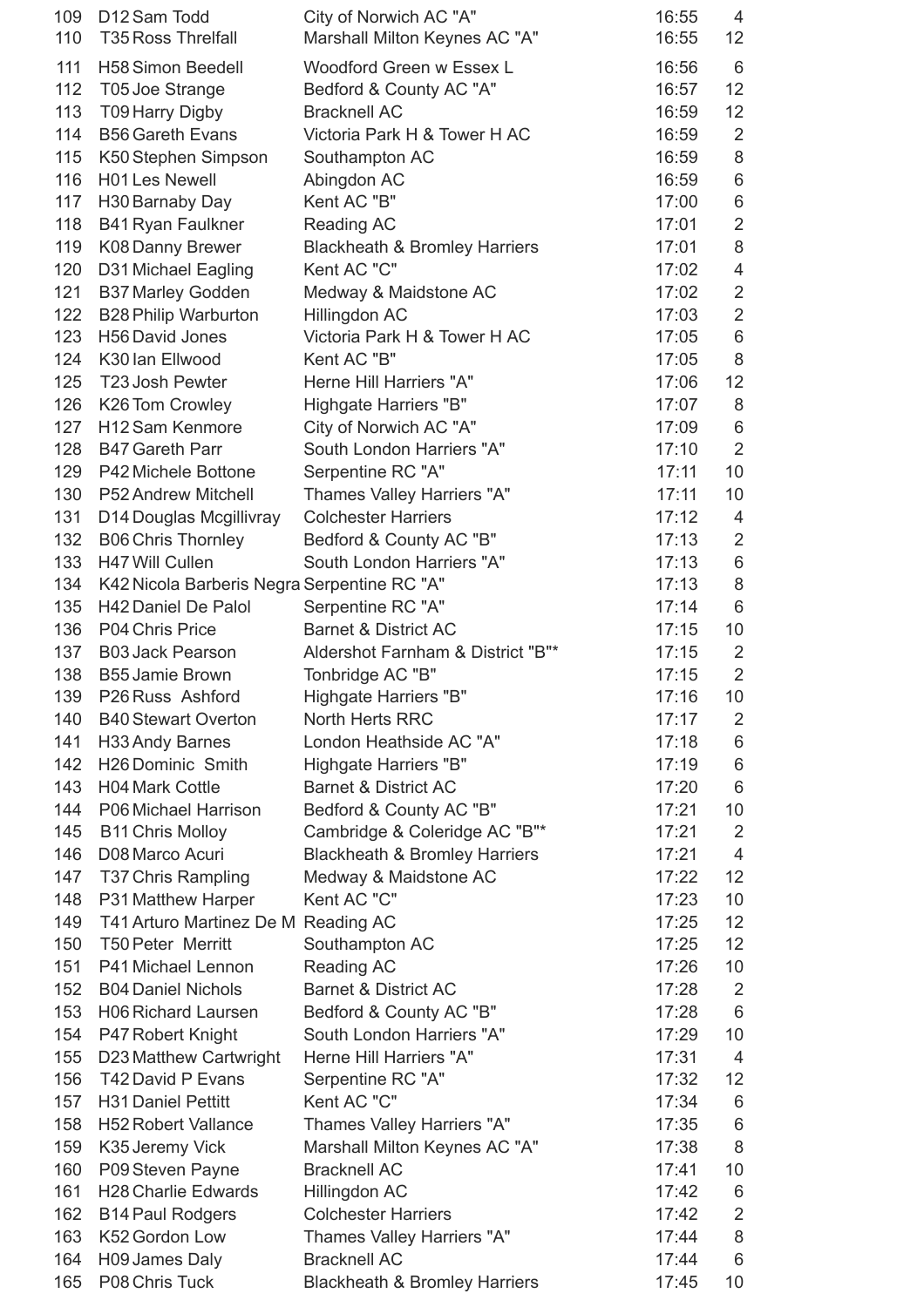| | | | | |
|---|---|---|---|---|
| 109 | D12 Sam Todd | City of Norwich AC "A" | 16:55 | 4 |
| 110 | T35 Ross Threlfall | Marshall Milton Keynes AC "A" | 16:55 | 12 |
| 111 | H58 Simon Beedell | Woodford Green w Essex L | 16:56 | 6 |
| 112 | T05 Joe Strange | Bedford & County AC "A" | 16:57 | 12 |
| 113 | T09 Harry Digby | Bracknell AC | 16:59 | 12 |
| 114 | B56 Gareth Evans | Victoria Park H & Tower H AC | 16:59 | 2 |
| 115 | K50 Stephen Simpson | Southampton AC | 16:59 | 8 |
| 116 | H01 Les Newell | Abingdon AC | 16:59 | 6 |
| 117 | H30 Barnaby Day | Kent AC "B" | 17:00 | 6 |
| 118 | B41 Ryan Faulkner | Reading AC | 17:01 | 2 |
| 119 | K08 Danny Brewer | Blackheath & Bromley Harriers | 17:01 | 8 |
| 120 | D31 Michael Eagling | Kent AC "C" | 17:02 | 4 |
| 121 | B37 Marley Godden | Medway & Maidstone AC | 17:02 | 2 |
| 122 | B28 Philip Warburton | Hillingdon AC | 17:03 | 2 |
| 123 | H56 David Jones | Victoria Park H & Tower H AC | 17:05 | 6 |
| 124 | K30 Ian Ellwood | Kent AC "B" | 17:05 | 8 |
| 125 | T23 Josh Pewter | Herne Hill Harriers "A" | 17:06 | 12 |
| 126 | K26 Tom Crowley | Highgate Harriers "B" | 17:07 | 8 |
| 127 | H12 Sam Kenmore | City of Norwich AC "A" | 17:09 | 6 |
| 128 | B47 Gareth Parr | South London Harriers "A" | 17:10 | 2 |
| 129 | P42 Michele Bottone | Serpentine RC "A" | 17:11 | 10 |
| 130 | P52 Andrew Mitchell | Thames Valley Harriers "A" | 17:11 | 10 |
| 131 | D14 Douglas Mcgillivray | Colchester Harriers | 17:12 | 4 |
| 132 | B06 Chris Thornley | Bedford & County AC "B" | 17:13 | 2 |
| 133 | H47 Will Cullen | South London Harriers "A" | 17:13 | 6 |
| 134 | K42 Nicola Barberis Negra | Serpentine RC "A" | 17:13 | 8 |
| 135 | H42 Daniel De Palol | Serpentine RC "A" | 17:14 | 6 |
| 136 | P04 Chris Price | Barnet & District AC | 17:15 | 10 |
| 137 | B03 Jack Pearson | Aldershot Farnham & District "B"* | 17:15 | 2 |
| 138 | B55 Jamie Brown | Tonbridge AC "B" | 17:15 | 2 |
| 139 | P26 Russ Ashford | Highgate Harriers "B" | 17:16 | 10 |
| 140 | B40 Stewart Overton | North Herts RRC | 17:17 | 2 |
| 141 | H33 Andy Barnes | London Heathside AC "A" | 17:18 | 6 |
| 142 | H26 Dominic Smith | Highgate Harriers "B" | 17:19 | 6 |
| 143 | H04 Mark Cottle | Barnet & District AC | 17:20 | 6 |
| 144 | P06 Michael Harrison | Bedford & County AC "B" | 17:21 | 10 |
| 145 | B11 Chris Molloy | Cambridge & Coleridge AC "B"* | 17:21 | 2 |
| 146 | D08 Marco Acuri | Blackheath & Bromley Harriers | 17:21 | 4 |
| 147 | T37 Chris Rampling | Medway & Maidstone AC | 17:22 | 12 |
| 148 | P31 Matthew Harper | Kent AC "C" | 17:23 | 10 |
| 149 | T41 Arturo Martinez De M | Reading AC | 17:25 | 12 |
| 150 | T50 Peter Merritt | Southampton AC | 17:25 | 12 |
| 151 | P41 Michael Lennon | Reading AC | 17:26 | 10 |
| 152 | B04 Daniel Nichols | Barnet & District AC | 17:28 | 2 |
| 153 | H06 Richard Laursen | Bedford & County AC "B" | 17:28 | 6 |
| 154 | P47 Robert Knight | South London Harriers "A" | 17:29 | 10 |
| 155 | D23 Matthew Cartwright | Herne Hill Harriers "A" | 17:31 | 4 |
| 156 | T42 David P Evans | Serpentine RC "A" | 17:32 | 12 |
| 157 | H31 Daniel Pettitt | Kent AC "C" | 17:34 | 6 |
| 158 | H52 Robert Vallance | Thames Valley Harriers "A" | 17:35 | 6 |
| 159 | K35 Jeremy Vick | Marshall Milton Keynes AC "A" | 17:38 | 8 |
| 160 | P09 Steven Payne | Bracknell AC | 17:41 | 10 |
| 161 | H28 Charlie Edwards | Hillingdon AC | 17:42 | 6 |
| 162 | B14 Paul Rodgers | Colchester Harriers | 17:42 | 2 |
| 163 | K52 Gordon Low | Thames Valley Harriers "A" | 17:44 | 8 |
| 164 | H09 James Daly | Bracknell AC | 17:44 | 6 |
| 165 | P08 Chris Tuck | Blackheath & Bromley Harriers | 17:45 | 10 |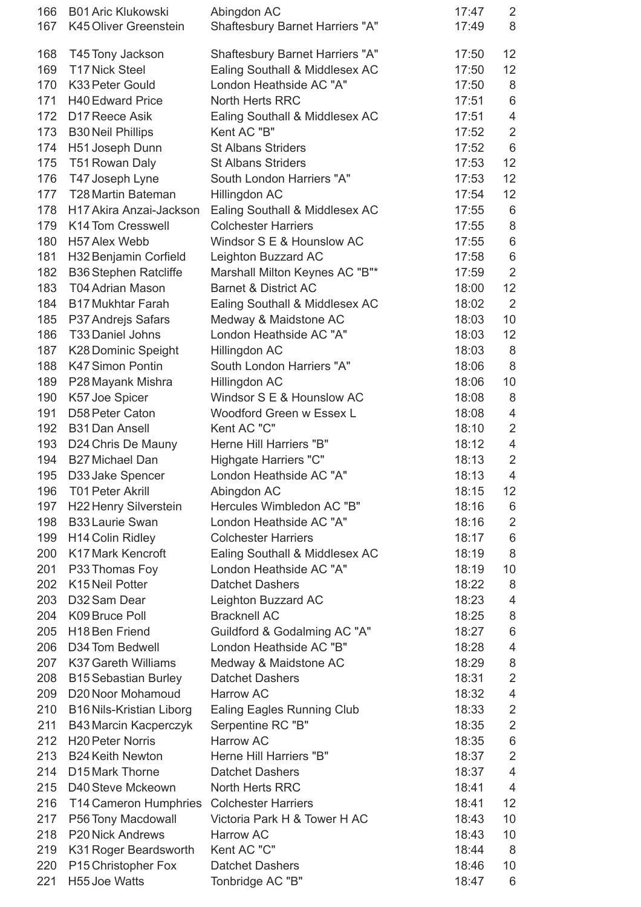| | | | | |
|---|---|---|---|---|
| 166 | B01 Aric Klukowski | Abingdon AC | 17:47 | 2 |
| 167 | K45 Oliver Greenstein | Shaftesbury Barnet Harriers "A" | 17:49 | 8 |
| 168 | T45 Tony Jackson | Shaftesbury Barnet Harriers "A" | 17:50 | 12 |
| 169 | T17 Nick Steel | Ealing Southall & Middlesex AC | 17:50 | 12 |
| 170 | K33 Peter Gould | London Heathside AC "A" | 17:50 | 8 |
| 171 | H40 Edward Price | North Herts RRC | 17:51 | 6 |
| 172 | D17 Reece Asik | Ealing Southall & Middlesex AC | 17:51 | 4 |
| 173 | B30 Neil Phillips | Kent AC "B" | 17:52 | 2 |
| 174 | H51 Joseph Dunn | St Albans Striders | 17:52 | 6 |
| 175 | T51 Rowan Daly | St Albans Striders | 17:53 | 12 |
| 176 | T47 Joseph Lyne | South London Harriers "A" | 17:53 | 12 |
| 177 | T28 Martin Bateman | Hillingdon AC | 17:54 | 12 |
| 178 | H17 Akira Anzai-Jackson | Ealing Southall & Middlesex AC | 17:55 | 6 |
| 179 | K14 Tom Cresswell | Colchester Harriers | 17:55 | 8 |
| 180 | H57 Alex Webb | Windsor S E & Hounslow AC | 17:55 | 6 |
| 181 | H32 Benjamin Corfield | Leighton Buzzard AC | 17:58 | 6 |
| 182 | B36 Stephen Ratcliffe | Marshall Milton Keynes AC "B"* | 17:59 | 2 |
| 183 | T04 Adrian Mason | Barnet & District AC | 18:00 | 12 |
| 184 | B17 Mukhtar Farah | Ealing Southall & Middlesex AC | 18:02 | 2 |
| 185 | P37 Andrejs Safars | Medway & Maidstone AC | 18:03 | 10 |
| 186 | T33 Daniel Johns | London Heathside AC "A" | 18:03 | 12 |
| 187 | K28 Dominic Speight | Hillingdon AC | 18:03 | 8 |
| 188 | K47 Simon Pontin | South London Harriers "A" | 18:06 | 8 |
| 189 | P28 Mayank Mishra | Hillingdon AC | 18:06 | 10 |
| 190 | K57 Joe Spicer | Windsor S E & Hounslow AC | 18:08 | 8 |
| 191 | D58 Peter Caton | Woodford Green w Essex L | 18:08 | 4 |
| 192 | B31 Dan Ansell | Kent AC "C" | 18:10 | 2 |
| 193 | D24 Chris De Mauny | Herne Hill Harriers "B" | 18:12 | 4 |
| 194 | B27 Michael Dan | Highgate Harriers "C" | 18:13 | 2 |
| 195 | D33 Jake Spencer | London Heathside AC "A" | 18:13 | 4 |
| 196 | T01 Peter Akrill | Abingdon AC | 18:15 | 12 |
| 197 | H22 Henry Silverstein | Hercules Wimbledon AC "B" | 18:16 | 6 |
| 198 | B33 Laurie Swan | London Heathside AC "A" | 18:16 | 2 |
| 199 | H14 Colin Ridley | Colchester Harriers | 18:17 | 6 |
| 200 | K17 Mark Kencroft | Ealing Southall & Middlesex AC | 18:19 | 8 |
| 201 | P33 Thomas Foy | London Heathside AC "A" | 18:19 | 10 |
| 202 | K15 Neil Potter | Datchet Dashers | 18:22 | 8 |
| 203 | D32 Sam Dear | Leighton Buzzard AC | 18:23 | 4 |
| 204 | K09 Bruce Poll | Bracknell AC | 18:25 | 8 |
| 205 | H18 Ben Friend | Guildford & Godalming AC "A" | 18:27 | 6 |
| 206 | D34 Tom Bedwell | London Heathside AC "B" | 18:28 | 4 |
| 207 | K37 Gareth Williams | Medway & Maidstone AC | 18:29 | 8 |
| 208 | B15 Sebastian Burley | Datchet Dashers | 18:31 | 2 |
| 209 | D20 Noor Mohamoud | Harrow AC | 18:32 | 4 |
| 210 | B16 Nils-Kristian Liborg | Ealing Eagles Running Club | 18:33 | 2 |
| 211 | B43 Marcin Kacperczyk | Serpentine RC "B" | 18:35 | 2 |
| 212 | H20 Peter Norris | Harrow AC | 18:35 | 6 |
| 213 | B24 Keith Newton | Herne Hill Harriers "B" | 18:37 | 2 |
| 214 | D15 Mark Thorne | Datchet Dashers | 18:37 | 4 |
| 215 | D40 Steve Mckeown | North Herts RRC | 18:41 | 4 |
| 216 | T14 Cameron Humphries | Colchester Harriers | 18:41 | 12 |
| 217 | P56 Tony Macdowall | Victoria Park H & Tower H AC | 18:43 | 10 |
| 218 | P20 Nick Andrews | Harrow AC | 18:43 | 10 |
| 219 | K31 Roger Beardsworth | Kent AC "C" | 18:44 | 8 |
| 220 | P15 Christopher Fox | Datchet Dashers | 18:46 | 10 |
| 221 | H55 Joe Watts | Tonbridge AC "B" | 18:47 | 6 |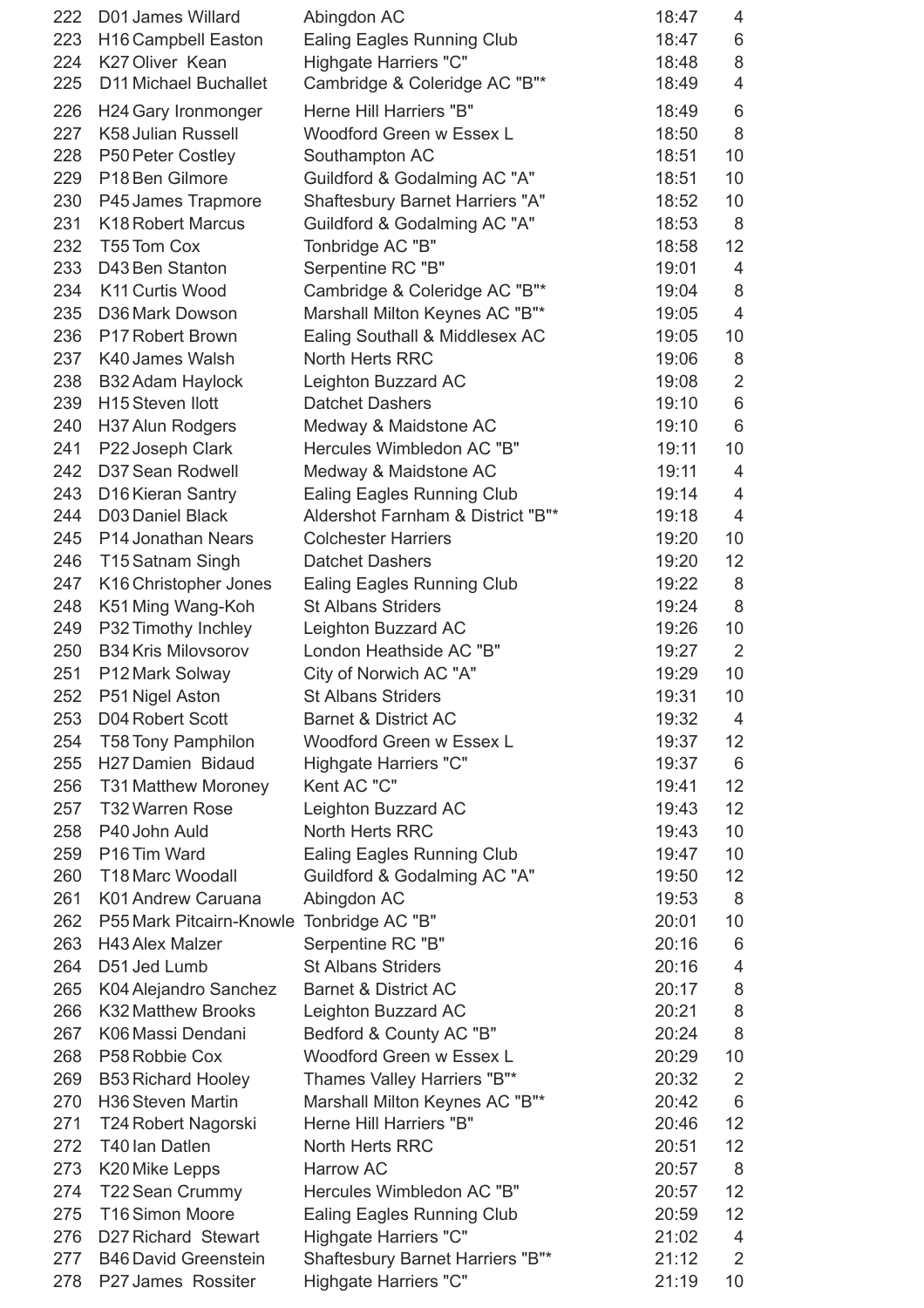| | | | | |
|---|---|---|---|---|
| 222 | D01 James Willard | Abingdon AC | 18:47 | 4 |
| 223 | H16 Campbell Easton | Ealing Eagles Running Club | 18:47 | 6 |
| 224 | K27 Oliver Kean | Highgate Harriers "C" | 18:48 | 8 |
| 225 | D11 Michael Buchallet | Cambridge & Coleridge AC "B"* | 18:49 | 4 |
| 226 | H24 Gary Ironmonger | Herne Hill Harriers "B" | 18:49 | 6 |
| 227 | K58 Julian Russell | Woodford Green w Essex L | 18:50 | 8 |
| 228 | P50 Peter Costley | Southampton AC | 18:51 | 10 |
| 229 | P18 Ben Gilmore | Guildford & Godalming AC "A" | 18:51 | 10 |
| 230 | P45 James Trapmore | Shaftesbury Barnet Harriers "A" | 18:52 | 10 |
| 231 | K18 Robert Marcus | Guildford & Godalming AC "A" | 18:53 | 8 |
| 232 | T55 Tom Cox | Tonbridge AC "B" | 18:58 | 12 |
| 233 | D43 Ben Stanton | Serpentine RC "B" | 19:01 | 4 |
| 234 | K11 Curtis Wood | Cambridge & Coleridge AC "B"* | 19:04 | 8 |
| 235 | D36 Mark Dowson | Marshall Milton Keynes AC "B"* | 19:05 | 4 |
| 236 | P17 Robert Brown | Ealing Southall & Middlesex AC | 19:05 | 10 |
| 237 | K40 James Walsh | North Herts RRC | 19:06 | 8 |
| 238 | B32 Adam Haylock | Leighton Buzzard AC | 19:08 | 2 |
| 239 | H15 Steven Ilott | Datchet Dashers | 19:10 | 6 |
| 240 | H37 Alun Rodgers | Medway & Maidstone AC | 19:10 | 6 |
| 241 | P22 Joseph Clark | Hercules Wimbledon AC "B" | 19:11 | 10 |
| 242 | D37 Sean Rodwell | Medway & Maidstone AC | 19:11 | 4 |
| 243 | D16 Kieran Santry | Ealing Eagles Running Club | 19:14 | 4 |
| 244 | D03 Daniel Black | Aldershot Farnham & District "B"* | 19:18 | 4 |
| 245 | P14 Jonathan Nears | Colchester Harriers | 19:20 | 10 |
| 246 | T15 Satnam Singh | Datchet Dashers | 19:20 | 12 |
| 247 | K16 Christopher Jones | Ealing Eagles Running Club | 19:22 | 8 |
| 248 | K51 Ming Wang-Koh | St Albans Striders | 19:24 | 8 |
| 249 | P32 Timothy Inchley | Leighton Buzzard AC | 19:26 | 10 |
| 250 | B34 Kris Milovsorov | London Heathside AC "B" | 19:27 | 2 |
| 251 | P12 Mark Solway | City of Norwich AC "A" | 19:29 | 10 |
| 252 | P51 Nigel Aston | St Albans Striders | 19:31 | 10 |
| 253 | D04 Robert Scott | Barnet & District AC | 19:32 | 4 |
| 254 | T58 Tony Pamphilon | Woodford Green w Essex L | 19:37 | 12 |
| 255 | H27 Damien Bidaud | Highgate Harriers "C" | 19:37 | 6 |
| 256 | T31 Matthew Moroney | Kent AC "C" | 19:41 | 12 |
| 257 | T32 Warren Rose | Leighton Buzzard AC | 19:43 | 12 |
| 258 | P40 John Auld | North Herts RRC | 19:43 | 10 |
| 259 | P16 Tim Ward | Ealing Eagles Running Club | 19:47 | 10 |
| 260 | T18 Marc Woodall | Guildford & Godalming AC "A" | 19:50 | 12 |
| 261 | K01 Andrew Caruana | Abingdon AC | 19:53 | 8 |
| 262 | P55 Mark Pitcairn-Knowle | Tonbridge AC "B" | 20:01 | 10 |
| 263 | H43 Alex Malzer | Serpentine RC "B" | 20:16 | 6 |
| 264 | D51 Jed Lumb | St Albans Striders | 20:16 | 4 |
| 265 | K04 Alejandro Sanchez | Barnet & District AC | 20:17 | 8 |
| 266 | K32 Matthew Brooks | Leighton Buzzard AC | 20:21 | 8 |
| 267 | K06 Massi Dendani | Bedford & County AC "B" | 20:24 | 8 |
| 268 | P58 Robbie Cox | Woodford Green w Essex L | 20:29 | 10 |
| 269 | B53 Richard Hooley | Thames Valley Harriers "B"* | 20:32 | 2 |
| 270 | H36 Steven Martin | Marshall Milton Keynes AC "B"* | 20:42 | 6 |
| 271 | T24 Robert Nagorski | Herne Hill Harriers "B" | 20:46 | 12 |
| 272 | T40 Ian Datlen | North Herts RRC | 20:51 | 12 |
| 273 | K20 Mike Lepps | Harrow AC | 20:57 | 8 |
| 274 | T22 Sean Crummy | Hercules Wimbledon AC "B" | 20:57 | 12 |
| 275 | T16 Simon Moore | Ealing Eagles Running Club | 20:59 | 12 |
| 276 | D27 Richard Stewart | Highgate Harriers "C" | 21:02 | 4 |
| 277 | B46 David Greenstein | Shaftesbury Barnet Harriers "B"* | 21:12 | 2 |
| 278 | P27 James Rossiter | Highgate Harriers "C" | 21:19 | 10 |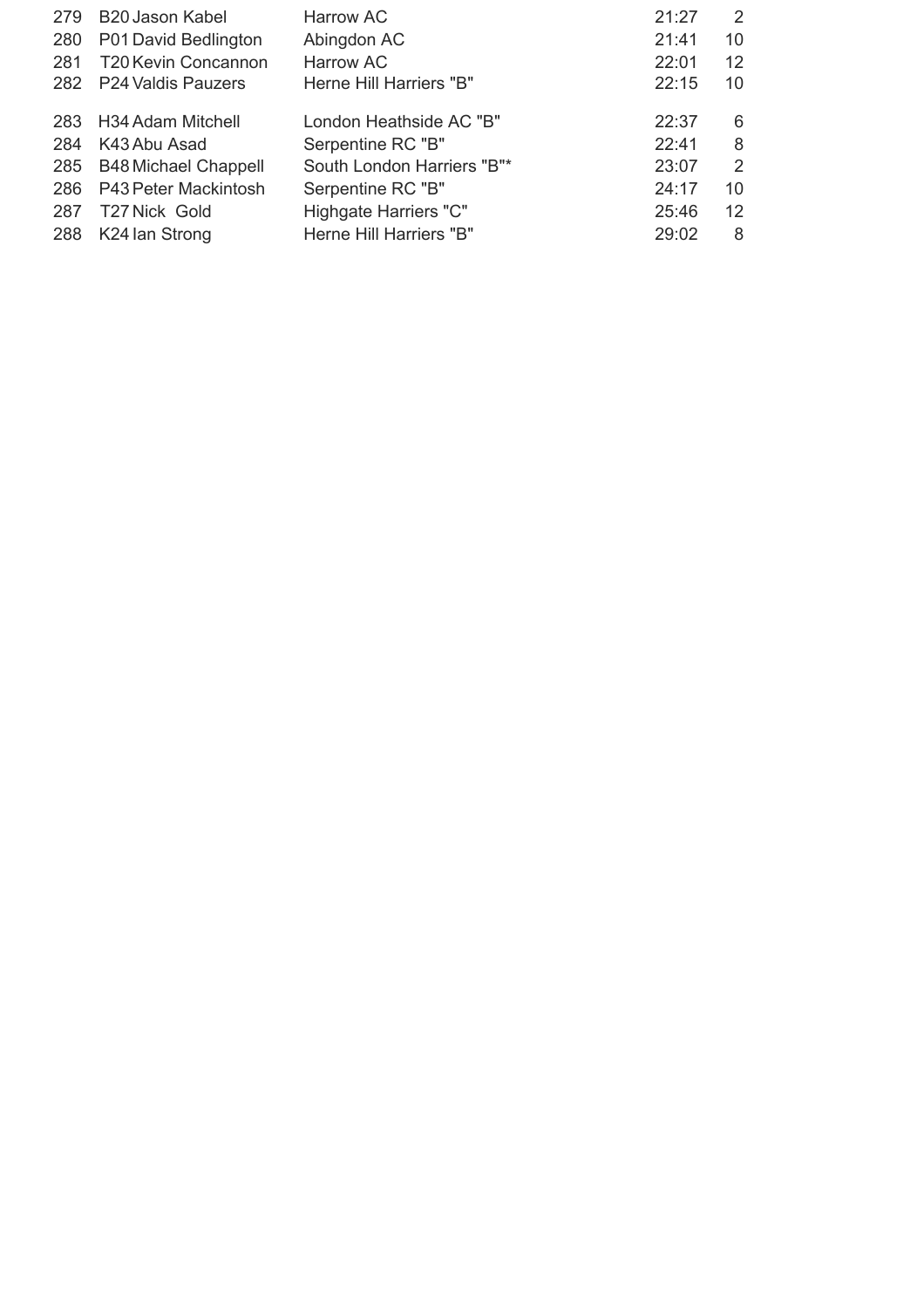| | | | | | |
|---|---|---|---|---|---|
| 279 | B20 | Jason Kabel | Harrow AC | 21:27 | 2 |
| 280 | P01 | David Bedlington | Abingdon AC | 21:41 | 10 |
| 281 | T20 | Kevin Concannon | Harrow AC | 22:01 | 12 |
| 282 | P24 | Valdis Pauzers | Herne Hill Harriers "B" | 22:15 | 10 |
| 283 | H34 | Adam Mitchell | London Heathside AC "B" | 22:37 | 6 |
| 284 | K43 | Abu Asad | Serpentine RC "B" | 22:41 | 8 |
| 285 | B48 | Michael Chappell | South London Harriers "B"* | 23:07 | 2 |
| 286 | P43 | Peter Mackintosh | Serpentine RC "B" | 24:17 | 10 |
| 287 | T27 | Nick Gold | Highgate Harriers "C" | 25:46 | 12 |
| 288 | K24 | Ian Strong | Herne Hill Harriers "B" | 29:02 | 8 |